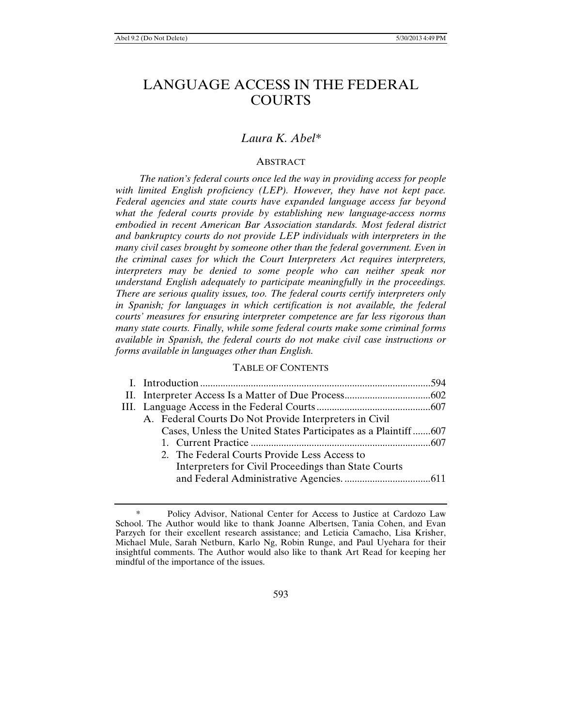# LANGUAGE ACCESS IN THE FEDERAL COURTS

*Laura K. Abel**

## ABSTRACT

*The nation's federal courts once led the way in providing access for people with limited English proficiency (LEP). However, they have not kept pace. Federal agencies and state courts have expanded language access far beyond what the federal courts provide by establishing new language-access norms embodied in recent American Bar Association standards. Most federal district and bankruptcy courts do not provide LEP individuals with interpreters in the many civil cases brought by someone other than the federal government. Even in the criminal cases for which the Court Interpreters Act requires interpreters, interpreters may be denied to some people who can neither speak nor understand English adequately to participate meaningfully in the proceedings. There are serious quality issues, too. The federal courts certify interpreters only in Spanish; for languages in which certification is not available, the federal courts' measures for ensuring interpreter competence are far less rigorous than many state courts. Finally, while some federal courts make some criminal forms available in Spanish, the federal courts do not make civil case instructions or forms available in languages other than English.*

## TABLE OF CONTENTS

- I. Introduction .......... 594
- II. Interpreter Access Is a Matter of Due Process .......... 602
- III. Language Access in the Federal Courts .......... 607
  - A. Federal Courts Do Not Provide Interpreters in Civil Cases, Unless the United States Participates as a Plaintiff .......... 607
    - 1. Current Practice .......... 607
    - 2. The Federal Courts Provide Less Access to Interpreters for Civil Proceedings than State Courts and Federal Administrative Agencies. .......... 611

---

\* Policy Advisor, National Center for Access to Justice at Cardozo Law School. The Author would like to thank Joanne Albertsen, Tania Cohen, and Evan Parzych for their excellent research assistance; and Leticia Camacho, Lisa Krisher, Michael Mule, Sarah Netburn, Karlo Ng, Robin Runge, and Paul Uyehara for their insightful comments. The Author would also like to thank Art Read for keeping her mindful of the importance of the issues.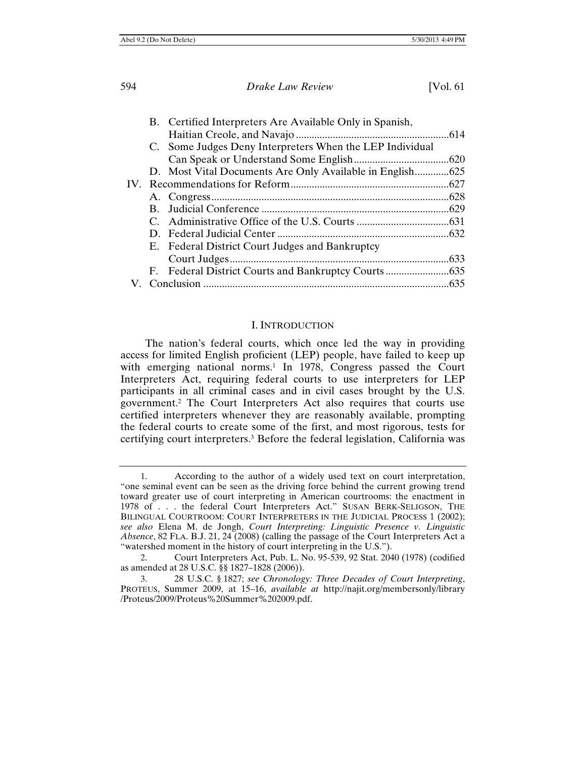B. Certified Interpreters Are Available Only in Spanish, Haitian Creole, and Navajo .......................................................... 614

C. Some Judges Deny Interpreters When the LEP Individual Can Speak or Understand Some English .................................... 620

D. Most Vital Documents Are Only Available in English ............. 625

IV. Recommendations for Reform ............................................................ 627

A. Congress ......................................................................................... 628

B. Judicial Conference ...................................................................... 629

C. Administrative Office of the U.S. Courts ................................... 631

D. Federal Judicial Center ................................................................ 632

E. Federal District Court Judges and Bankruptcy Court Judges .................................................................................. 633

F. Federal District Courts and Bankruptcy Courts ........................ 635

V. Conclusion ............................................................................................ 635

## I. INTRODUCTION

The nation's federal courts, which once led the way in providing access for limited English proficient (LEP) people, have failed to keep up with emerging national norms.[1] In 1978, Congress passed the Court Interpreters Act, requiring federal courts to use interpreters for LEP participants in all criminal cases and in civil cases brought by the U.S. government.[2] The Court Interpreters Act also requires that courts use certified interpreters whenever they are reasonably available, prompting the federal courts to create some of the first, and most rigorous, tests for certifying court interpreters.[3] Before the federal legislation, California was

---

1. According to the author of a widely used text on court interpretation, "one seminal event can be seen as the driving force behind the current growing trend toward greater use of court interpreting in American courtrooms: the enactment in 1978 of . . . the federal Court Interpreters Act." SUSAN BERK-SELIGSON, THE BILINGUAL COURTROOM: COURT INTERPRETERS IN THE JUDICIAL PROCESS 1 (2002); *see also* Elena M. de Jongh, *Court Interpreting: Linguistic Presence v. Linguistic Absence*, 82 FLA. B.J. 21, 24 (2008) (calling the passage of the Court Interpreters Act a "watershed moment in the history of court interpreting in the U.S.").

2. Court Interpreters Act, Pub. L. No. 95-539, 92 Stat. 2040 (1978) (codified as amended at 28 U.S.C. §§ 1827–1828 (2006)).

3. 28 U.S.C. § 1827; *see Chronology: Three Decades of Court Interpreting*, PROTEUS, Summer 2009, at 15–16, *available at* http://najit.org/membersonly/library/Proteus/2009/Proteus%20Summer%202009.pdf.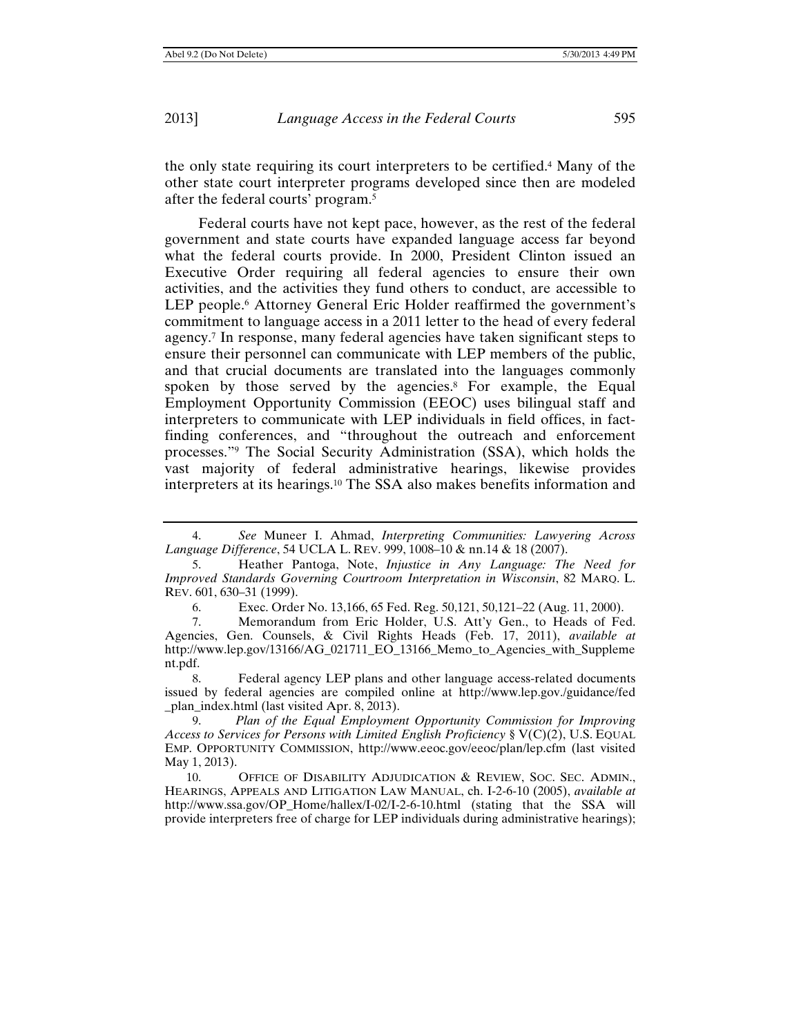the only state requiring its court interpreters to be certified.[4] Many of the other state court interpreter programs developed since then are modeled after the federal courts' program.[5]

Federal courts have not kept pace, however, as the rest of the federal government and state courts have expanded language access far beyond what the federal courts provide. In 2000, President Clinton issued an Executive Order requiring all federal agencies to ensure their own activities, and the activities they fund others to conduct, are accessible to LEP people.[6] Attorney General Eric Holder reaffirmed the government's commitment to language access in a 2011 letter to the head of every federal agency.[7] In response, many federal agencies have taken significant steps to ensure their personnel can communicate with LEP members of the public, and that crucial documents are translated into the languages commonly spoken by those served by the agencies.[8] For example, the Equal Employment Opportunity Commission (EEOC) uses bilingual staff and interpreters to communicate with LEP individuals in field offices, in fact-finding conferences, and "throughout the outreach and enforcement processes."[9] The Social Security Administration (SSA), which holds the vast majority of federal administrative hearings, likewise provides interpreters at its hearings.[10] The SSA also makes benefits information and

---

4. *See* Muneer I. Ahmad, *Interpreting Communities: Lawyering Across Language Difference*, 54 UCLA L. REV. 999, 1008–10 & nn.14 & 18 (2007).

5. Heather Pantoga, Note, *Injustice in Any Language: The Need for Improved Standards Governing Courtroom Interpretation in Wisconsin*, 82 MARQ. L. REV. 601, 630–31 (1999).

6. Exec. Order No. 13,166, 65 Fed. Reg. 50,121, 50,121–22 (Aug. 11, 2000).

7. Memorandum from Eric Holder, U.S. Att'y Gen., to Heads of Fed. Agencies, Gen. Counsels, & Civil Rights Heads (Feb. 17, 2011), *available at* http://www.lep.gov/13166/AG_021711_EO_13166_Memo_to_Agencies_with_Supplement.pdf.

8. Federal agency LEP plans and other language access-related documents issued by federal agencies are compiled online at http://www.lep.gov./guidance/fed_plan_index.html (last visited Apr. 8, 2013).

9. *Plan of the Equal Employment Opportunity Commission for Improving Access to Services for Persons with Limited English Proficiency* § V(C)(2), U.S. EQUAL EMP. OPPORTUNITY COMMISSION, http://www.eeoc.gov/eeoc/plan/lep.cfm (last visited May 1, 2013).

10. OFFICE OF DISABILITY ADJUDICATION & REVIEW, SOC. SEC. ADMIN., HEARINGS, APPEALS AND LITIGATION LAW MANUAL, ch. I-2-6-10 (2005), *available at* http://www.ssa.gov/OP_Home/hallex/I-02/I-2-6-10.html (stating that the SSA will provide interpreters free of charge for LEP individuals during administrative hearings);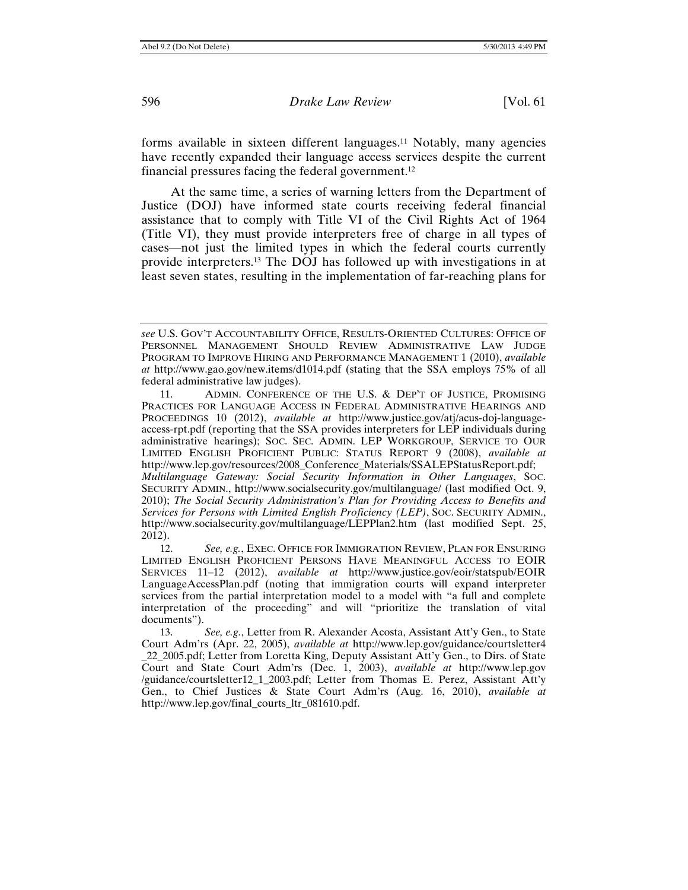forms available in sixteen different languages.[11] Notably, many agencies have recently expanded their language access services despite the current financial pressures facing the federal government.[12]

At the same time, a series of warning letters from the Department of Justice (DOJ) have informed state courts receiving federal financial assistance that to comply with Title VI of the Civil Rights Act of 1964 (Title VI), they must provide interpreters free of charge in all types of cases—not just the limited types in which the federal courts currently provide interpreters.[13] The DOJ has followed up with investigations in at least seven states, resulting in the implementation of far-reaching plans for

---

*see* U.S. GOV'T ACCOUNTABILITY OFFICE, RESULTS-ORIENTED CULTURES: OFFICE OF PERSONNEL MANAGEMENT SHOULD REVIEW ADMINISTRATIVE LAW JUDGE PROGRAM TO IMPROVE HIRING AND PERFORMANCE MANAGEMENT 1 (2010), *available at* http://www.gao.gov/new.items/d1014.pdf (stating that the SSA employs 75% of all federal administrative law judges).

11. ADMIN. CONFERENCE OF THE U.S. & DEP'T OF JUSTICE, PROMISING PRACTICES FOR LANGUAGE ACCESS IN FEDERAL ADMINISTRATIVE HEARINGS AND PROCEEDINGS 10 (2012), *available at* http://www.justice.gov/atj/acus-doj-language-access-rpt.pdf (reporting that the SSA provides interpreters for LEP individuals during administrative hearings); SOC. SEC. ADMIN. LEP WORKGROUP, SERVICE TO OUR LIMITED ENGLISH PROFICIENT PUBLIC: STATUS REPORT 9 (2008), *available at* http://www.lep.gov/resources/2008_Conference_Materials/SSALEPStatusReport.pdf; *Multilanguage Gateway: Social Security Information in Other Languages*, SOC. SECURITY ADMIN., http://www.socialsecurity.gov/multilanguage/ (last modified Oct. 9, 2010); *The Social Security Administration's Plan for Providing Access to Benefits and Services for Persons with Limited English Proficiency (LEP)*, SOC. SECURITY ADMIN., http://www.socialsecurity.gov/multilanguage/LEPPlan2.htm (last modified Sept. 25, 2012).

12. *See, e.g.*, EXEC. OFFICE FOR IMMIGRATION REVIEW, PLAN FOR ENSURING LIMITED ENGLISH PROFICIENT PERSONS HAVE MEANINGFUL ACCESS TO EOIR SERVICES 11–12 (2012), *available at* http://www.justice.gov/eoir/statspub/EOIR LanguageAccessPlan.pdf (noting that immigration courts will expand interpreter services from the partial interpretation model to a model with "a full and complete interpretation of the proceeding" and will "prioritize the translation of vital documents").

13. *See, e.g.*, Letter from R. Alexander Acosta, Assistant Att'y Gen., to State Court Adm'rs (Apr. 22, 2005), *available at* http://www.lep.gov/guidance/courtsletter4_22_2005.pdf; Letter from Loretta King, Deputy Assistant Att'y Gen., to Dirs. of State Court and State Court Adm'rs (Dec. 1, 2003), *available at* http://www.lep.gov/guidance/courtsletter12_1_2003.pdf; Letter from Thomas E. Perez, Assistant Att'y Gen., to Chief Justices & State Court Adm'rs (Aug. 16, 2010), *available at* http://www.lep.gov/final_courts_ltr_081610.pdf.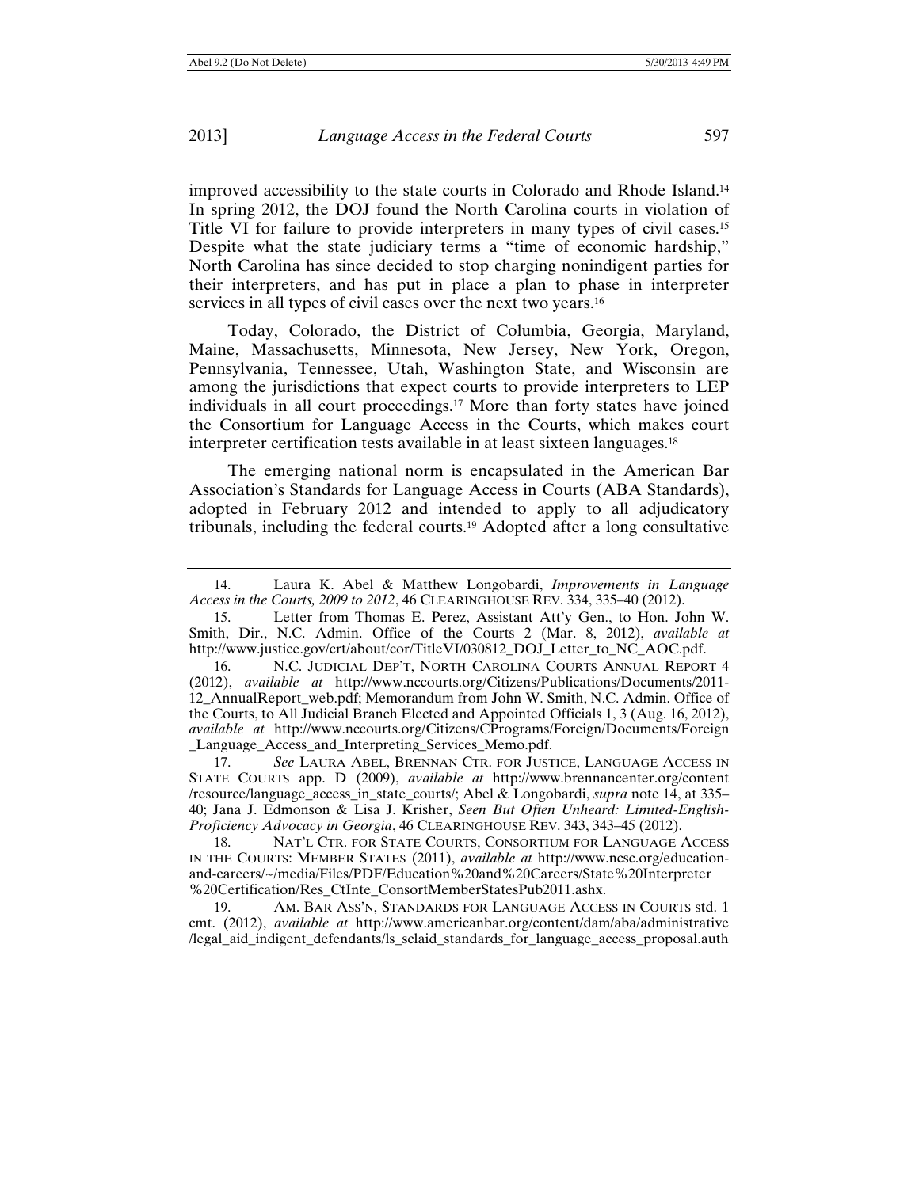improved accessibility to the state courts in Colorado and Rhode Island.[14] In spring 2012, the DOJ found the North Carolina courts in violation of Title VI for failure to provide interpreters in many types of civil cases.[15] Despite what the state judiciary terms a "time of economic hardship," North Carolina has since decided to stop charging nonindigent parties for their interpreters, and has put in place a plan to phase in interpreter services in all types of civil cases over the next two years.[16]

Today, Colorado, the District of Columbia, Georgia, Maryland, Maine, Massachusetts, Minnesota, New Jersey, New York, Oregon, Pennsylvania, Tennessee, Utah, Washington State, and Wisconsin are among the jurisdictions that expect courts to provide interpreters to LEP individuals in all court proceedings.[17] More than forty states have joined the Consortium for Language Access in the Courts, which makes court interpreter certification tests available in at least sixteen languages.[18]

The emerging national norm is encapsulated in the American Bar Association's Standards for Language Access in Courts (ABA Standards), adopted in February 2012 and intended to apply to all adjudicatory tribunals, including the federal courts.[19] Adopted after a long consultative

---

14. Laura K. Abel & Matthew Longobardi, *Improvements in Language Access in the Courts, 2009 to 2012*, 46 CLEARINGHOUSE REV. 334, 335–40 (2012).

15. Letter from Thomas E. Perez, Assistant Att'y Gen., to Hon. John W. Smith, Dir., N.C. Admin. Office of the Courts 2 (Mar. 8, 2012), *available at* http://www.justice.gov/crt/about/cor/TitleVI/030812_DOJ_Letter_to_NC_AOC.pdf.

16. N.C. JUDICIAL DEP'T, NORTH CAROLINA COURTS ANNUAL REPORT 4 (2012), *available at* http://www.nccourts.org/Citizens/Publications/Documents/2011-12_AnnualReport_web.pdf; Memorandum from John W. Smith, N.C. Admin. Office of the Courts, to All Judicial Branch Elected and Appointed Officials 1, 3 (Aug. 16, 2012), *available at* http://www.nccourts.org/Citizens/CPrograms/Foreign/Documents/Foreign_Language_Access_and_Interpreting_Services_Memo.pdf.

17. *See* LAURA ABEL, BRENNAN CTR. FOR JUSTICE, LANGUAGE ACCESS IN STATE COURTS app. D (2009), *available at* http://www.brennancenter.org/content/resource/language_access_in_state_courts/; Abel & Longobardi, *supra* note 14, at 335–40; Jana J. Edmonson & Lisa J. Krisher, *Seen But Often Unheard: Limited-English-Proficiency Advocacy in Georgia*, 46 CLEARINGHOUSE REV. 343, 343–45 (2012).

18. NAT'L CTR. FOR STATE COURTS, CONSORTIUM FOR LANGUAGE ACCESS IN THE COURTS: MEMBER STATES (2011), *available at* http://www.ncsc.org/education-and-careers/~/media/Files/PDF/Education%20and%20Careers/State%20Interpreter%20Certification/Res_CtInte_ConsortMemberStatesPub2011.ashx.

19. AM. BAR ASS'N, STANDARDS FOR LANGUAGE ACCESS IN COURTS std. 1 cmt. (2012), *available at* http://www.americanbar.org/content/dam/aba/administrative/legal_aid_indigent_defendants/ls_sclaid_standards_for_language_access_proposal.auth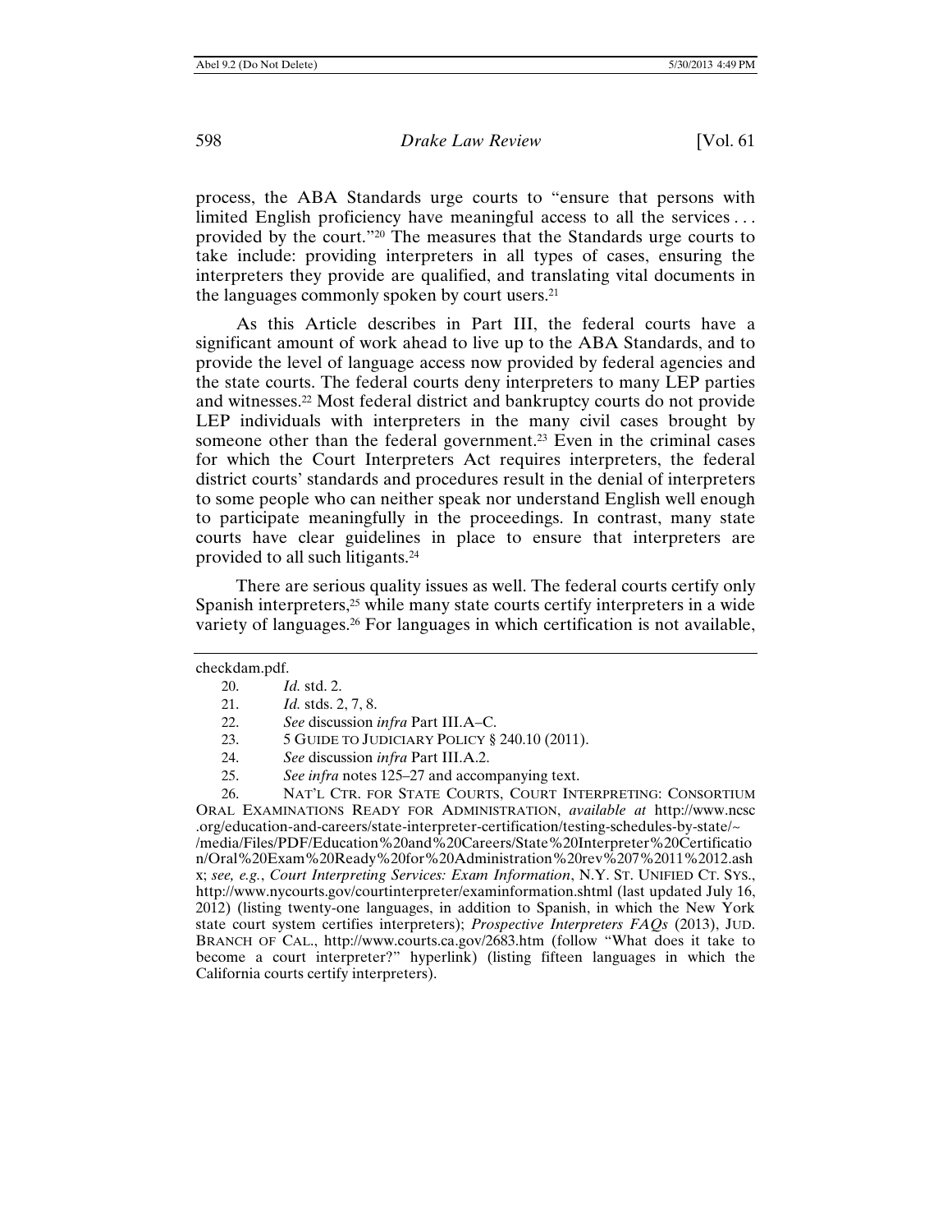process, the ABA Standards urge courts to "ensure that persons with limited English proficiency have meaningful access to all the services . . . provided by the court."[20] The measures that the Standards urge courts to take include: providing interpreters in all types of cases, ensuring the interpreters they provide are qualified, and translating vital documents in the languages commonly spoken by court users.[21]

As this Article describes in Part III, the federal courts have a significant amount of work ahead to live up to the ABA Standards, and to provide the level of language access now provided by federal agencies and the state courts. The federal courts deny interpreters to many LEP parties and witnesses.[22] Most federal district and bankruptcy courts do not provide LEP individuals with interpreters in the many civil cases brought by someone other than the federal government.[23] Even in the criminal cases for which the Court Interpreters Act requires interpreters, the federal district courts' standards and procedures result in the denial of interpreters to some people who can neither speak nor understand English well enough to participate meaningfully in the proceedings. In contrast, many state courts have clear guidelines in place to ensure that interpreters are provided to all such litigants.[24]

There are serious quality issues as well. The federal courts certify only Spanish interpreters,[25] while many state courts certify interpreters in a wide variety of languages.[26] For languages in which certification is not available,

---

checkdam.pdf.

20. *Id.* std. 2.

21. *Id.* stds. 2, 7, 8.

22. *See* discussion *infra* Part III.A–C.

23. 5 GUIDE TO JUDICIARY POLICY § 240.10 (2011).

24. *See* discussion *infra* Part III.A.2.

25. *See infra* notes 125–27 and accompanying text.

26. NAT'L CTR. FOR STATE COURTS, COURT INTERPRETING: CONSORTIUM ORAL EXAMINATIONS READY FOR ADMINISTRATION, *available at* http://www.ncsc.org/education-and-careers/state-interpreter-certification/testing-schedules-by-state/~/media/Files/PDF/Education%20and%20Careers/State%20Interpreter%20Certification/Oral%20Exam%20Ready%20for%20Administration%20rev%207%2011%2012.ashx; *see, e.g.*, *Court Interpreting Services: Exam Information*, N.Y. ST. UNIFIED CT. SYS., http://www.nycourts.gov/courtinterpreter/examinformation.shtml (last updated July 16, 2012) (listing twenty-one languages, in addition to Spanish, in which the New York state court system certifies interpreters); *Prospective Interpreters FAQs* (2013), JUD. BRANCH OF CAL., http://www.courts.ca.gov/2683.htm (follow "What does it take to become a court interpreter?" hyperlink) (listing fifteen languages in which the California courts certify interpreters).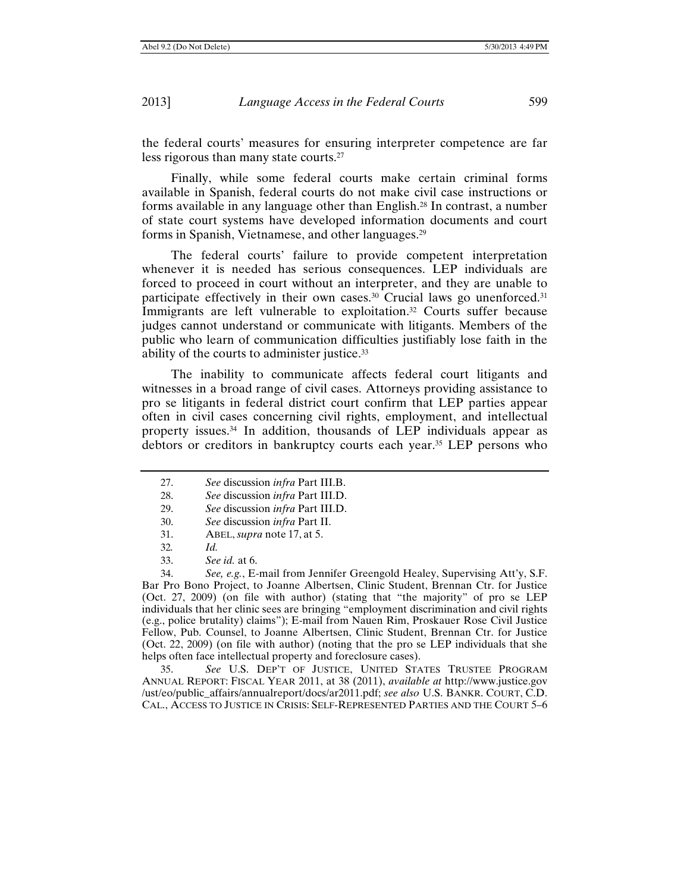the federal courts' measures for ensuring interpreter competence are far less rigorous than many state courts.[27]

Finally, while some federal courts make certain criminal forms available in Spanish, federal courts do not make civil case instructions or forms available in any language other than English.[28] In contrast, a number of state court systems have developed information documents and court forms in Spanish, Vietnamese, and other languages.[29]

The federal courts' failure to provide competent interpretation whenever it is needed has serious consequences. LEP individuals are forced to proceed in court without an interpreter, and they are unable to participate effectively in their own cases.[30] Crucial laws go unenforced.[31] Immigrants are left vulnerable to exploitation.[32] Courts suffer because judges cannot understand or communicate with litigants. Members of the public who learn of communication difficulties justifiably lose faith in the ability of the courts to administer justice.[33]

The inability to communicate affects federal court litigants and witnesses in a broad range of civil cases. Attorneys providing assistance to pro se litigants in federal district court confirm that LEP parties appear often in civil cases concerning civil rights, employment, and intellectual property issues.[34] In addition, thousands of LEP individuals appear as debtors or creditors in bankruptcy courts each year.[35] LEP persons who

---

27. *See* discussion *infra* Part III.B.

28. *See* discussion *infra* Part III.D.

29. *See* discussion *infra* Part III.D.

30. *See* discussion *infra* Part II.

31. ABEL, *supra* note 17, at 5.

32. *Id.*

33. *See id.* at 6.

34. *See, e.g.*, E-mail from Jennifer Greengold Healey, Supervising Att'y, S.F. Bar Pro Bono Project, to Joanne Albertsen, Clinic Student, Brennan Ctr. for Justice (Oct. 27, 2009) (on file with author) (stating that "the majority" of pro se LEP individuals that her clinic sees are bringing "employment discrimination and civil rights (e.g., police brutality) claims"); E-mail from Nauen Rim, Proskauer Rose Civil Justice Fellow, Pub. Counsel, to Joanne Albertsen, Clinic Student, Brennan Ctr. for Justice (Oct. 22, 2009) (on file with author) (noting that the pro se LEP individuals that she helps often face intellectual property and foreclosure cases).

35. *See* U.S. DEP'T OF JUSTICE, UNITED STATES TRUSTEE PROGRAM ANNUAL REPORT: FISCAL YEAR 2011, at 38 (2011), *available at* http://www.justice.gov/ust/eo/public_affairs/annualreport/docs/ar2011.pdf; *see also* U.S. BANKR. COURT, C.D. CAL., ACCESS TO JUSTICE IN CRISIS: SELF-REPRESENTED PARTIES AND THE COURT 5–6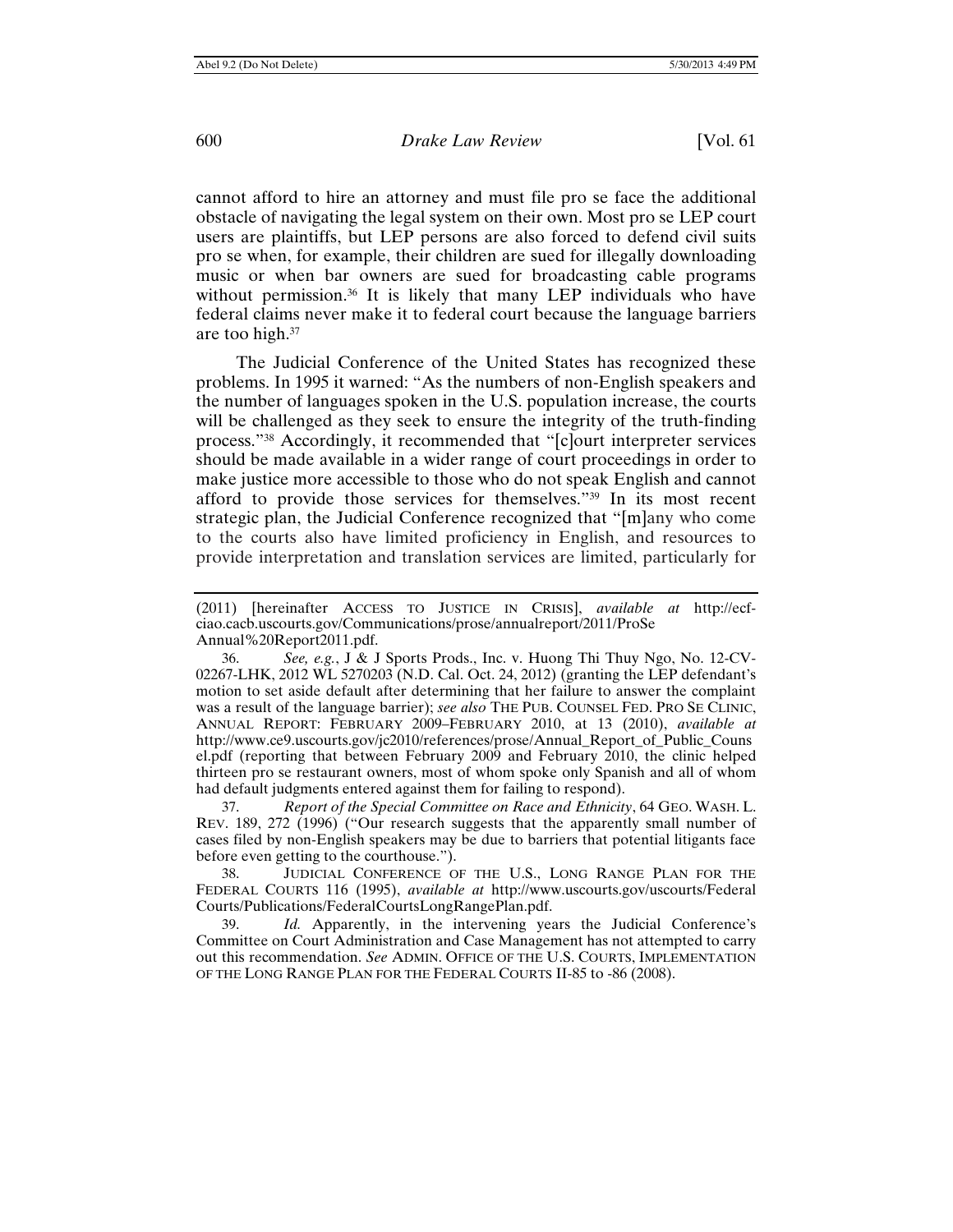cannot afford to hire an attorney and must file pro se face the additional obstacle of navigating the legal system on their own. Most pro se LEP court users are plaintiffs, but LEP persons are also forced to defend civil suits pro se when, for example, their children are sued for illegally downloading music or when bar owners are sued for broadcasting cable programs without permission.[36] It is likely that many LEP individuals who have federal claims never make it to federal court because the language barriers are too high.[37]

The Judicial Conference of the United States has recognized these problems. In 1995 it warned: "As the numbers of non-English speakers and the number of languages spoken in the U.S. population increase, the courts will be challenged as they seek to ensure the integrity of the truth-finding process."[38] Accordingly, it recommended that "[c]ourt interpreter services should be made available in a wider range of court proceedings in order to make justice more accessible to those who do not speak English and cannot afford to provide those services for themselves."[39] In its most recent strategic plan, the Judicial Conference recognized that "[m]any who come to the courts also have limited proficiency in English, and resources to provide interpretation and translation services are limited, particularly for

---

(2011) [hereinafter ACCESS TO JUSTICE IN CRISIS], *available at* http://ecf-ciao.cacb.uscourts.gov/Communications/prose/annualreport/2011/ProSe Annual%20Report2011.pdf.

36. *See, e.g.*, J & J Sports Prods., Inc. v. Huong Thi Thuy Ngo, No. 12-CV-02267-LHK, 2012 WL 5270203 (N.D. Cal. Oct. 24, 2012) (granting the LEP defendant's motion to set aside default after determining that her failure to answer the complaint was a result of the language barrier); *see also* THE PUB. COUNSEL FED. PRO SE CLINIC, ANNUAL REPORT: FEBRUARY 2009–FEBRUARY 2010, at 13 (2010), *available at* http://www.ce9.uscourts.gov/jc2010/references/prose/Annual_Report_of_Public_Counsel.pdf (reporting that between February 2009 and February 2010, the clinic helped thirteen pro se restaurant owners, most of whom spoke only Spanish and all of whom had default judgments entered against them for failing to respond).

37. *Report of the Special Committee on Race and Ethnicity*, 64 GEO. WASH. L. REV. 189, 272 (1996) ("Our research suggests that the apparently small number of cases filed by non-English speakers may be due to barriers that potential litigants face before even getting to the courthouse.").

38. JUDICIAL CONFERENCE OF THE U.S., LONG RANGE PLAN FOR THE FEDERAL COURTS 116 (1995), *available at* http://www.uscourts.gov/uscourts/FederalCourts/Publications/FederalCourtsLongRangePlan.pdf.

39. *Id.* Apparently, in the intervening years the Judicial Conference's Committee on Court Administration and Case Management has not attempted to carry out this recommendation. *See* ADMIN. OFFICE OF THE U.S. COURTS, IMPLEMENTATION OF THE LONG RANGE PLAN FOR THE FEDERAL COURTS II-85 to -86 (2008).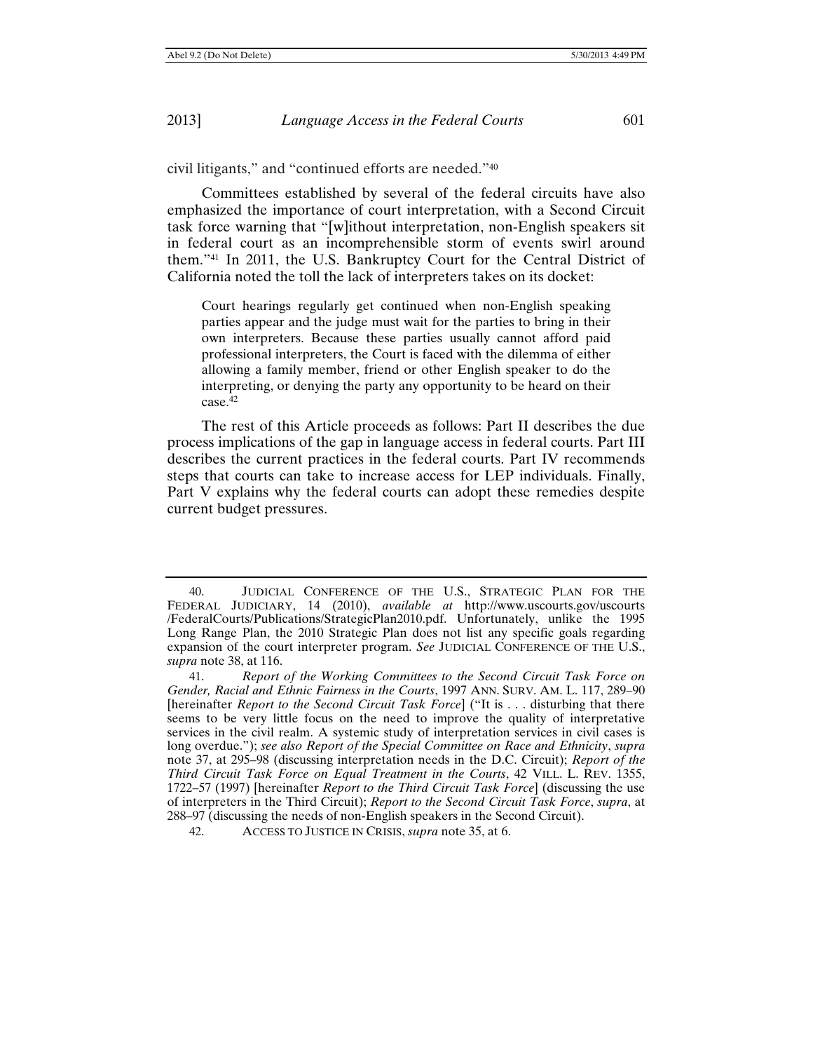civil litigants," and "continued efforts are needed."[40]

Committees established by several of the federal circuits have also emphasized the importance of court interpretation, with a Second Circuit task force warning that "[w]ithout interpretation, non-English speakers sit in federal court as an incomprehensible storm of events swirl around them."[41] In 2011, the U.S. Bankruptcy Court for the Central District of California noted the toll the lack of interpreters takes on its docket:

> Court hearings regularly get continued when non-English speaking parties appear and the judge must wait for the parties to bring in their own interpreters. Because these parties usually cannot afford paid professional interpreters, the Court is faced with the dilemma of either allowing a family member, friend or other English speaker to do the interpreting, or denying the party any opportunity to be heard on their case.[42]

The rest of this Article proceeds as follows: Part II describes the due process implications of the gap in language access in federal courts. Part III describes the current practices in the federal courts. Part IV recommends steps that courts can take to increase access for LEP individuals. Finally, Part V explains why the federal courts can adopt these remedies despite current budget pressures.

---

40. JUDICIAL CONFERENCE OF THE U.S., STRATEGIC PLAN FOR THE FEDERAL JUDICIARY, 14 (2010), *available at* http://www.uscourts.gov/uscourts/FederalCourts/Publications/StrategicPlan2010.pdf. Unfortunately, unlike the 1995 Long Range Plan, the 2010 Strategic Plan does not list any specific goals regarding expansion of the court interpreter program. *See* JUDICIAL CONFERENCE OF THE U.S., *supra* note 38, at 116.

41. *Report of the Working Committees to the Second Circuit Task Force on Gender, Racial and Ethnic Fairness in the Courts*, 1997 ANN. SURV. AM. L. 117, 289–90 [hereinafter *Report to the Second Circuit Task Force*] ("It is . . . disturbing that there seems to be very little focus on the need to improve the quality of interpretative services in the civil realm. A systemic study of interpretation services in civil cases is long overdue."); *see also Report of the Special Committee on Race and Ethnicity*, *supra* note 37, at 295–98 (discussing interpretation needs in the D.C. Circuit); *Report of the Third Circuit Task Force on Equal Treatment in the Courts*, 42 VILL. L. REV. 1355, 1722–57 (1997) [hereinafter *Report to the Third Circuit Task Force*] (discussing the use of interpreters in the Third Circuit); *Report to the Second Circuit Task Force*, *supra*, at 288–97 (discussing the needs of non-English speakers in the Second Circuit).

42. ACCESS TO JUSTICE IN CRISIS, *supra* note 35, at 6.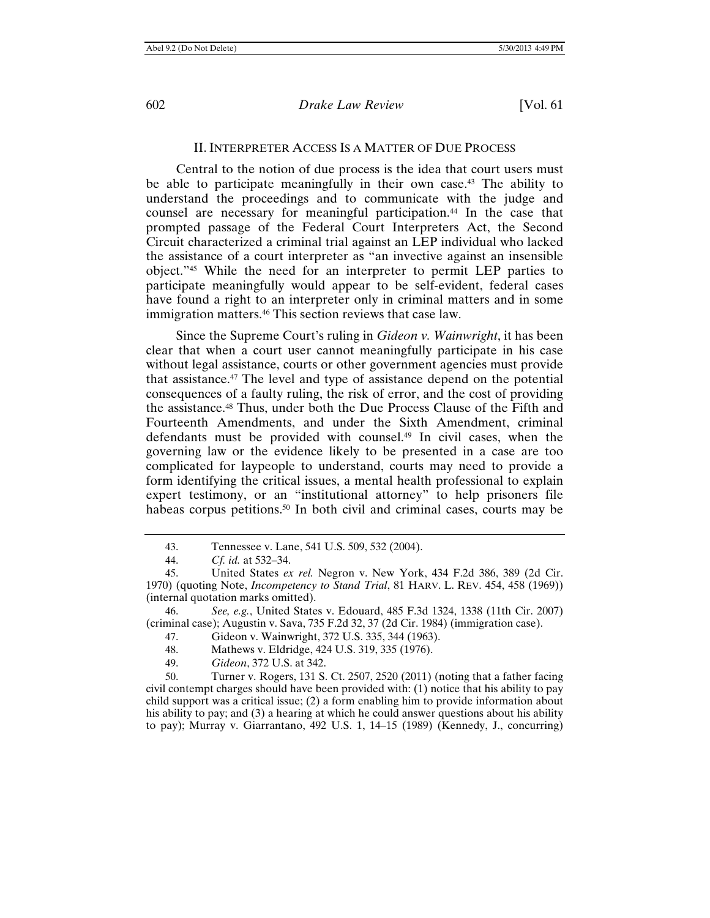## II. INTERPRETER ACCESS IS A MATTER OF DUE PROCESS

Central to the notion of due process is the idea that court users must be able to participate meaningfully in their own case.[43] The ability to understand the proceedings and to communicate with the judge and counsel are necessary for meaningful participation.[44] In the case that prompted passage of the Federal Court Interpreters Act, the Second Circuit characterized a criminal trial against an LEP individual who lacked the assistance of a court interpreter as "an invective against an insensible object."[45] While the need for an interpreter to permit LEP parties to participate meaningfully would appear to be self-evident, federal cases have found a right to an interpreter only in criminal matters and in some immigration matters.[46] This section reviews that case law.

Since the Supreme Court's ruling in *Gideon v. Wainwright*, it has been clear that when a court user cannot meaningfully participate in his case without legal assistance, courts or other government agencies must provide that assistance.[47] The level and type of assistance depend on the potential consequences of a faulty ruling, the risk of error, and the cost of providing the assistance.[48] Thus, under both the Due Process Clause of the Fifth and Fourteenth Amendments, and under the Sixth Amendment, criminal defendants must be provided with counsel.[49] In civil cases, when the governing law or the evidence likely to be presented in a case are too complicated for laypeople to understand, courts may need to provide a form identifying the critical issues, a mental health professional to explain expert testimony, or an "institutional attorney" to help prisoners file habeas corpus petitions.[50] In both civil and criminal cases, courts may be

---

43. Tennessee v. Lane, 541 U.S. 509, 532 (2004).

44. *Cf. id.* at 532–34.

45. United States *ex rel.* Negron v. New York, 434 F.2d 386, 389 (2d Cir. 1970) (quoting Note, *Incompetency to Stand Trial*, 81 HARV. L. REV. 454, 458 (1969)) (internal quotation marks omitted).

46. *See, e.g.*, United States v. Edouard, 485 F.3d 1324, 1338 (11th Cir. 2007) (criminal case); Augustin v. Sava, 735 F.2d 32, 37 (2d Cir. 1984) (immigration case).

47. Gideon v. Wainwright, 372 U.S. 335, 344 (1963).

48. Mathews v. Eldridge, 424 U.S. 319, 335 (1976).

49. *Gideon*, 372 U.S. at 342.

50. Turner v. Rogers, 131 S. Ct. 2507, 2520 (2011) (noting that a father facing civil contempt charges should have been provided with: (1) notice that his ability to pay child support was a critical issue; (2) a form enabling him to provide information about his ability to pay; and (3) a hearing at which he could answer questions about his ability to pay); Murray v. Giarrantano, 492 U.S. 1, 14–15 (1989) (Kennedy, J., concurring)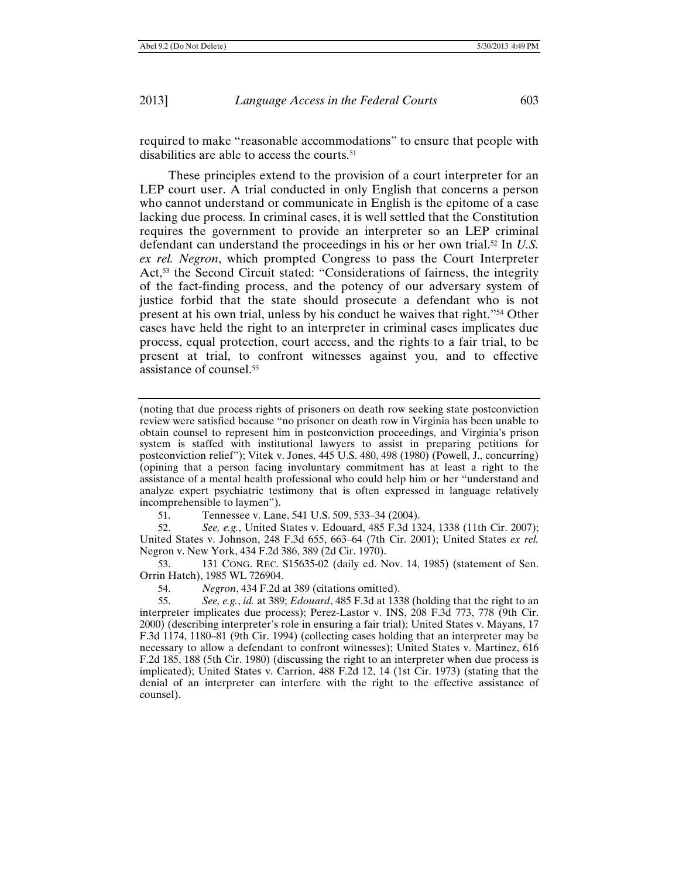required to make "reasonable accommodations" to ensure that people with disabilities are able to access the courts.[51]

These principles extend to the provision of a court interpreter for an LEP court user. A trial conducted in only English that concerns a person who cannot understand or communicate in English is the epitome of a case lacking due process. In criminal cases, it is well settled that the Constitution requires the government to provide an interpreter so an LEP criminal defendant can understand the proceedings in his or her own trial.[52] In *U.S. ex rel. Negron*, which prompted Congress to pass the Court Interpreter Act,[53] the Second Circuit stated: "Considerations of fairness, the integrity of the fact-finding process, and the potency of our adversary system of justice forbid that the state should prosecute a defendant who is not present at his own trial, unless by his conduct he waives that right."[54] Other cases have held the right to an interpreter in criminal cases implicates due process, equal protection, court access, and the rights to a fair trial, to be present at trial, to confront witnesses against you, and to effective assistance of counsel.[55]

---

(noting that due process rights of prisoners on death row seeking state postconviction review were satisfied because "no prisoner on death row in Virginia has been unable to obtain counsel to represent him in postconviction proceedings, and Virginia's prison system is staffed with institutional lawyers to assist in preparing petitions for postconviction relief"); Vitek v. Jones, 445 U.S. 480, 498 (1980) (Powell, J., concurring) (opining that a person facing involuntary commitment has at least a right to the assistance of a mental health professional who could help him or her "understand and analyze expert psychiatric testimony that is often expressed in language relatively incomprehensible to laymen").

51. Tennessee v. Lane, 541 U.S. 509, 533–34 (2004).

52. *See, e.g.*, United States v. Edouard, 485 F.3d 1324, 1338 (11th Cir. 2007); United States v. Johnson, 248 F.3d 655, 663–64 (7th Cir. 2001); United States *ex rel.* Negron v. New York, 434 F.2d 386, 389 (2d Cir. 1970).

53. 131 CONG. REC. S15635-02 (daily ed. Nov. 14, 1985) (statement of Sen. Orrin Hatch), 1985 WL 726904.

54. *Negron*, 434 F.2d at 389 (citations omitted).

55. *See, e.g.*, *id.* at 389; *Edouard*, 485 F.3d at 1338 (holding that the right to an interpreter implicates due process); Perez-Lastor v. INS, 208 F.3d 773, 778 (9th Cir. 2000) (describing interpreter's role in ensuring a fair trial); United States v. Mayans, 17 F.3d 1174, 1180–81 (9th Cir. 1994) (collecting cases holding that an interpreter may be necessary to allow a defendant to confront witnesses); United States v. Martinez, 616 F.2d 185, 188 (5th Cir. 1980) (discussing the right to an interpreter when due process is implicated); United States v. Carrion, 488 F.2d 12, 14 (1st Cir. 1973) (stating that the denial of an interpreter can interfere with the right to the effective assistance of counsel).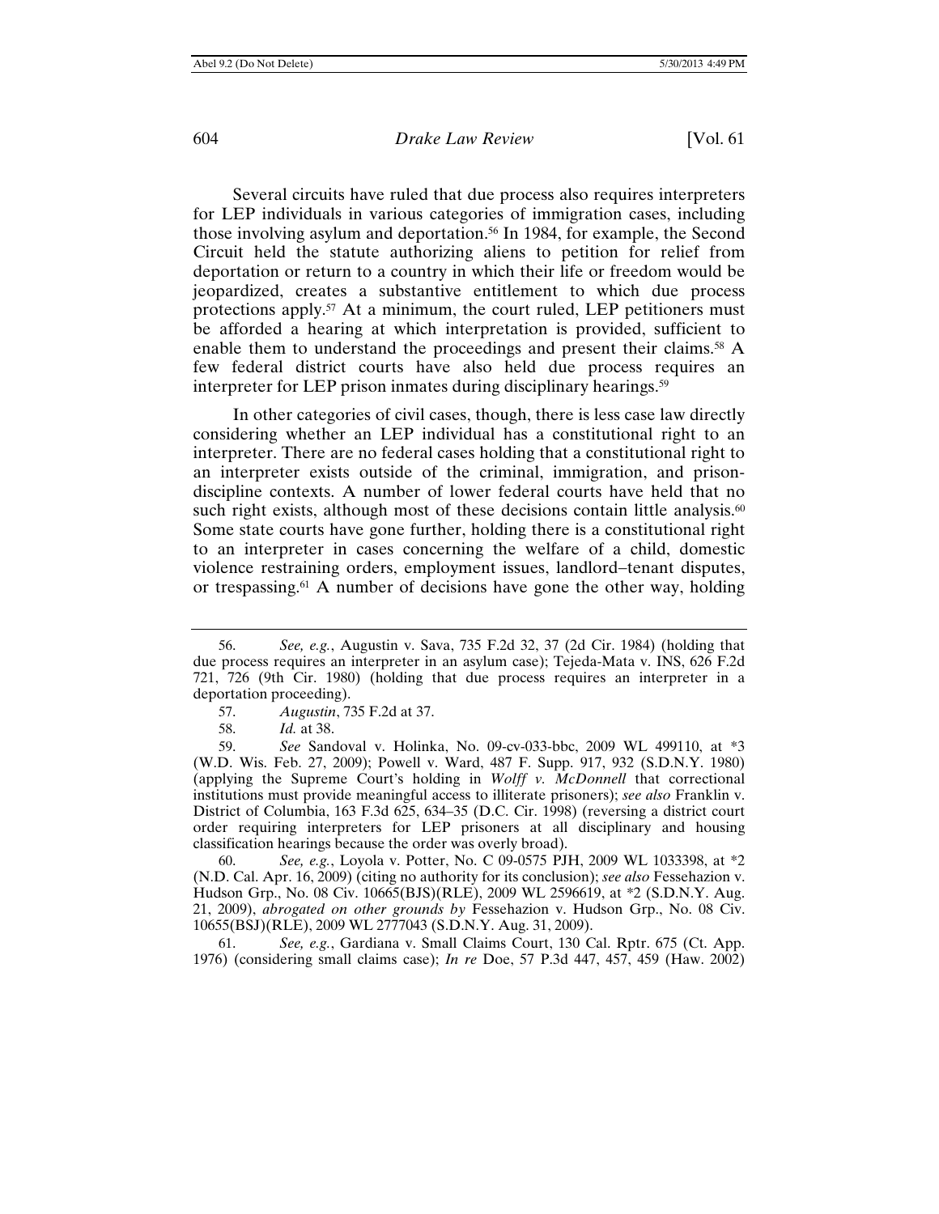Several circuits have ruled that due process also requires interpreters for LEP individuals in various categories of immigration cases, including those involving asylum and deportation.[56] In 1984, for example, the Second Circuit held the statute authorizing aliens to petition for relief from deportation or return to a country in which their life or freedom would be jeopardized, creates a substantive entitlement to which due process protections apply.[57] At a minimum, the court ruled, LEP petitioners must be afforded a hearing at which interpretation is provided, sufficient to enable them to understand the proceedings and present their claims.[58] A few federal district courts have also held due process requires an interpreter for LEP prison inmates during disciplinary hearings.[59]

In other categories of civil cases, though, there is less case law directly considering whether an LEP individual has a constitutional right to an interpreter. There are no federal cases holding that a constitutional right to an interpreter exists outside of the criminal, immigration, and prison-discipline contexts. A number of lower federal courts have held that no such right exists, although most of these decisions contain little analysis.[60] Some state courts have gone further, holding there is a constitutional right to an interpreter in cases concerning the welfare of a child, domestic violence restraining orders, employment issues, landlord–tenant disputes, or trespassing.[61] A number of decisions have gone the other way, holding

---

56. *See, e.g.*, Augustin v. Sava, 735 F.2d 32, 37 (2d Cir. 1984) (holding that due process requires an interpreter in an asylum case); Tejeda-Mata v. INS, 626 F.2d 721, 726 (9th Cir. 1980) (holding that due process requires an interpreter in a deportation proceeding).

57. *Augustin*, 735 F.2d at 37.

58. *Id.* at 38.

59. *See* Sandoval v. Holinka, No. 09-cv-033-bbc, 2009 WL 499110, at *3 (W.D. Wis. Feb. 27, 2009); Powell v. Ward, 487 F. Supp. 917, 932 (S.D.N.Y. 1980) (applying the Supreme Court's holding in *Wolff v. McDonnell* that correctional institutions must provide meaningful access to illiterate prisoners); *see also* Franklin v. District of Columbia, 163 F.3d 625, 634–35 (D.C. Cir. 1998) (reversing a district court order requiring interpreters for LEP prisoners at all disciplinary and housing classification hearings because the order was overly broad).

60. *See, e.g.*, Loyola v. Potter, No. C 09-0575 PJH, 2009 WL 1033398, at *2 (N.D. Cal. Apr. 16, 2009) (citing no authority for its conclusion); *see also* Fessehazion v. Hudson Grp., No. 08 Civ. 10665(BJS)(RLE), 2009 WL 2596619, at *2 (S.D.N.Y. Aug. 21, 2009), *abrogated on other grounds by* Fessehazion v. Hudson Grp., No. 08 Civ. 10655(BSJ)(RLE), 2009 WL 2777043 (S.D.N.Y. Aug. 31, 2009).

61. *See, e.g.*, Gardiana v. Small Claims Court, 130 Cal. Rptr. 675 (Ct. App. 1976) (considering small claims case); *In re* Doe, 57 P.3d 447, 457, 459 (Haw. 2002)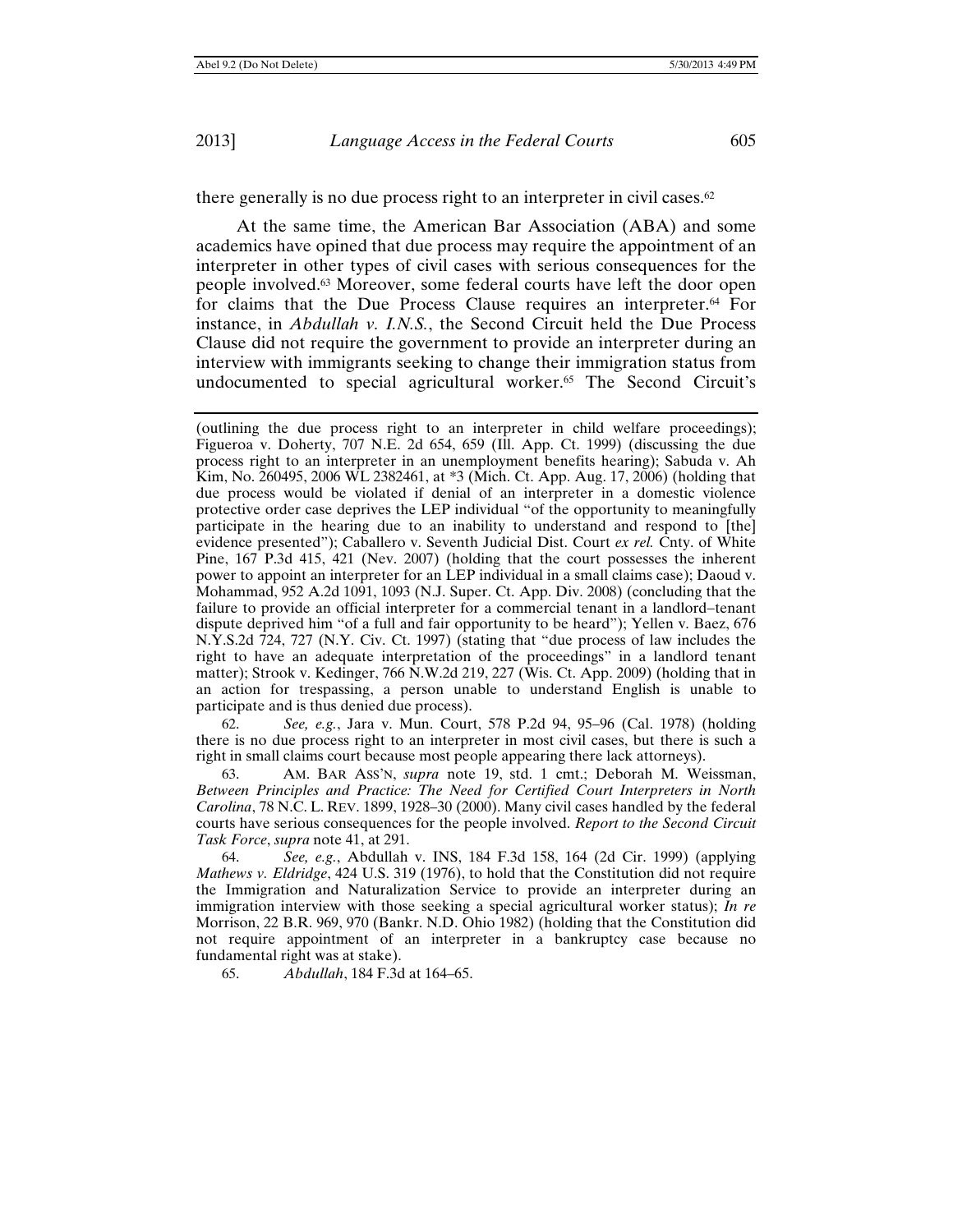there generally is no due process right to an interpreter in civil cases.[62]

At the same time, the American Bar Association (ABA) and some academics have opined that due process may require the appointment of an interpreter in other types of civil cases with serious consequences for the people involved.[63] Moreover, some federal courts have left the door open for claims that the Due Process Clause requires an interpreter.[64] For instance, in *Abdullah v. I.N.S.*, the Second Circuit held the Due Process Clause did not require the government to provide an interpreter during an interview with immigrants seeking to change their immigration status from undocumented to special agricultural worker.[65] The Second Circuit's

---

(outlining the due process right to an interpreter in child welfare proceedings); Figueroa v. Doherty, 707 N.E. 2d 654, 659 (Ill. App. Ct. 1999) (discussing the due process right to an interpreter in an unemployment benefits hearing); Sabuda v. Ah Kim, No. 260495, 2006 WL 2382461, at *3 (Mich. Ct. App. Aug. 17, 2006) (holding that due process would be violated if denial of an interpreter in a domestic violence protective order case deprives the LEP individual "of the opportunity to meaningfully participate in the hearing due to an inability to understand and respond to [the] evidence presented"); Caballero v. Seventh Judicial Dist. Court *ex rel.* Cnty. of White Pine, 167 P.3d 415, 421 (Nev. 2007) (holding that the court possesses the inherent power to appoint an interpreter for an LEP individual in a small claims case); Daoud v. Mohammad, 952 A.2d 1091, 1093 (N.J. Super. Ct. App. Div. 2008) (concluding that the failure to provide an official interpreter for a commercial tenant in a landlord–tenant dispute deprived him "of a full and fair opportunity to be heard"); Yellen v. Baez, 676 N.Y.S.2d 724, 727 (N.Y. Civ. Ct. 1997) (stating that "due process of law includes the right to have an adequate interpretation of the proceedings" in a landlord tenant matter); Strook v. Kedinger, 766 N.W.2d 219, 227 (Wis. Ct. App. 2009) (holding that in an action for trespassing, a person unable to understand English is unable to participate and is thus denied due process).

62. *See, e.g.*, Jara v. Mun. Court, 578 P.2d 94, 95–96 (Cal. 1978) (holding there is no due process right to an interpreter in most civil cases, but there is such a right in small claims court because most people appearing there lack attorneys).

63. AM. BAR ASS'N, *supra* note 19, std. 1 cmt.; Deborah M. Weissman, *Between Principles and Practice: The Need for Certified Court Interpreters in North Carolina*, 78 N.C. L. REV. 1899, 1928–30 (2000). Many civil cases handled by the federal courts have serious consequences for the people involved. *Report to the Second Circuit Task Force*, *supra* note 41, at 291.

64. *See, e.g.*, Abdullah v. INS, 184 F.3d 158, 164 (2d Cir. 1999) (applying *Mathews v. Eldridge*, 424 U.S. 319 (1976), to hold that the Constitution did not require the Immigration and Naturalization Service to provide an interpreter during an immigration interview with those seeking a special agricultural worker status); *In re* Morrison, 22 B.R. 969, 970 (Bankr. N.D. Ohio 1982) (holding that the Constitution did not require appointment of an interpreter in a bankruptcy case because no fundamental right was at stake).

65. *Abdullah*, 184 F.3d at 164–65.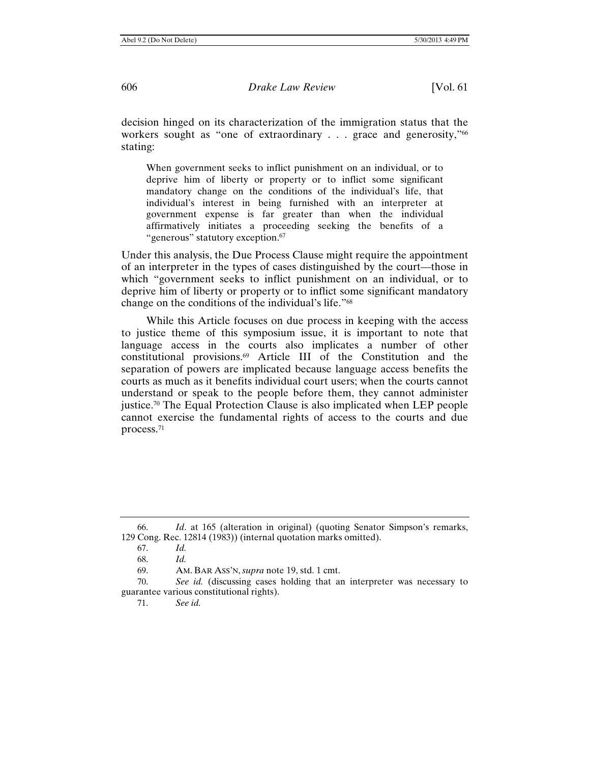decision hinged on its characterization of the immigration status that the workers sought as "one of extraordinary . . . grace and generosity,"[66] stating:

> When government seeks to inflict punishment on an individual, or to deprive him of liberty or property or to inflict some significant mandatory change on the conditions of the individual's life, that individual's interest in being furnished with an interpreter at government expense is far greater than when the individual affirmatively initiates a proceeding seeking the benefits of a "generous" statutory exception.[67]

Under this analysis, the Due Process Clause might require the appointment of an interpreter in the types of cases distinguished by the court—those in which "government seeks to inflict punishment on an individual, or to deprive him of liberty or property or to inflict some significant mandatory change on the conditions of the individual's life."[68]

While this Article focuses on due process in keeping with the access to justice theme of this symposium issue, it is important to note that language access in the courts also implicates a number of other constitutional provisions.[69] Article III of the Constitution and the separation of powers are implicated because language access benefits the courts as much as it benefits individual court users; when the courts cannot understand or speak to the people before them, they cannot administer justice.[70] The Equal Protection Clause is also implicated when LEP people cannot exercise the fundamental rights of access to the courts and due process.[71]

---

66. *Id*. at 165 (alteration in original) (quoting Senator Simpson's remarks, 129 Cong. Rec. 12814 (1983)) (internal quotation marks omitted).

67. *Id.*

68. *Id.*

69. AM. BAR ASS'N, *supra* note 19, std. 1 cmt.

70. *See id.* (discussing cases holding that an interpreter was necessary to guarantee various constitutional rights).

71. *See id.*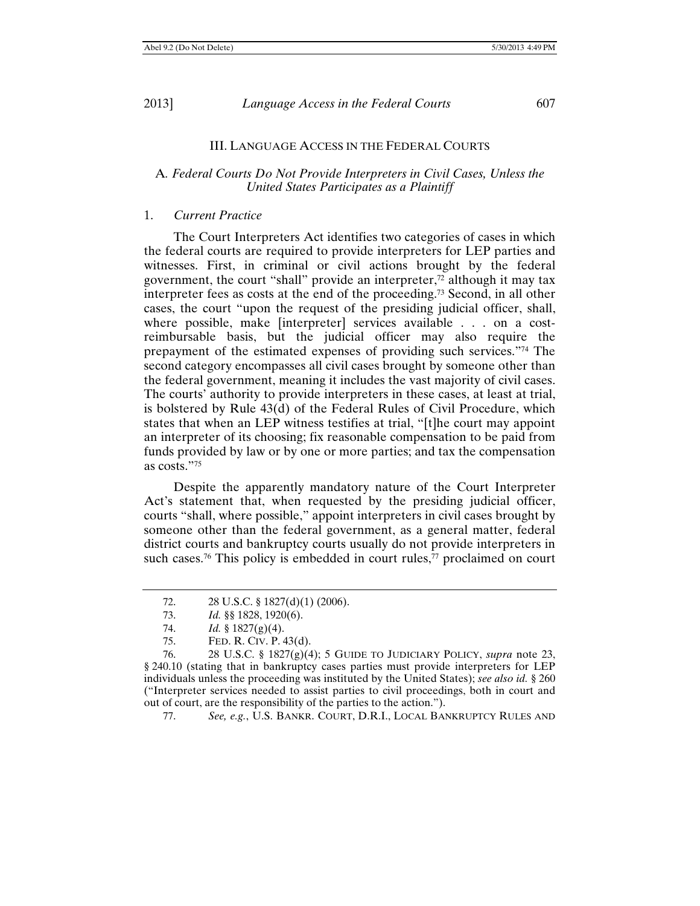## III. LANGUAGE ACCESS IN THE FEDERAL COURTS

### A. *Federal Courts Do Not Provide Interpreters in Civil Cases, Unless the United States Participates as a Plaintiff*

#### 1. *Current Practice*

The Court Interpreters Act identifies two categories of cases in which the federal courts are required to provide interpreters for LEP parties and witnesses. First, in criminal or civil actions brought by the federal government, the court "shall" provide an interpreter,[72] although it may tax interpreter fees as costs at the end of the proceeding.[73] Second, in all other cases, the court "upon the request of the presiding judicial officer, shall, where possible, make [interpreter] services available . . . on a cost-reimbursable basis, but the judicial officer may also require the prepayment of the estimated expenses of providing such services."[74] The second category encompasses all civil cases brought by someone other than the federal government, meaning it includes the vast majority of civil cases. The courts' authority to provide interpreters in these cases, at least at trial, is bolstered by Rule 43(d) of the Federal Rules of Civil Procedure, which states that when an LEP witness testifies at trial, "[t]he court may appoint an interpreter of its choosing; fix reasonable compensation to be paid from funds provided by law or by one or more parties; and tax the compensation as costs."[75]

Despite the apparently mandatory nature of the Court Interpreter Act's statement that, when requested by the presiding judicial officer, courts "shall, where possible," appoint interpreters in civil cases brought by someone other than the federal government, as a general matter, federal district courts and bankruptcy courts usually do not provide interpreters in such cases.[76] This policy is embedded in court rules,[77] proclaimed on court

---

72. 28 U.S.C. § 1827(d)(1) (2006).

73. *Id.* §§ 1828, 1920(6).

74. *Id.* § 1827(g)(4).

75. FED. R. CIV. P. 43(d).

76. 28 U.S.C. § 1827(g)(4); 5 GUIDE TO JUDICIARY POLICY, *supra* note 23, § 240.10 (stating that in bankruptcy cases parties must provide interpreters for LEP individuals unless the proceeding was instituted by the United States); *see also id.* § 260 ("Interpreter services needed to assist parties to civil proceedings, both in court and out of court, are the responsibility of the parties to the action.").

77. *See, e.g.*, U.S. BANKR. COURT, D.R.I., LOCAL BANKRUPTCY RULES AND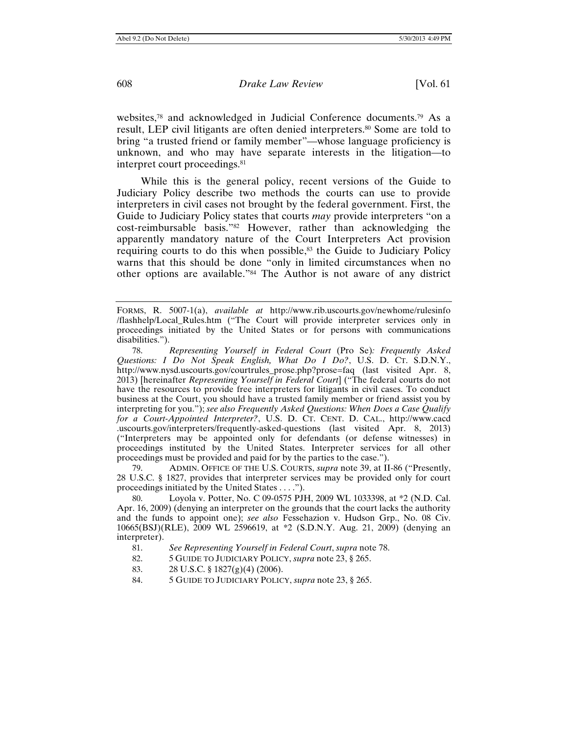websites,[78] and acknowledged in Judicial Conference documents.[79] As a result, LEP civil litigants are often denied interpreters.[80] Some are told to bring "a trusted friend or family member"—whose language proficiency is unknown, and who may have separate interests in the litigation—to interpret court proceedings.[81]

While this is the general policy, recent versions of the Guide to Judiciary Policy describe two methods the courts can use to provide interpreters in civil cases not brought by the federal government. First, the Guide to Judiciary Policy states that courts *may* provide interpreters "on a cost-reimbursable basis."[82] However, rather than acknowledging the apparently mandatory nature of the Court Interpreters Act provision requiring courts to do this when possible,[83] the Guide to Judiciary Policy warns that this should be done "only in limited circumstances when no other options are available."[84] The Author is not aware of any district

---

FORMS, R. 5007-1(a), *available at* http://www.rib.uscourts.gov/newhome/rulesinfo/flashhelp/Local_Rules.htm ("The Court will provide interpreter services only in proceedings initiated by the United States or for persons with communications disabilities.").

78. *Representing Yourself in Federal Court* (Pro Se)*: Frequently Asked Questions: I Do Not Speak English, What Do I Do?*, U.S. D. CT. S.D.N.Y., http://www.nysd.uscourts.gov/courtrules_prose.php?prose=faq (last visited Apr. 8, 2013) [hereinafter *Representing Yourself in Federal Court*] ("The federal courts do not have the resources to provide free interpreters for litigants in civil cases. To conduct business at the Court, you should have a trusted family member or friend assist you by interpreting for you."); *see also Frequently Asked Questions: When Does a Case Qualify for a Court-Appointed Interpreter?*, U.S. D. CT. CENT. D. CAL., http://www.cacd.uscourts.gov/interpreters/frequently-asked-questions (last visited Apr. 8, 2013) ("Interpreters may be appointed only for defendants (or defense witnesses) in proceedings instituted by the United States. Interpreter services for all other proceedings must be provided and paid for by the parties to the case.").

79. ADMIN. OFFICE OF THE U.S. COURTS, *supra* note 39, at II-86 ("Presently, 28 U.S.C. § 1827, provides that interpreter services may be provided only for court proceedings initiated by the United States . . . .").

80. Loyola v. Potter, No. C 09-0575 PJH, 2009 WL 1033398, at *2 (N.D. Cal. Apr. 16, 2009) (denying an interpreter on the grounds that the court lacks the authority and the funds to appoint one); *see also* Fessehazion v. Hudson Grp., No. 08 Civ. 10665(BSJ)(RLE), 2009 WL 2596619, at *2 (S.D.N.Y. Aug. 21, 2009) (denying an interpreter).

81. *See Representing Yourself in Federal Court*, *supra* note 78.

82. 5 GUIDE TO JUDICIARY POLICY, *supra* note 23, § 265.

83. 28 U.S.C. § 1827(g)(4) (2006).

84. 5 GUIDE TO JUDICIARY POLICY, *supra* note 23, § 265.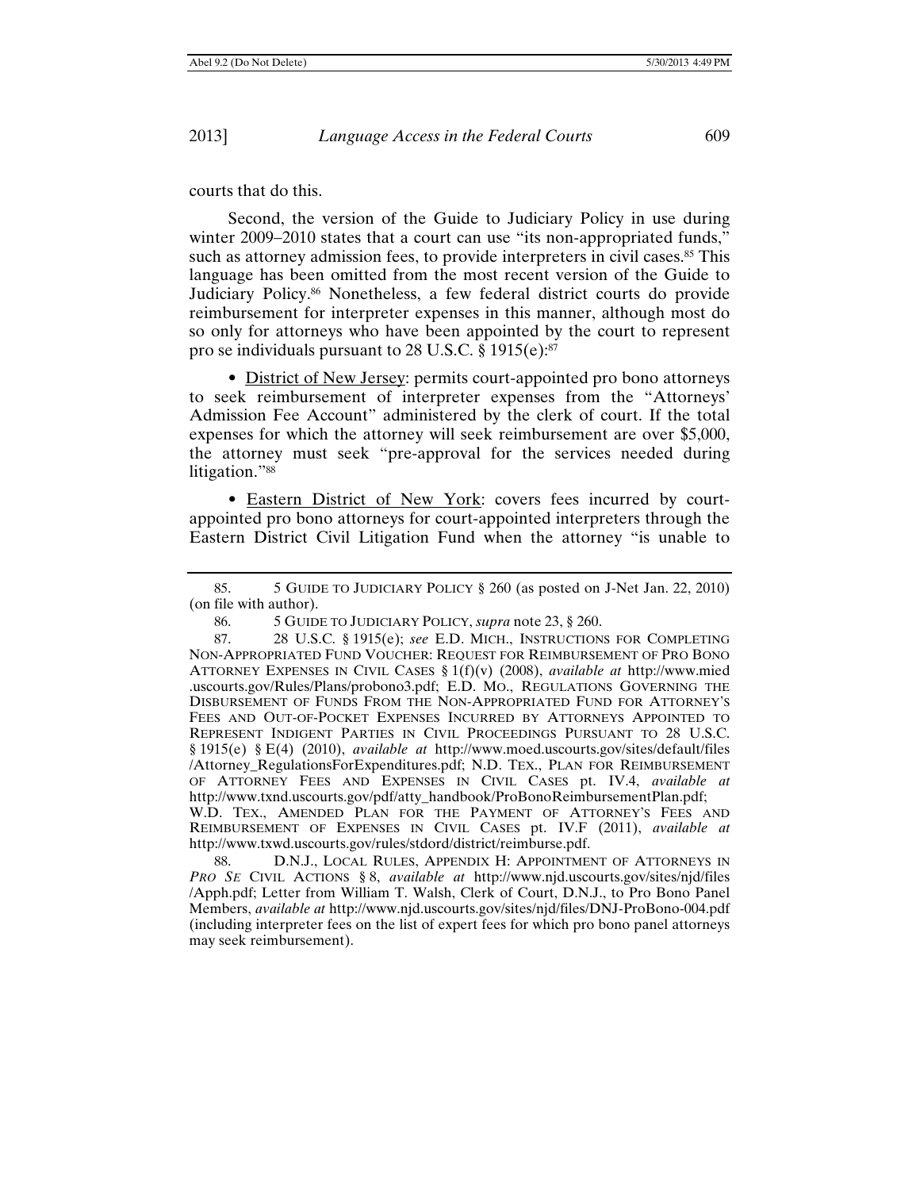courts that do this.

Second, the version of the Guide to Judiciary Policy in use during winter 2009–2010 states that a court can use "its non-appropriated funds," such as attorney admission fees, to provide interpreters in civil cases.[85] This language has been omitted from the most recent version of the Guide to Judiciary Policy.[86] Nonetheless, a few federal district courts do provide reimbursement for interpreter expenses in this manner, although most do so only for attorneys who have been appointed by the court to represent pro se individuals pursuant to 28 U.S.C. § 1915(e):[87]

- District of New Jersey: permits court-appointed pro bono attorneys to seek reimbursement of interpreter expenses from the "Attorneys' Admission Fee Account" administered by the clerk of court. If the total expenses for which the attorney will seek reimbursement are over $5,000, the attorney must seek "pre-approval for the services needed during litigation."[88]

- Eastern District of New York: covers fees incurred by court-appointed pro bono attorneys for court-appointed interpreters through the Eastern District Civil Litigation Fund when the attorney "is unable to

---

85. 5 GUIDE TO JUDICIARY POLICY § 260 (as posted on J-Net Jan. 22, 2010) (on file with author).

86. 5 GUIDE TO JUDICIARY POLICY, *supra* note 23, § 260.

87. 28 U.S.C. § 1915(e); *see* E.D. MICH., INSTRUCTIONS FOR COMPLETING NON-APPROPRIATED FUND VOUCHER: REQUEST FOR REIMBURSEMENT OF PRO BONO ATTORNEY EXPENSES IN CIVIL CASES § 1(f)(v) (2008), *available at* http://www.mied.uscourts.gov/Rules/Plans/probono3.pdf; E.D. MO., REGULATIONS GOVERNING THE DISBURSEMENT OF FUNDS FROM THE NON-APPROPRIATED FUND FOR ATTORNEY'S FEES AND OUT-OF-POCKET EXPENSES INCURRED BY ATTORNEYS APPOINTED TO REPRESENT INDIGENT PARTIES IN CIVIL PROCEEDINGS PURSUANT TO 28 U.S.C. § 1915(e) § E(4) (2010), *available at* http://www.moed.uscourts.gov/sites/default/files/Attorney_RegulationsForExpenditures.pdf; N.D. TEX., PLAN FOR REIMBURSEMENT OF ATTORNEY FEES AND EXPENSES IN CIVIL CASES pt. IV.4, *available at* http://www.txnd.uscourts.gov/pdf/atty_handbook/ProBonoReimbursementPlan.pdf; W.D. TEX., AMENDED PLAN FOR THE PAYMENT OF ATTORNEY'S FEES AND REIMBURSEMENT OF EXPENSES IN CIVIL CASES pt. IV.F (2011), *available at* http://www.txwd.uscourts.gov/rules/stdord/district/reimburse.pdf.

88. D.N.J., LOCAL RULES, APPENDIX H: APPOINTMENT OF ATTORNEYS IN *PRO SE* CIVIL ACTIONS § 8, *available at* http://www.njd.uscourts.gov/sites/njd/files/Apph.pdf; Letter from William T. Walsh, Clerk of Court, D.N.J., to Pro Bono Panel Members, *available at* http://www.njd.uscourts.gov/sites/njd/files/DNJ-ProBono-004.pdf (including interpreter fees on the list of expert fees for which pro bono panel attorneys may seek reimbursement).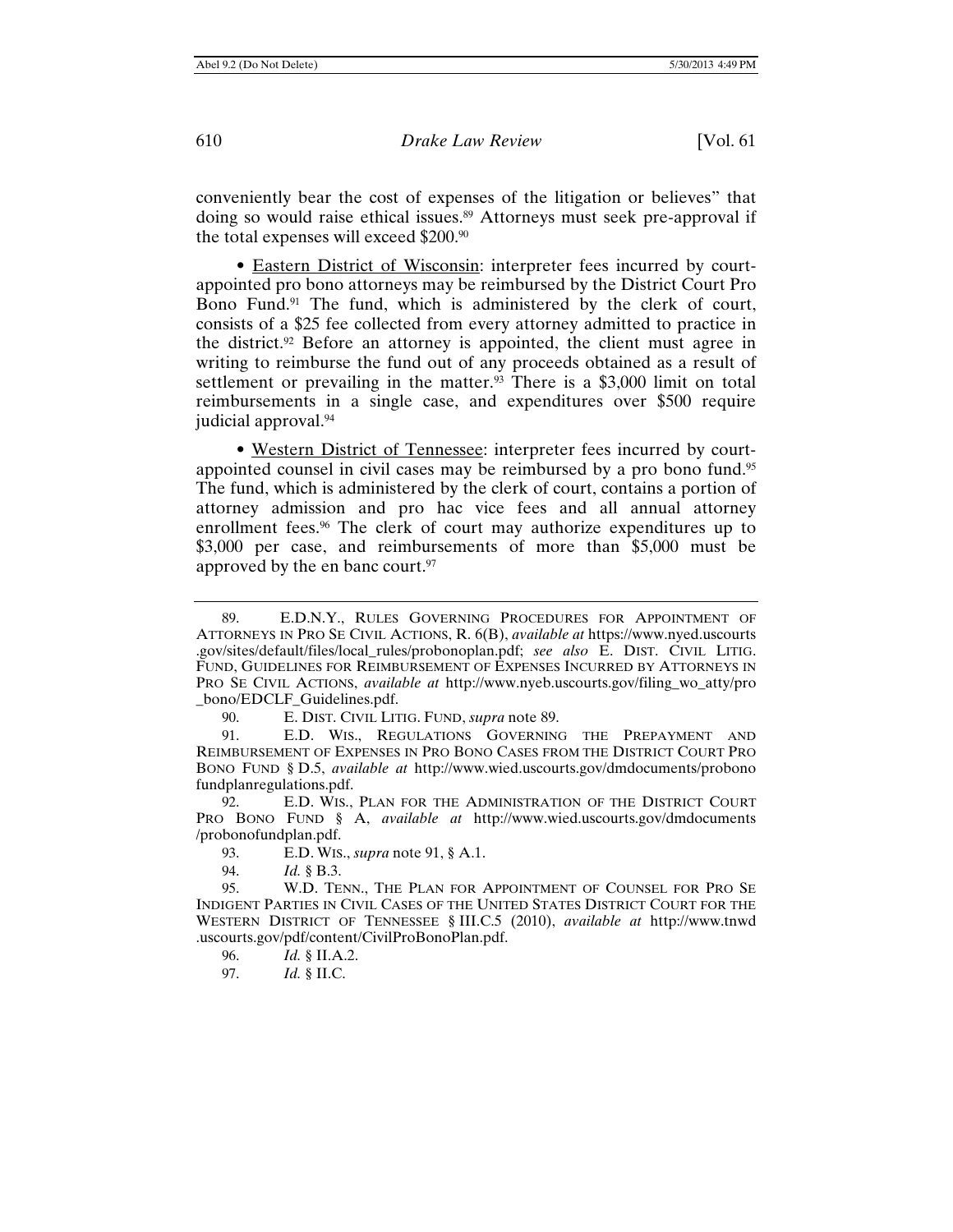conveniently bear the cost of expenses of the litigation or believes" that doing so would raise ethical issues.[89] Attorneys must seek pre-approval if the total expenses will exceed $200.[90]

• <u>Eastern District of Wisconsin</u>: interpreter fees incurred by court-appointed pro bono attorneys may be reimbursed by the District Court Pro Bono Fund.[91] The fund, which is administered by the clerk of court, consists of a $25 fee collected from every attorney admitted to practice in the district.[92] Before an attorney is appointed, the client must agree in writing to reimburse the fund out of any proceeds obtained as a result of settlement or prevailing in the matter.[93] There is a $3,000 limit on total reimbursements in a single case, and expenditures over $500 require judicial approval.[94]

• <u>Western District of Tennessee</u>: interpreter fees incurred by court-appointed counsel in civil cases may be reimbursed by a pro bono fund.[95] The fund, which is administered by the clerk of court, contains a portion of attorney admission and pro hac vice fees and all annual attorney enrollment fees.[96] The clerk of court may authorize expenditures up to $3,000 per case, and reimbursements of more than $5,000 must be approved by the en banc court.[97]

---

89. E.D.N.Y., RULES GOVERNING PROCEDURES FOR APPOINTMENT OF ATTORNEYS IN PRO SE CIVIL ACTIONS, R. 6(B), *available at* https://www.nyed.uscourts.gov/sites/default/files/local_rules/probonoplan.pdf; *see also* E. DIST. CIVIL LITIG. FUND, GUIDELINES FOR REIMBURSEMENT OF EXPENSES INCURRED BY ATTORNEYS IN PRO SE CIVIL ACTIONS, *available at* http://www.nyeb.uscourts.gov/filing_wo_atty/pro_bono/EDCLF_Guidelines.pdf.

90. E. DIST. CIVIL LITIG. FUND, *supra* note 89.

91. E.D. WIS., REGULATIONS GOVERNING THE PREPAYMENT AND REIMBURSEMENT OF EXPENSES IN PRO BONO CASES FROM THE DISTRICT COURT PRO BONO FUND § D.5, *available at* http://www.wied.uscourts.gov/dmdocuments/probonofundplanregulations.pdf.

92. E.D. WIS., PLAN FOR THE ADMINISTRATION OF THE DISTRICT COURT PRO BONO FUND § A, *available at* http://www.wied.uscourts.gov/dmdocuments/probonofundplan.pdf.

93. E.D. WIS., *supra* note 91, § A.1.

94. *Id.* § B.3.

95. W.D. TENN., THE PLAN FOR APPOINTMENT OF COUNSEL FOR PRO SE INDIGENT PARTIES IN CIVIL CASES OF THE UNITED STATES DISTRICT COURT FOR THE WESTERN DISTRICT OF TENNESSEE § III.C.5 (2010), *available at* http://www.tnwd.uscourts.gov/pdf/content/CivilProBonoPlan.pdf.

96. *Id.* § II.A.2.

97. *Id.* § II.C.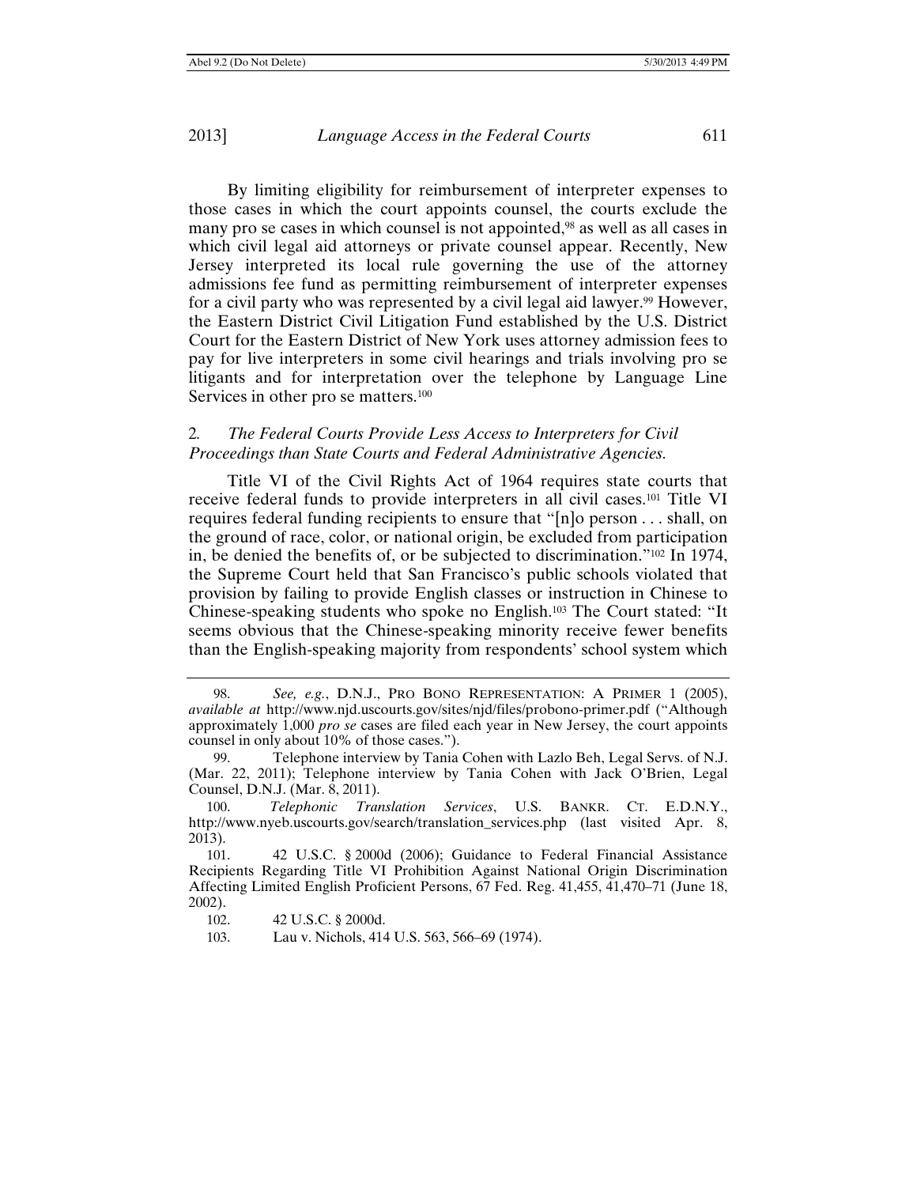By limiting eligibility for reimbursement of interpreter expenses to those cases in which the court appoints counsel, the courts exclude the many pro se cases in which counsel is not appointed,[98] as well as all cases in which civil legal aid attorneys or private counsel appear. Recently, New Jersey interpreted its local rule governing the use of the attorney admissions fee fund as permitting reimbursement of interpreter expenses for a civil party who was represented by a civil legal aid lawyer.[99] However, the Eastern District Civil Litigation Fund established by the U.S. District Court for the Eastern District of New York uses attorney admission fees to pay for live interpreters in some civil hearings and trials involving pro se litigants and for interpretation over the telephone by Language Line Services in other pro se matters.[100]

### 2. *The Federal Courts Provide Less Access to Interpreters for Civil Proceedings than State Courts and Federal Administrative Agencies.*

Title VI of the Civil Rights Act of 1964 requires state courts that receive federal funds to provide interpreters in all civil cases.[101] Title VI requires federal funding recipients to ensure that "[n]o person . . . shall, on the ground of race, color, or national origin, be excluded from participation in, be denied the benefits of, or be subjected to discrimination."[102] In 1974, the Supreme Court held that San Francisco's public schools violated that provision by failing to provide English classes or instruction in Chinese to Chinese-speaking students who spoke no English.[103] The Court stated: "It seems obvious that the Chinese-speaking minority receive fewer benefits than the English-speaking majority from respondents' school system which

---

98. *See, e.g.*, D.N.J., PRO BONO REPRESENTATION: A PRIMER 1 (2005), *available at* http://www.njd.uscourts.gov/sites/njd/files/probono-primer.pdf ("Although approximately 1,000 *pro se* cases are filed each year in New Jersey, the court appoints counsel in only about 10% of those cases.").

99. Telephone interview by Tania Cohen with Lazlo Beh, Legal Servs. of N.J. (Mar. 22, 2011); Telephone interview by Tania Cohen with Jack O'Brien, Legal Counsel, D.N.J. (Mar. 8, 2011).

100. *Telephonic Translation Services*, U.S. BANKR. CT. E.D.N.Y., http://www.nyeb.uscourts.gov/search/translation_services.php (last visited Apr. 8, 2013).

101. 42 U.S.C. § 2000d (2006); Guidance to Federal Financial Assistance Recipients Regarding Title VI Prohibition Against National Origin Discrimination Affecting Limited English Proficient Persons, 67 Fed. Reg. 41,455, 41,470–71 (June 18, 2002).

102. 42 U.S.C. § 2000d.

103. Lau v. Nichols, 414 U.S. 563, 566–69 (1974).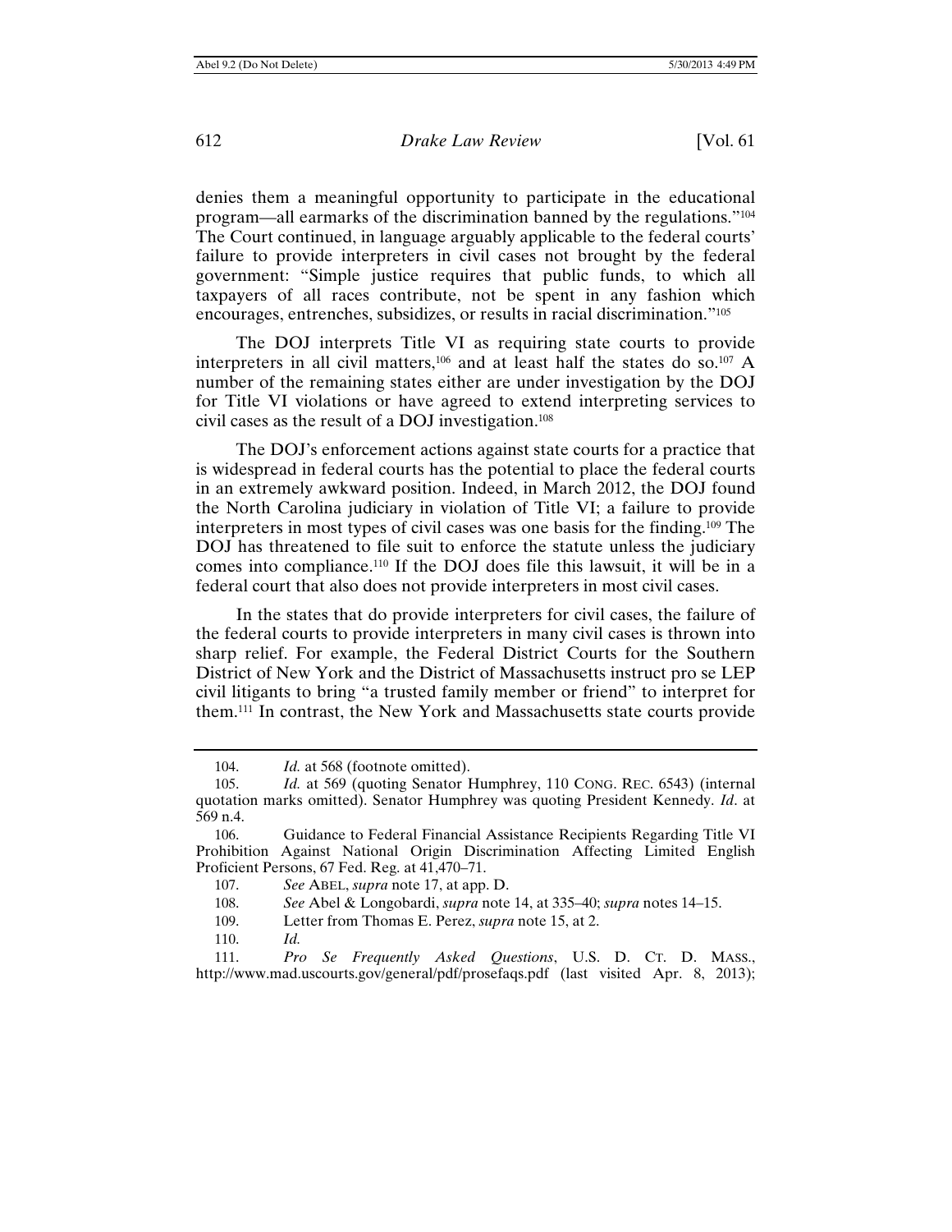denies them a meaningful opportunity to participate in the educational program—all earmarks of the discrimination banned by the regulations."[104] The Court continued, in language arguably applicable to the federal courts' failure to provide interpreters in civil cases not brought by the federal government: "Simple justice requires that public funds, to which all taxpayers of all races contribute, not be spent in any fashion which encourages, entrenches, subsidizes, or results in racial discrimination."[105]

The DOJ interprets Title VI as requiring state courts to provide interpreters in all civil matters,[106] and at least half the states do so.[107] A number of the remaining states either are under investigation by the DOJ for Title VI violations or have agreed to extend interpreting services to civil cases as the result of a DOJ investigation.[108]

The DOJ's enforcement actions against state courts for a practice that is widespread in federal courts has the potential to place the federal courts in an extremely awkward position. Indeed, in March 2012, the DOJ found the North Carolina judiciary in violation of Title VI; a failure to provide interpreters in most types of civil cases was one basis for the finding.[109] The DOJ has threatened to file suit to enforce the statute unless the judiciary comes into compliance.[110] If the DOJ does file this lawsuit, it will be in a federal court that also does not provide interpreters in most civil cases.

In the states that do provide interpreters for civil cases, the failure of the federal courts to provide interpreters in many civil cases is thrown into sharp relief. For example, the Federal District Courts for the Southern District of New York and the District of Massachusetts instruct pro se LEP civil litigants to bring "a trusted family member or friend" to interpret for them.[111] In contrast, the New York and Massachusetts state courts provide

---

104. *Id.* at 568 (footnote omitted).

105. *Id.* at 569 (quoting Senator Humphrey, 110 CONG. REC. 6543) (internal quotation marks omitted). Senator Humphrey was quoting President Kennedy. *Id*. at 569 n.4.

106. Guidance to Federal Financial Assistance Recipients Regarding Title VI Prohibition Against National Origin Discrimination Affecting Limited English Proficient Persons, 67 Fed. Reg. at 41,470–71.

107. *See* ABEL, *supra* note 17, at app. D.

108. *See* Abel & Longobardi, *supra* note 14, at 335–40; *supra* notes 14–15.

109. Letter from Thomas E. Perez, *supra* note 15, at 2.

110. *Id.*

111. *Pro Se Frequently Asked Questions*, U.S. D. CT. D. MASS., http://www.mad.uscourts.gov/general/pdf/prosefaqs.pdf (last visited Apr. 8, 2013);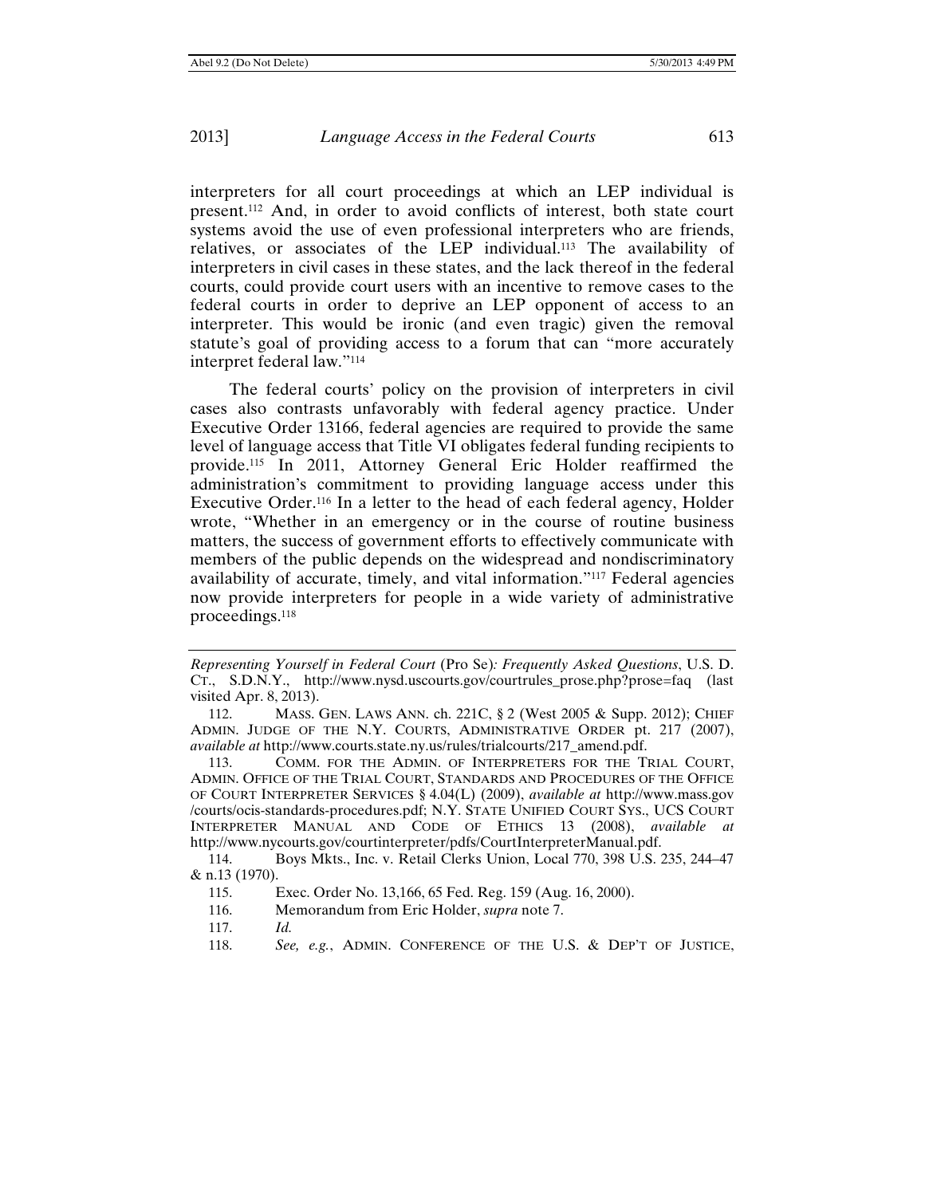interpreters for all court proceedings at which an LEP individual is present.[112] And, in order to avoid conflicts of interest, both state court systems avoid the use of even professional interpreters who are friends, relatives, or associates of the LEP individual.[113] The availability of interpreters in civil cases in these states, and the lack thereof in the federal courts, could provide court users with an incentive to remove cases to the federal courts in order to deprive an LEP opponent of access to an interpreter. This would be ironic (and even tragic) given the removal statute's goal of providing access to a forum that can "more accurately interpret federal law."[114]

The federal courts' policy on the provision of interpreters in civil cases also contrasts unfavorably with federal agency practice. Under Executive Order 13166, federal agencies are required to provide the same level of language access that Title VI obligates federal funding recipients to provide.[115] In 2011, Attorney General Eric Holder reaffirmed the administration's commitment to providing language access under this Executive Order.[116] In a letter to the head of each federal agency, Holder wrote, "Whether in an emergency or in the course of routine business matters, the success of government efforts to effectively communicate with members of the public depends on the widespread and nondiscriminatory availability of accurate, timely, and vital information."[117] Federal agencies now provide interpreters for people in a wide variety of administrative proceedings.[118]

---

*Representing Yourself in Federal Court* (Pro Se)*: Frequently Asked Questions*, U.S. D. CT., S.D.N.Y., http://www.nysd.uscourts.gov/courtrules_prose.php?prose=faq (last visited Apr. 8, 2013).

112. MASS. GEN. LAWS ANN. ch. 221C, § 2 (West 2005 & Supp. 2012); CHIEF ADMIN. JUDGE OF THE N.Y. COURTS, ADMINISTRATIVE ORDER pt. 217 (2007), *available at* http://www.courts.state.ny.us/rules/trialcourts/217_amend.pdf.

113. COMM. FOR THE ADMIN. OF INTERPRETERS FOR THE TRIAL COURT, ADMIN. OFFICE OF THE TRIAL COURT, STANDARDS AND PROCEDURES OF THE OFFICE OF COURT INTERPRETER SERVICES § 4.04(L) (2009), *available at* http://www.mass.gov/courts/ocis-standards-procedures.pdf; N.Y. STATE UNIFIED COURT SYS., UCS COURT INTERPRETER MANUAL AND CODE OF ETHICS 13 (2008), *available at* http://www.nycourts.gov/courtinterpreter/pdfs/CourtInterpreterManual.pdf.

114. Boys Mkts., Inc. v. Retail Clerks Union, Local 770, 398 U.S. 235, 244–47 & n.13 (1970).

115. Exec. Order No. 13,166, 65 Fed. Reg. 159 (Aug. 16, 2000).

116. Memorandum from Eric Holder, *supra* note 7.

117. *Id.*

118. *See, e.g.*, ADMIN. CONFERENCE OF THE U.S. & DEP'T OF JUSTICE,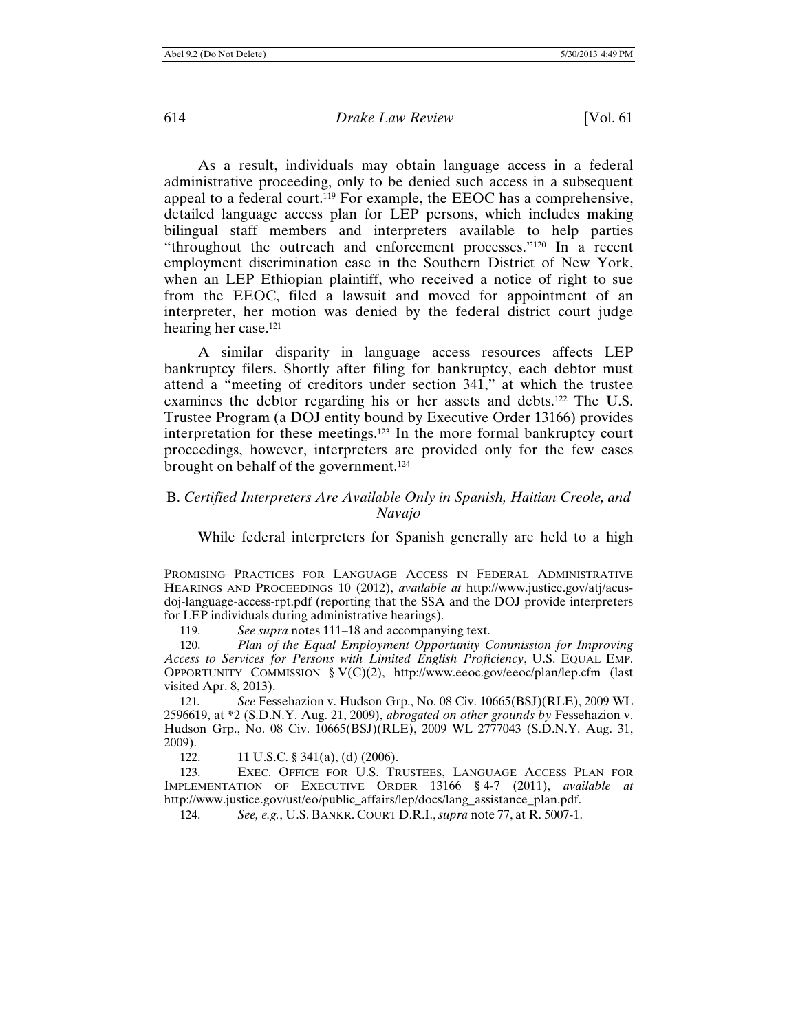As a result, individuals may obtain language access in a federal administrative proceeding, only to be denied such access in a subsequent appeal to a federal court.[119] For example, the EEOC has a comprehensive, detailed language access plan for LEP persons, which includes making bilingual staff members and interpreters available to help parties "throughout the outreach and enforcement processes."[120] In a recent employment discrimination case in the Southern District of New York, when an LEP Ethiopian plaintiff, who received a notice of right to sue from the EEOC, filed a lawsuit and moved for appointment of an interpreter, her motion was denied by the federal district court judge hearing her case.[121]

A similar disparity in language access resources affects LEP bankruptcy filers. Shortly after filing for bankruptcy, each debtor must attend a "meeting of creditors under section 341," at which the trustee examines the debtor regarding his or her assets and debts.[122] The U.S. Trustee Program (a DOJ entity bound by Executive Order 13166) provides interpretation for these meetings.[123] In the more formal bankruptcy court proceedings, however, interpreters are provided only for the few cases brought on behalf of the government.[124]

### B. *Certified Interpreters Are Available Only in Spanish, Haitian Creole, and Navajo*

While federal interpreters for Spanish generally are held to a high

---

PROMISING PRACTICES FOR LANGUAGE ACCESS IN FEDERAL ADMINISTRATIVE HEARINGS AND PROCEEDINGS 10 (2012), *available at* http://www.justice.gov/atj/acus-doj-language-access-rpt.pdf (reporting that the SSA and the DOJ provide interpreters for LEP individuals during administrative hearings).

119. *See supra* notes 111–18 and accompanying text.

120. *Plan of the Equal Employment Opportunity Commission for Improving Access to Services for Persons with Limited English Proficiency*, U.S. EQUAL EMP. OPPORTUNITY COMMISSION § V(C)(2), http://www.eeoc.gov/eeoc/plan/lep.cfm (last visited Apr. 8, 2013).

121. *See* Fessehazion v. Hudson Grp., No. 08 Civ. 10665(BSJ)(RLE), 2009 WL 2596619, at *2 (S.D.N.Y. Aug. 21, 2009), *abrogated on other grounds by* Fessehazion v. Hudson Grp., No. 08 Civ. 10665(BSJ)(RLE), 2009 WL 2777043 (S.D.N.Y. Aug. 31, 2009).

122. 11 U.S.C. § 341(a), (d) (2006).

123. EXEC. OFFICE FOR U.S. TRUSTEES, LANGUAGE ACCESS PLAN FOR IMPLEMENTATION OF EXECUTIVE ORDER 13166 § 4-7 (2011), *available at* http://www.justice.gov/ust/eo/public_affairs/lep/docs/lang_assistance_plan.pdf.

124. *See, e.g.*, U.S. BANKR. COURT D.R.I., *supra* note 77, at R. 5007-1.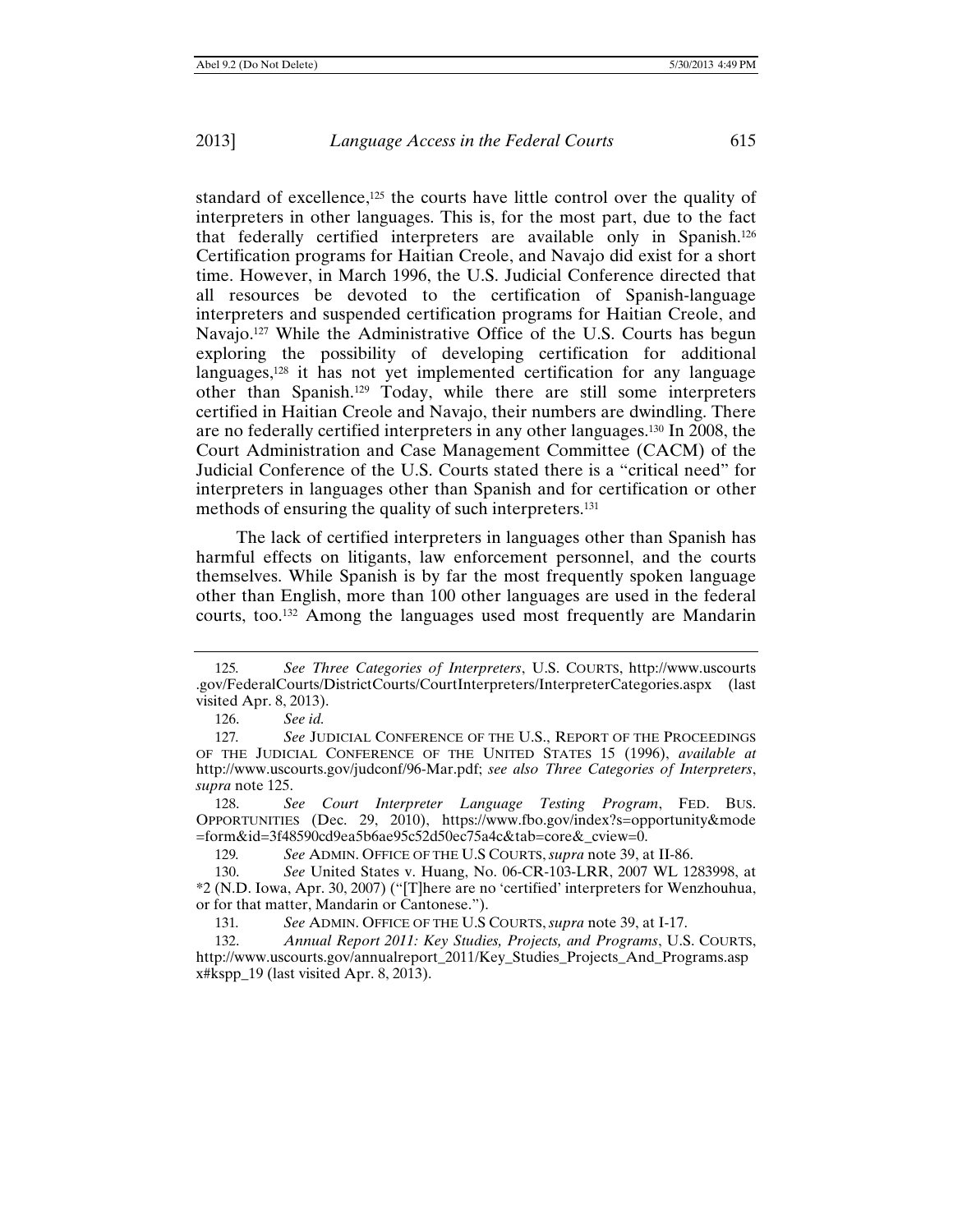standard of excellence,[125] the courts have little control over the quality of interpreters in other languages. This is, for the most part, due to the fact that federally certified interpreters are available only in Spanish.[126] Certification programs for Haitian Creole, and Navajo did exist for a short time. However, in March 1996, the U.S. Judicial Conference directed that all resources be devoted to the certification of Spanish-language interpreters and suspended certification programs for Haitian Creole, and Navajo.[127] While the Administrative Office of the U.S. Courts has begun exploring the possibility of developing certification for additional languages,[128] it has not yet implemented certification for any language other than Spanish.[129] Today, while there are still some interpreters certified in Haitian Creole and Navajo, their numbers are dwindling. There are no federally certified interpreters in any other languages.[130] In 2008, the Court Administration and Case Management Committee (CACM) of the Judicial Conference of the U.S. Courts stated there is a "critical need" for interpreters in languages other than Spanish and for certification or other methods of ensuring the quality of such interpreters.[131]

The lack of certified interpreters in languages other than Spanish has harmful effects on litigants, law enforcement personnel, and the courts themselves. While Spanish is by far the most frequently spoken language other than English, more than 100 other languages are used in the federal courts, too.[132] Among the languages used most frequently are Mandarin

---

125. *See Three Categories of Interpreters*, U.S. COURTS, http://www.uscourts.gov/FederalCourts/DistrictCourts/CourtInterpreters/InterpreterCategories.aspx (last visited Apr. 8, 2013).

126. *See id.*

127. *See* JUDICIAL CONFERENCE OF THE U.S., REPORT OF THE PROCEEDINGS OF THE JUDICIAL CONFERENCE OF THE UNITED STATES 15 (1996), *available at* http://www.uscourts.gov/judconf/96-Mar.pdf; *see also Three Categories of Interpreters*, *supra* note 125.

128. *See Court Interpreter Language Testing Program*, FED. BUS. OPPORTUNITIES (Dec. 29, 2010), https://www.fbo.gov/index?s=opportunity&mode=form&id=3f48590cd9ea5b6ae95c52d50ec75a4c&tab=core&_cview=0.

129. *See* ADMIN. OFFICE OF THE U.S COURTS, *supra* note 39, at II-86.

130. *See* United States v. Huang, No. 06-CR-103-LRR, 2007 WL 1283998, at *2 (N.D. Iowa, Apr. 30, 2007) ("[T]here are no 'certified' interpreters for Wenzhouhua, or for that matter, Mandarin or Cantonese.").

131. *See* ADMIN. OFFICE OF THE U.S COURTS, *supra* note 39, at I-17.

132. *Annual Report 2011: Key Studies, Projects, and Programs*, U.S. COURTS, http://www.uscourts.gov/annualreport_2011/Key_Studies_Projects_And_Programs.aspx#kspp_19 (last visited Apr. 8, 2013).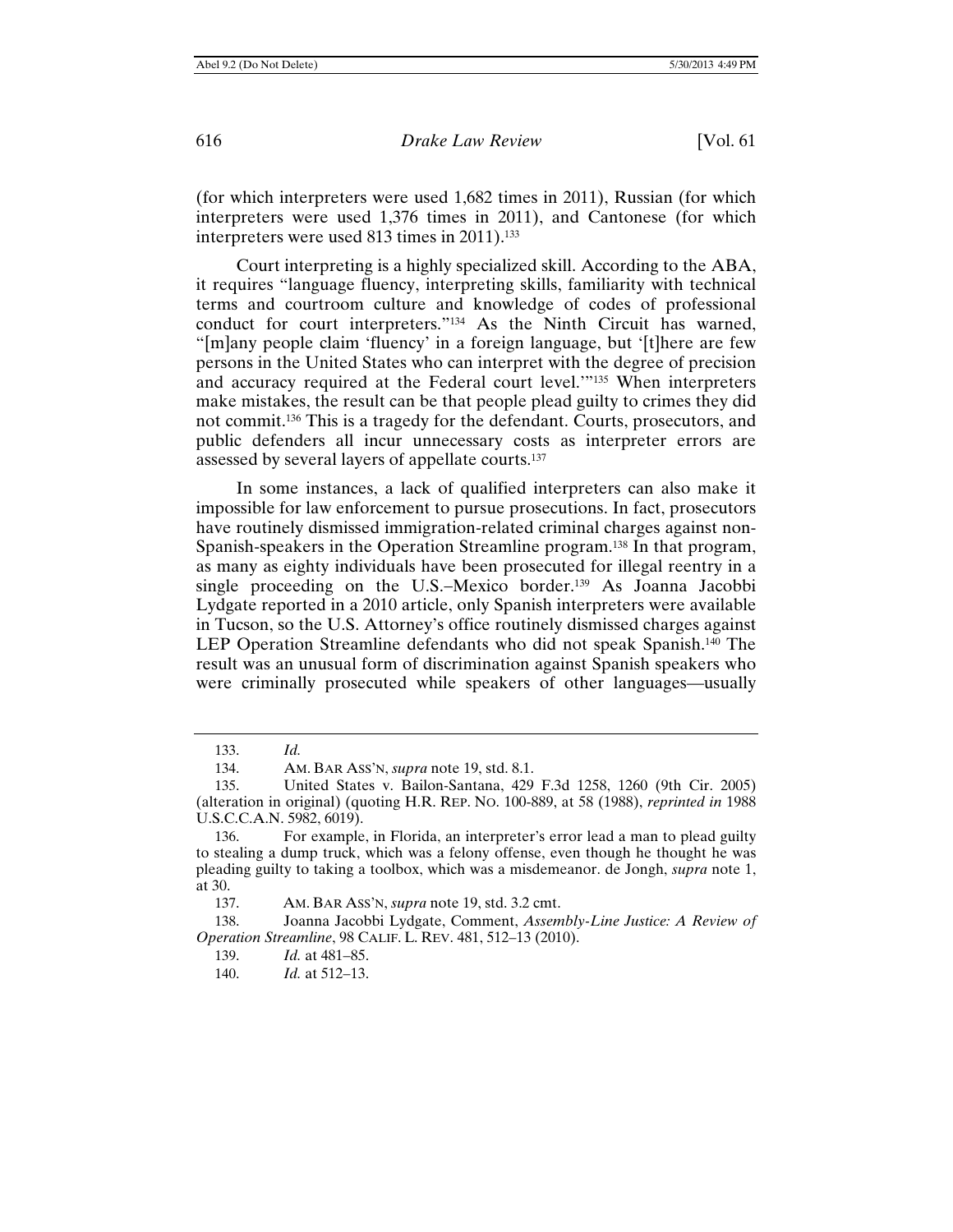(for which interpreters were used 1,682 times in 2011), Russian (for which interpreters were used 1,376 times in 2011), and Cantonese (for which interpreters were used 813 times in 2011).[133]

Court interpreting is a highly specialized skill. According to the ABA, it requires "language fluency, interpreting skills, familiarity with technical terms and courtroom culture and knowledge of codes of professional conduct for court interpreters."[134] As the Ninth Circuit has warned, "[m]any people claim 'fluency' in a foreign language, but '[t]here are few persons in the United States who can interpret with the degree of precision and accuracy required at the Federal court level.'"[135] When interpreters make mistakes, the result can be that people plead guilty to crimes they did not commit.[136] This is a tragedy for the defendant. Courts, prosecutors, and public defenders all incur unnecessary costs as interpreter errors are assessed by several layers of appellate courts.[137]

In some instances, a lack of qualified interpreters can also make it impossible for law enforcement to pursue prosecutions. In fact, prosecutors have routinely dismissed immigration-related criminal charges against non-Spanish-speakers in the Operation Streamline program.[138] In that program, as many as eighty individuals have been prosecuted for illegal reentry in a single proceeding on the U.S.–Mexico border.[139] As Joanna Jacobbi Lydgate reported in a 2010 article, only Spanish interpreters were available in Tucson, so the U.S. Attorney's office routinely dismissed charges against LEP Operation Streamline defendants who did not speak Spanish.[140] The result was an unusual form of discrimination against Spanish speakers who were criminally prosecuted while speakers of other languages—usually

---

133. *Id.*

134. AM. BAR ASS'N, *supra* note 19, std. 8.1.

135. United States v. Bailon-Santana, 429 F.3d 1258, 1260 (9th Cir. 2005) (alteration in original) (quoting H.R. REP. NO. 100-889, at 58 (1988), *reprinted in* 1988 U.S.C.C.A.N. 5982, 6019).

136. For example, in Florida, an interpreter's error lead a man to plead guilty to stealing a dump truck, which was a felony offense, even though he thought he was pleading guilty to taking a toolbox, which was a misdemeanor. de Jongh, *supra* note 1, at 30.

137. AM. BAR ASS'N, *supra* note 19, std. 3.2 cmt.

138. Joanna Jacobbi Lydgate, Comment, *Assembly-Line Justice: A Review of Operation Streamline*, 98 CALIF. L. REV. 481, 512–13 (2010).

139. *Id.* at 481–85.

140. *Id.* at 512–13.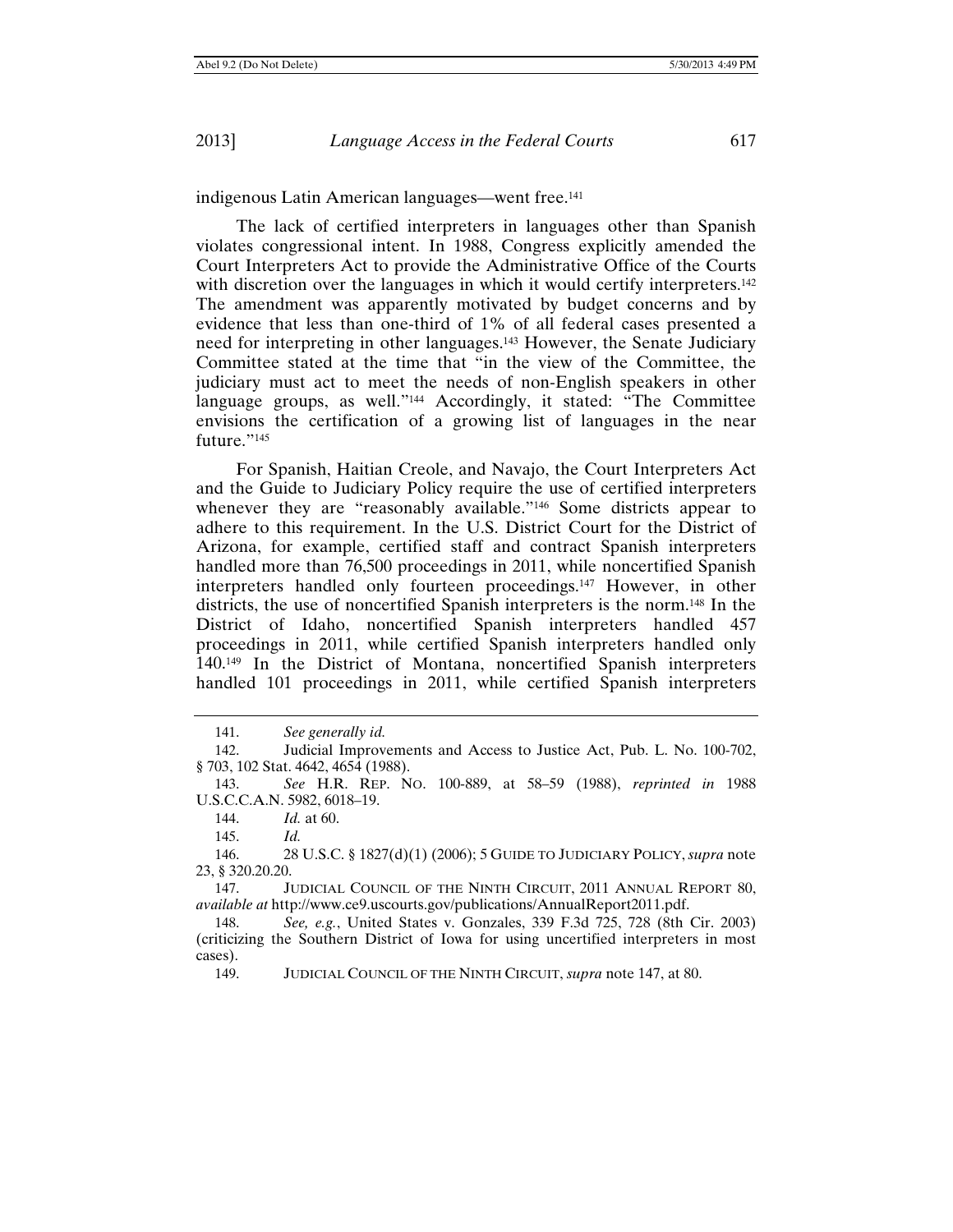indigenous Latin American languages—went free.[141]

The lack of certified interpreters in languages other than Spanish violates congressional intent. In 1988, Congress explicitly amended the Court Interpreters Act to provide the Administrative Office of the Courts with discretion over the languages in which it would certify interpreters.[142] The amendment was apparently motivated by budget concerns and by evidence that less than one-third of 1% of all federal cases presented a need for interpreting in other languages.[143] However, the Senate Judiciary Committee stated at the time that "in the view of the Committee, the judiciary must act to meet the needs of non-English speakers in other language groups, as well."[144] Accordingly, it stated: "The Committee envisions the certification of a growing list of languages in the near future."[145]

For Spanish, Haitian Creole, and Navajo, the Court Interpreters Act and the Guide to Judiciary Policy require the use of certified interpreters whenever they are "reasonably available."[146] Some districts appear to adhere to this requirement. In the U.S. District Court for the District of Arizona, for example, certified staff and contract Spanish interpreters handled more than 76,500 proceedings in 2011, while noncertified Spanish interpreters handled only fourteen proceedings.[147] However, in other districts, the use of noncertified Spanish interpreters is the norm.[148] In the District of Idaho, noncertified Spanish interpreters handled 457 proceedings in 2011, while certified Spanish interpreters handled only 140.[149] In the District of Montana, noncertified Spanish interpreters handled 101 proceedings in 2011, while certified Spanish interpreters

---

141. *See generally id.*

142. Judicial Improvements and Access to Justice Act, Pub. L. No. 100-702, § 703, 102 Stat. 4642, 4654 (1988).

143. *See* H.R. REP. NO. 100-889, at 58–59 (1988), *reprinted in* 1988 U.S.C.C.A.N. 5982, 6018–19.

144. *Id.* at 60.

145. *Id.*

146. 28 U.S.C. § 1827(d)(1) (2006); 5 GUIDE TO JUDICIARY POLICY, *supra* note 23, § 320.20.20.

147. JUDICIAL COUNCIL OF THE NINTH CIRCUIT, 2011 ANNUAL REPORT 80, *available at* http://www.ce9.uscourts.gov/publications/AnnualReport2011.pdf.

148. *See, e.g.*, United States v. Gonzales, 339 F.3d 725, 728 (8th Cir. 2003) (criticizing the Southern District of Iowa for using uncertified interpreters in most cases).

149. JUDICIAL COUNCIL OF THE NINTH CIRCUIT, *supra* note 147, at 80.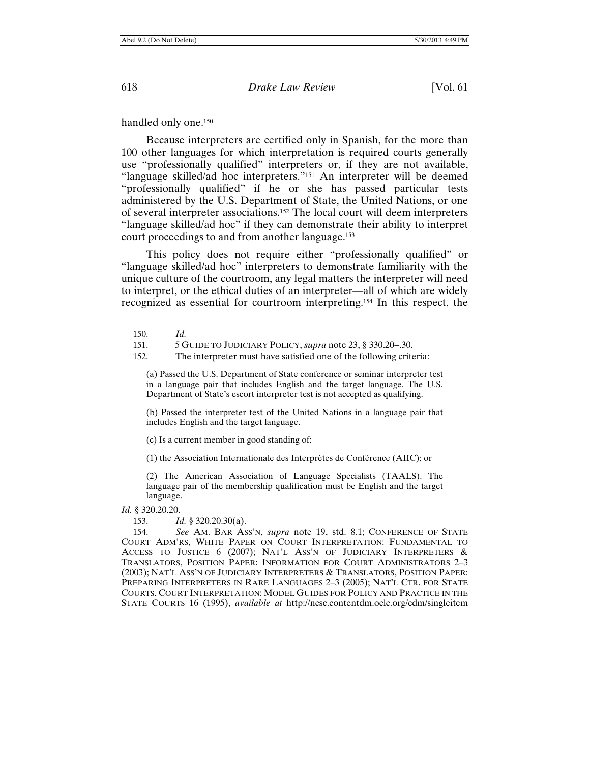handled only one.[150]

Because interpreters are certified only in Spanish, for the more than 100 other languages for which interpretation is required courts generally use "professionally qualified" interpreters or, if they are not available, "language skilled/ad hoc interpreters."[151] An interpreter will be deemed "professionally qualified" if he or she has passed particular tests administered by the U.S. Department of State, the United Nations, or one of several interpreter associations.[152] The local court will deem interpreters "language skilled/ad hoc" if they can demonstrate their ability to interpret court proceedings to and from another language.[153]

This policy does not require either "professionally qualified" or "language skilled/ad hoc" interpreters to demonstrate familiarity with the unique culture of the courtroom, any legal matters the interpreter will need to interpret, or the ethical duties of an interpreter—all of which are widely recognized as essential for courtroom interpreting.[154] In this respect, the

---

150. *Id.*

151. 5 GUIDE TO JUDICIARY POLICY, *supra* note 23, § 330.20–.30.

152. The interpreter must have satisfied one of the following criteria:

> (a) Passed the U.S. Department of State conference or seminar interpreter test in a language pair that includes English and the target language. The U.S. Department of State's escort interpreter test is not accepted as qualifying.
>
> (b) Passed the interpreter test of the United Nations in a language pair that includes English and the target language.
>
> (c) Is a current member in good standing of:
>
> (1) the Association Internationale des Interprètes de Conférence (AIIC); or
>
> (2) The American Association of Language Specialists (TAALS). The language pair of the membership qualification must be English and the target language.

*Id.* § 320.20.20.

153. *Id.* § 320.20.30(a).

154. *See* AM. BAR ASS'N, *supra* note 19, std. 8.1; CONFERENCE OF STATE COURT ADM'RS, WHITE PAPER ON COURT INTERPRETATION: FUNDAMENTAL TO ACCESS TO JUSTICE 6 (2007); NAT'L ASS'N OF JUDICIARY INTERPRETERS & TRANSLATORS, POSITION PAPER: INFORMATION FOR COURT ADMINISTRATORS 2–3 (2003); NAT'L ASS'N OF JUDICIARY INTERPRETERS & TRANSLATORS, POSITION PAPER: PREPARING INTERPRETERS IN RARE LANGUAGES 2–3 (2005); NAT'L CTR. FOR STATE COURTS, COURT INTERPRETATION: MODEL GUIDES FOR POLICY AND PRACTICE IN THE STATE COURTS 16 (1995), *available at* http://ncsc.contentdm.oclc.org/cdm/singleitem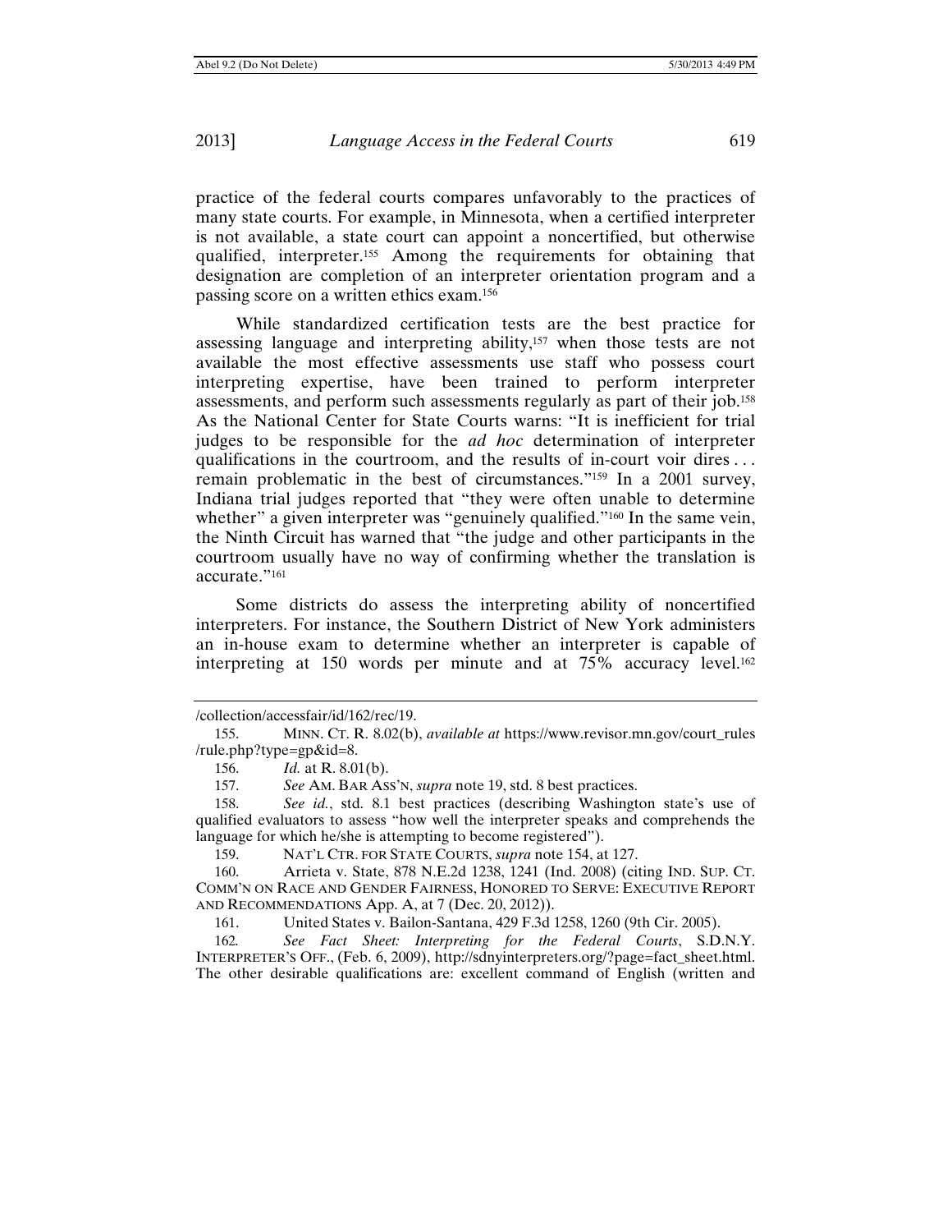practice of the federal courts compares unfavorably to the practices of many state courts. For example, in Minnesota, when a certified interpreter is not available, a state court can appoint a noncertified, but otherwise qualified, interpreter.[155] Among the requirements for obtaining that designation are completion of an interpreter orientation program and a passing score on a written ethics exam.[156]

While standardized certification tests are the best practice for assessing language and interpreting ability,[157] when those tests are not available the most effective assessments use staff who possess court interpreting expertise, have been trained to perform interpreter assessments, and perform such assessments regularly as part of their job.[158] As the National Center for State Courts warns: "It is inefficient for trial judges to be responsible for the *ad hoc* determination of interpreter qualifications in the courtroom, and the results of in-court voir dires . . . remain problematic in the best of circumstances."[159] In a 2001 survey, Indiana trial judges reported that "they were often unable to determine whether" a given interpreter was "genuinely qualified."[160] In the same vein, the Ninth Circuit has warned that "the judge and other participants in the courtroom usually have no way of confirming whether the translation is accurate."[161]

Some districts do assess the interpreting ability of noncertified interpreters. For instance, the Southern District of New York administers an in-house exam to determine whether an interpreter is capable of interpreting at 150 words per minute and at 75% accuracy level.[162]

---

/collection/accessfair/id/162/rec/19.

155. MINN. CT. R. 8.02(b), *available at* https://www.revisor.mn.gov/court_rules/rule.php?type=gp&id=8.

156. *Id.* at R. 8.01(b).

157. *See* AM. BAR ASS'N, *supra* note 19, std. 8 best practices.

158. *See id.*, std. 8.1 best practices (describing Washington state's use of qualified evaluators to assess "how well the interpreter speaks and comprehends the language for which he/she is attempting to become registered").

159. NAT'L CTR. FOR STATE COURTS, *supra* note 154, at 127.

160. Arrieta v. State, 878 N.E.2d 1238, 1241 (Ind. 2008) (citing IND. SUP. CT. COMM'N ON RACE AND GENDER FAIRNESS, HONORED TO SERVE: EXECUTIVE REPORT AND RECOMMENDATIONS App. A, at 7 (Dec. 20, 2012)).

161. United States v. Bailon-Santana, 429 F.3d 1258, 1260 (9th Cir. 2005).

162. *See Fact Sheet: Interpreting for the Federal Courts*, S.D.N.Y. INTERPRETER'S OFF., (Feb. 6, 2009), http://sdnyinterpreters.org/?page=fact_sheet.html. The other desirable qualifications are: excellent command of English (written and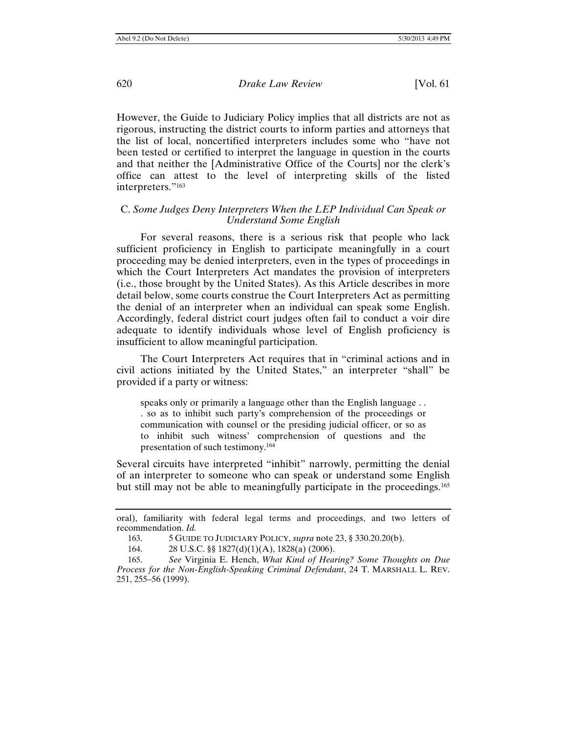However, the Guide to Judiciary Policy implies that all districts are not as rigorous, instructing the district courts to inform parties and attorneys that the list of local, noncertified interpreters includes some who "have not been tested or certified to interpret the language in question in the courts and that neither the [Administrative Office of the Courts] nor the clerk's office can attest to the level of interpreting skills of the listed interpreters."[163]

### C. *Some Judges Deny Interpreters When the LEP Individual Can Speak or Understand Some English*

For several reasons, there is a serious risk that people who lack sufficient proficiency in English to participate meaningfully in a court proceeding may be denied interpreters, even in the types of proceedings in which the Court Interpreters Act mandates the provision of interpreters (i.e., those brought by the United States). As this Article describes in more detail below, some courts construe the Court Interpreters Act as permitting the denial of an interpreter when an individual can speak some English. Accordingly, federal district court judges often fail to conduct a voir dire adequate to identify individuals whose level of English proficiency is insufficient to allow meaningful participation.

The Court Interpreters Act requires that in "criminal actions and in civil actions initiated by the United States," an interpreter "shall" be provided if a party or witness:

> speaks only or primarily a language other than the English language . . . so as to inhibit such party's comprehension of the proceedings or communication with counsel or the presiding judicial officer, or so as to inhibit such witness' comprehension of questions and the presentation of such testimony.[164]

Several circuits have interpreted "inhibit" narrowly, permitting the denial of an interpreter to someone who can speak or understand some English but still may not be able to meaningfully participate in the proceedings.[165]

---

oral), familiarity with federal legal terms and proceedings, and two letters of recommendation. *Id.*

163. 5 GUIDE TO JUDICIARY POLICY, *supra* note 23, § 330.20.20(b).

164. 28 U.S.C. §§ 1827(d)(1)(A), 1828(a) (2006).

165. *See* Virginia E. Hench, *What Kind of Hearing? Some Thoughts on Due Process for the Non-English-Speaking Criminal Defendant*, 24 T. MARSHALL L. REV. 251, 255–56 (1999).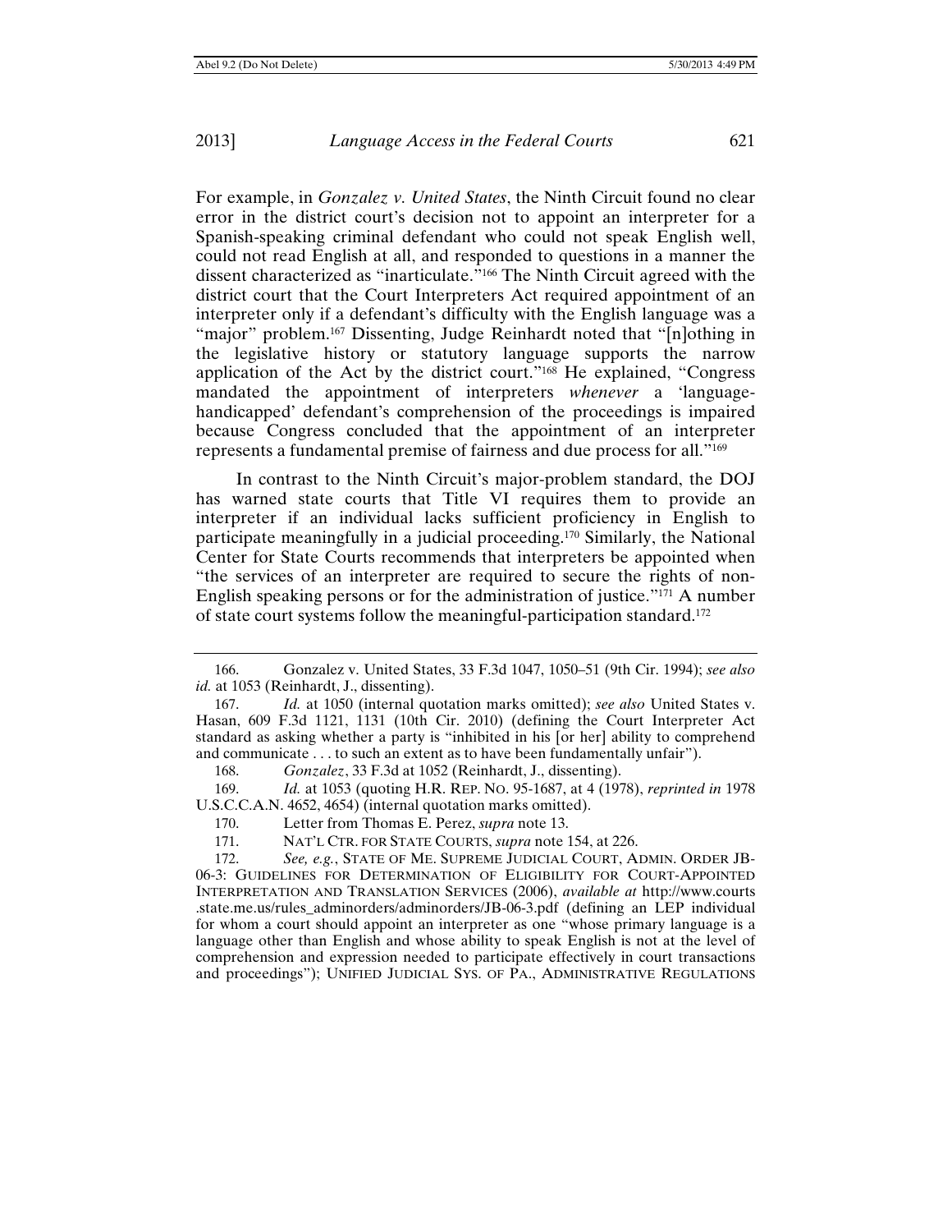For example, in *Gonzalez v. United States*, the Ninth Circuit found no clear error in the district court's decision not to appoint an interpreter for a Spanish-speaking criminal defendant who could not speak English well, could not read English at all, and responded to questions in a manner the dissent characterized as "inarticulate."[166] The Ninth Circuit agreed with the district court that the Court Interpreters Act required appointment of an interpreter only if a defendant's difficulty with the English language was a "major" problem.[167] Dissenting, Judge Reinhardt noted that "[n]othing in the legislative history or statutory language supports the narrow application of the Act by the district court."[168] He explained, "Congress mandated the appointment of interpreters *whenever* a 'language-handicapped' defendant's comprehension of the proceedings is impaired because Congress concluded that the appointment of an interpreter represents a fundamental premise of fairness and due process for all."[169]

In contrast to the Ninth Circuit's major-problem standard, the DOJ has warned state courts that Title VI requires them to provide an interpreter if an individual lacks sufficient proficiency in English to participate meaningfully in a judicial proceeding.[170] Similarly, the National Center for State Courts recommends that interpreters be appointed when "the services of an interpreter are required to secure the rights of non-English speaking persons or for the administration of justice."[171] A number of state court systems follow the meaningful-participation standard.[172]

---

166. Gonzalez v. United States, 33 F.3d 1047, 1050–51 (9th Cir. 1994); *see also id.* at 1053 (Reinhardt, J., dissenting).

167. *Id.* at 1050 (internal quotation marks omitted); *see also* United States v. Hasan, 609 F.3d 1121, 1131 (10th Cir. 2010) (defining the Court Interpreter Act standard as asking whether a party is "inhibited in his [or her] ability to comprehend and communicate . . . to such an extent as to have been fundamentally unfair").

168. *Gonzalez*, 33 F.3d at 1052 (Reinhardt, J., dissenting).

169. *Id.* at 1053 (quoting H.R. REP. NO. 95-1687, at 4 (1978), *reprinted in* 1978 U.S.C.C.A.N. 4652, 4654) (internal quotation marks omitted).

170. Letter from Thomas E. Perez, *supra* note 13.

171. NAT'L CTR. FOR STATE COURTS, *supra* note 154, at 226.

172. *See, e.g.*, STATE OF ME. SUPREME JUDICIAL COURT, ADMIN. ORDER JB-06-3: GUIDELINES FOR DETERMINATION OF ELIGIBILITY FOR COURT-APPOINTED INTERPRETATION AND TRANSLATION SERVICES (2006), *available at* http://www.courts.state.me.us/rules_adminorders/adminorders/JB-06-3.pdf (defining an LEP individual for whom a court should appoint an interpreter as one "whose primary language is a language other than English and whose ability to speak English is not at the level of comprehension and expression needed to participate effectively in court transactions and proceedings"); UNIFIED JUDICIAL SYS. OF PA., ADMINISTRATIVE REGULATIONS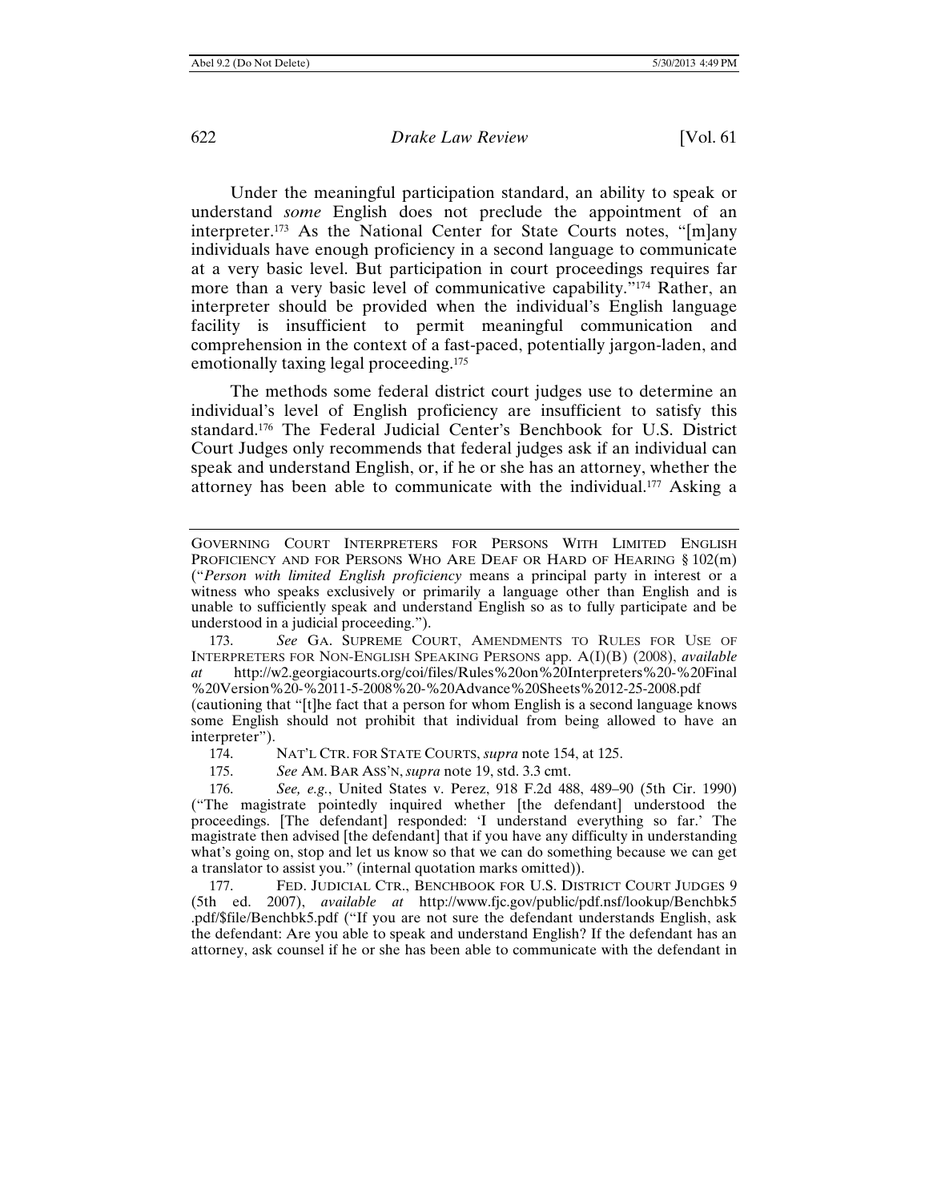Under the meaningful participation standard, an ability to speak or understand *some* English does not preclude the appointment of an interpreter.[173] As the National Center for State Courts notes, "[m]any individuals have enough proficiency in a second language to communicate at a very basic level. But participation in court proceedings requires far more than a very basic level of communicative capability."[174] Rather, an interpreter should be provided when the individual's English language facility is insufficient to permit meaningful communication and comprehension in the context of a fast-paced, potentially jargon-laden, and emotionally taxing legal proceeding.[175]

The methods some federal district court judges use to determine an individual's level of English proficiency are insufficient to satisfy this standard.[176] The Federal Judicial Center's Benchbook for U.S. District Court Judges only recommends that federal judges ask if an individual can speak and understand English, or, if he or she has an attorney, whether the attorney has been able to communicate with the individual.[177] Asking a

---

GOVERNING COURT INTERPRETERS FOR PERSONS WITH LIMITED ENGLISH PROFICIENCY AND FOR PERSONS WHO ARE DEAF OR HARD OF HEARING § 102(m) ("*Person with limited English proficiency* means a principal party in interest or a witness who speaks exclusively or primarily a language other than English and is unable to sufficiently speak and understand English so as to fully participate and be understood in a judicial proceeding.").

173. *See* GA. SUPREME COURT, AMENDMENTS TO RULES FOR USE OF INTERPRETERS FOR NON-ENGLISH SPEAKING PERSONS app. A(I)(B) (2008), *available at* http://w2.georgiacourts.org/coi/files/Rules%20on%20Interpreters%20-%20Final%20Version%20-%2011-5-2008%20-%20Advance%20Sheets%2012-25-2008.pdf (cautioning that "[t]he fact that a person for whom English is a second language knows some English should not prohibit that individual from being allowed to have an interpreter").

174. NAT'L CTR. FOR STATE COURTS, *supra* note 154, at 125.

175. *See* AM. BAR ASS'N, *supra* note 19, std. 3.3 cmt.

176. *See, e.g.*, United States v. Perez, 918 F.2d 488, 489–90 (5th Cir. 1990) ("The magistrate pointedly inquired whether [the defendant] understood the proceedings. [The defendant] responded: 'I understand everything so far.' The magistrate then advised [the defendant] that if you have any difficulty in understanding what's going on, stop and let us know so that we can do something because we can get a translator to assist you." (internal quotation marks omitted)).

177. FED. JUDICIAL CTR., BENCHBOOK FOR U.S. DISTRICT COURT JUDGES 9 (5th ed. 2007), *available at* http://www.fjc.gov/public/pdf.nsf/lookup/Benchbk5.pdf/$file/Benchbk5.pdf ("If you are not sure the defendant understands English, ask the defendant: Are you able to speak and understand English? If the defendant has an attorney, ask counsel if he or she has been able to communicate with the defendant in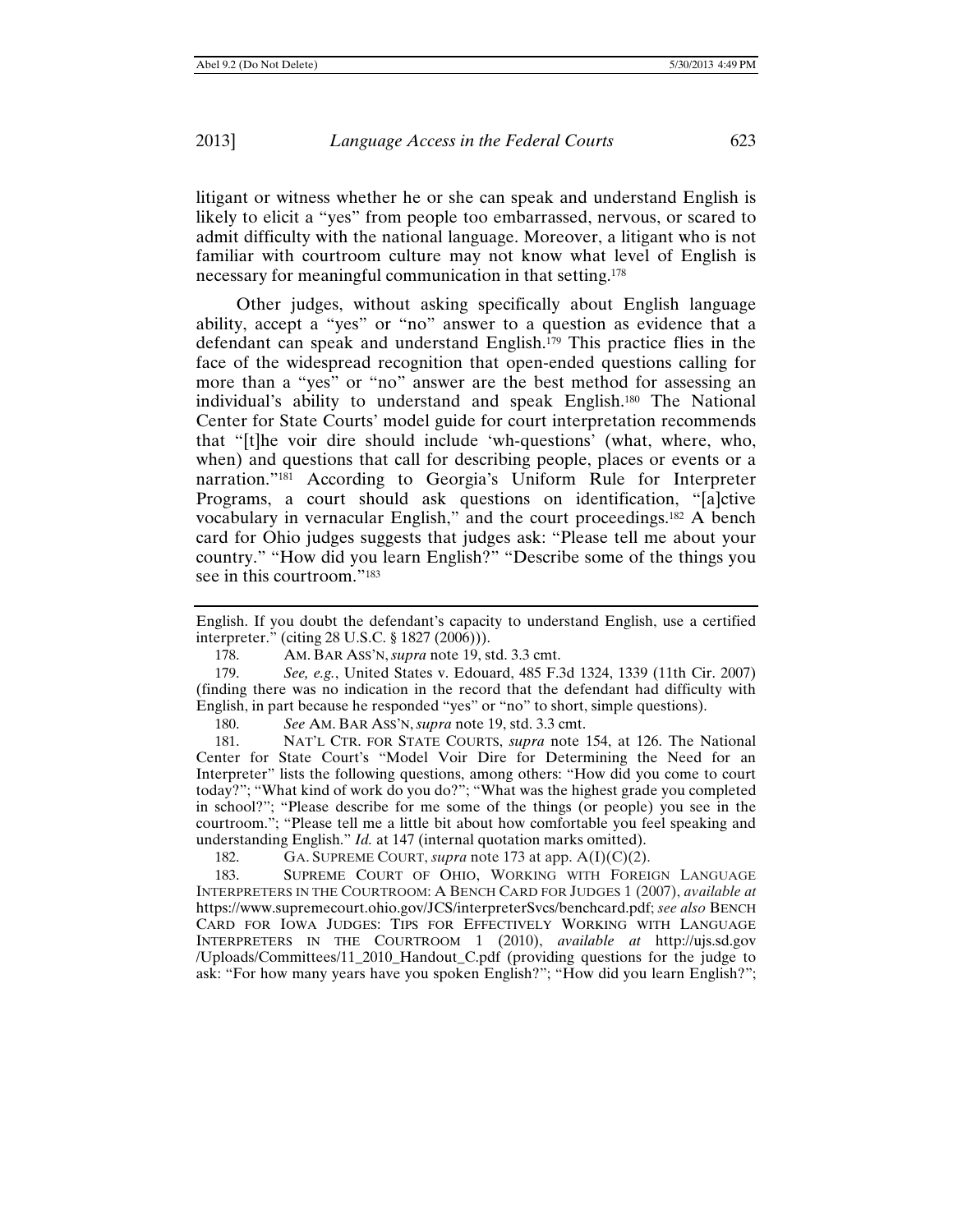litigant or witness whether he or she can speak and understand English is likely to elicit a "yes" from people too embarrassed, nervous, or scared to admit difficulty with the national language. Moreover, a litigant who is not familiar with courtroom culture may not know what level of English is necessary for meaningful communication in that setting.[178]

Other judges, without asking specifically about English language ability, accept a "yes" or "no" answer to a question as evidence that a defendant can speak and understand English.[179] This practice flies in the face of the widespread recognition that open-ended questions calling for more than a "yes" or "no" answer are the best method for assessing an individual's ability to understand and speak English.[180] The National Center for State Courts' model guide for court interpretation recommends that "[t]he voir dire should include 'wh-questions' (what, where, who, when) and questions that call for describing people, places or events or a narration."[181] According to Georgia's Uniform Rule for Interpreter Programs, a court should ask questions on identification, "[a]ctive vocabulary in vernacular English," and the court proceedings.[182] A bench card for Ohio judges suggests that judges ask: "Please tell me about your country." "How did you learn English?" "Describe some of the things you see in this courtroom."[183]

---

English. If you doubt the defendant's capacity to understand English, use a certified interpreter." (citing 28 U.S.C. § 1827 (2006))).

178. AM. BAR ASS'N, *supra* note 19, std. 3.3 cmt.

179. *See, e.g.*, United States v. Edouard, 485 F.3d 1324, 1339 (11th Cir. 2007) (finding there was no indication in the record that the defendant had difficulty with English, in part because he responded "yes" or "no" to short, simple questions).

180. *See* AM. BAR ASS'N, *supra* note 19, std. 3.3 cmt.

181. NAT'L CTR. FOR STATE COURTS, *supra* note 154, at 126. The National Center for State Court's "Model Voir Dire for Determining the Need for an Interpreter" lists the following questions, among others: "How did you come to court today?"; "What kind of work do you do?"; "What was the highest grade you completed in school?"; "Please describe for me some of the things (or people) you see in the courtroom."; "Please tell me a little bit about how comfortable you feel speaking and understanding English." *Id.* at 147 (internal quotation marks omitted).

182. GA. SUPREME COURT, *supra* note 173 at app. A(I)(C)(2).

183. SUPREME COURT OF OHIO, WORKING WITH FOREIGN LANGUAGE INTERPRETERS IN THE COURTROOM: A BENCH CARD FOR JUDGES 1 (2007), *available at* https://www.supremecourt.ohio.gov/JCS/interpreterSvcs/benchcard.pdf; *see also* BENCH CARD FOR IOWA JUDGES: TIPS FOR EFFECTIVELY WORKING WITH LANGUAGE INTERPRETERS IN THE COURTROOM 1 (2010), *available at* http://ujs.sd.gov/Uploads/Committees/11_2010_Handout_C.pdf (providing questions for the judge to ask: "For how many years have you spoken English?"; "How did you learn English?";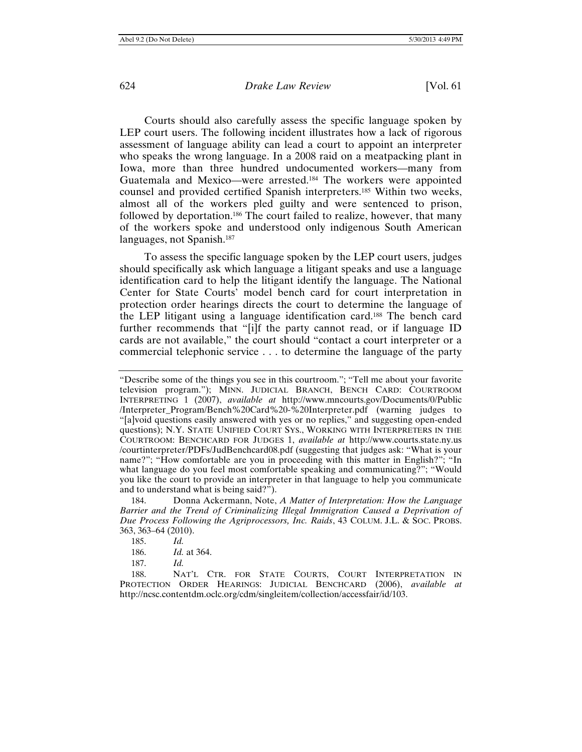Courts should also carefully assess the specific language spoken by LEP court users. The following incident illustrates how a lack of rigorous assessment of language ability can lead a court to appoint an interpreter who speaks the wrong language. In a 2008 raid on a meatpacking plant in Iowa, more than three hundred undocumented workers—many from Guatemala and Mexico—were arrested.[184] The workers were appointed counsel and provided certified Spanish interpreters.[185] Within two weeks, almost all of the workers pled guilty and were sentenced to prison, followed by deportation.[186] The court failed to realize, however, that many of the workers spoke and understood only indigenous South American languages, not Spanish.[187]

To assess the specific language spoken by the LEP court users, judges should specifically ask which language a litigant speaks and use a language identification card to help the litigant identify the language. The National Center for State Courts' model bench card for court interpretation in protection order hearings directs the court to determine the language of the LEP litigant using a language identification card.[188] The bench card further recommends that "[i]f the party cannot read, or if language ID cards are not available," the court should "contact a court interpreter or a commercial telephonic service . . . to determine the language of the party

---

"Describe some of the things you see in this courtroom."; "Tell me about your favorite television program."); MINN. JUDICIAL BRANCH, BENCH CARD: COURTROOM INTERPRETING 1 (2007), *available at* http://www.mncourts.gov/Documents/0/Public/Interpreter_Program/Bench%20Card%20-%20Interpreter.pdf (warning judges to "[a]void questions easily answered with yes or no replies," and suggesting open-ended questions); N.Y. STATE UNIFIED COURT SYS., WORKING WITH INTERPRETERS IN THE COURTROOM: BENCHCARD FOR JUDGES 1, *available at* http://www.courts.state.ny.us/courtinterpreter/PDFs/JudBenchcard08.pdf (suggesting that judges ask: "What is your name?"; "How comfortable are you in proceeding with this matter in English?"; "In what language do you feel most comfortable speaking and communicating?"; "Would you like the court to provide an interpreter in that language to help you communicate and to understand what is being said?").

184. Donna Ackermann, Note, *A Matter of Interpretation: How the Language Barrier and the Trend of Criminalizing Illegal Immigration Caused a Deprivation of Due Process Following the Agriprocessors, Inc. Raids*, 43 COLUM. J.L. & SOC. PROBS. 363, 363–64 (2010).

185. *Id.*

186. *Id.* at 364.

187. *Id.*

188. NAT'L CTR. FOR STATE COURTS, COURT INTERPRETATION IN PROTECTION ORDER HEARINGS: JUDICIAL BENCHCARD (2006), *available at* http://ncsc.contentdm.oclc.org/cdm/singleitem/collection/accessfair/id/103.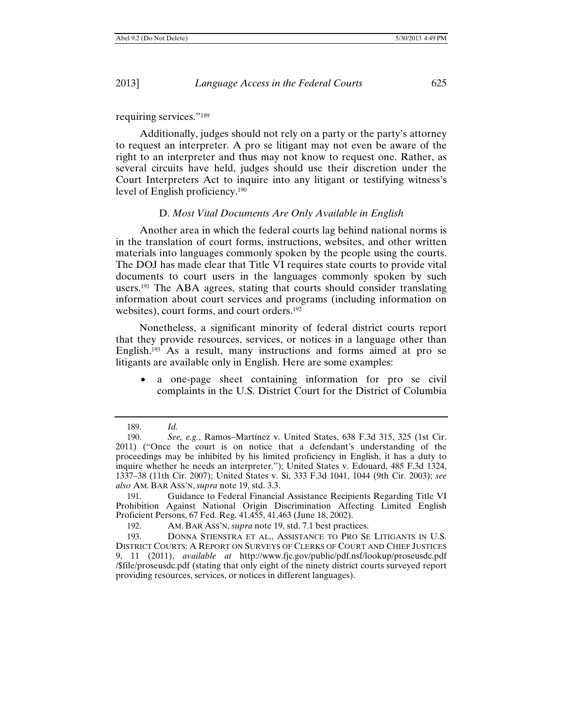requiring services."[189]

Additionally, judges should not rely on a party or the party's attorney to request an interpreter. A pro se litigant may not even be aware of the right to an interpreter and thus may not know to request one. Rather, as several circuits have held, judges should use their discretion under the Court Interpreters Act to inquire into any litigant or testifying witness's level of English proficiency.[190]

### D. *Most Vital Documents Are Only Available in English*

Another area in which the federal courts lag behind national norms is in the translation of court forms, instructions, websites, and other written materials into languages commonly spoken by the people using the courts. The DOJ has made clear that Title VI requires state courts to provide vital documents to court users in the languages commonly spoken by such users.[191] The ABA agrees, stating that courts should consider translating information about court services and programs (including information on websites), court forms, and court orders.[192]

Nonetheless, a significant minority of federal district courts report that they provide resources, services, or notices in a language other than English.[193] As a result, many instructions and forms aimed at pro se litigants are available only in English. Here are some examples:

- a one-page sheet containing information for pro se civil complaints in the U.S. District Court for the District of Columbia

---

189. *Id.*

190. *See, e.g.*, Ramos–Martínez v. United States, 638 F.3d 315, 325 (1st Cir. 2011) ("Once the court is on notice that a defendant's understanding of the proceedings may be inhibited by his limited proficiency in English, it has a duty to inquire whether he needs an interpreter."); United States v. Edouard, 485 F.3d 1324, 1337–38 (11th Cir. 2007); United States v. Si, 333 F.3d 1041, 1044 (9th Cir. 2003); *see also* AM. BAR ASS'N, *supra* note 19, std. 3.3.

191. Guidance to Federal Financial Assistance Recipients Regarding Title VI Prohibition Against National Origin Discrimination Affecting Limited English Proficient Persons, 67 Fed. Reg. 41,455, 41,463 (June 18, 2002).

192. AM. BAR ASS'N, *supra* note 19, std. 7.1 best practices.

193. DONNA STIENSTRA ET AL., ASSISTANCE TO PRO SE LITIGANTS IN U.S. DISTRICT COURTS: A REPORT ON SURVEYS OF CLERKS OF COURT AND CHIEF JUSTICES 9, 11 (2011), *available at* http://www.fjc.gov/public/pdf.nsf/lookup/proseusdc.pdf/$file/proseusdc.pdf (stating that only eight of the ninety district courts surveyed report providing resources, services, or notices in different languages).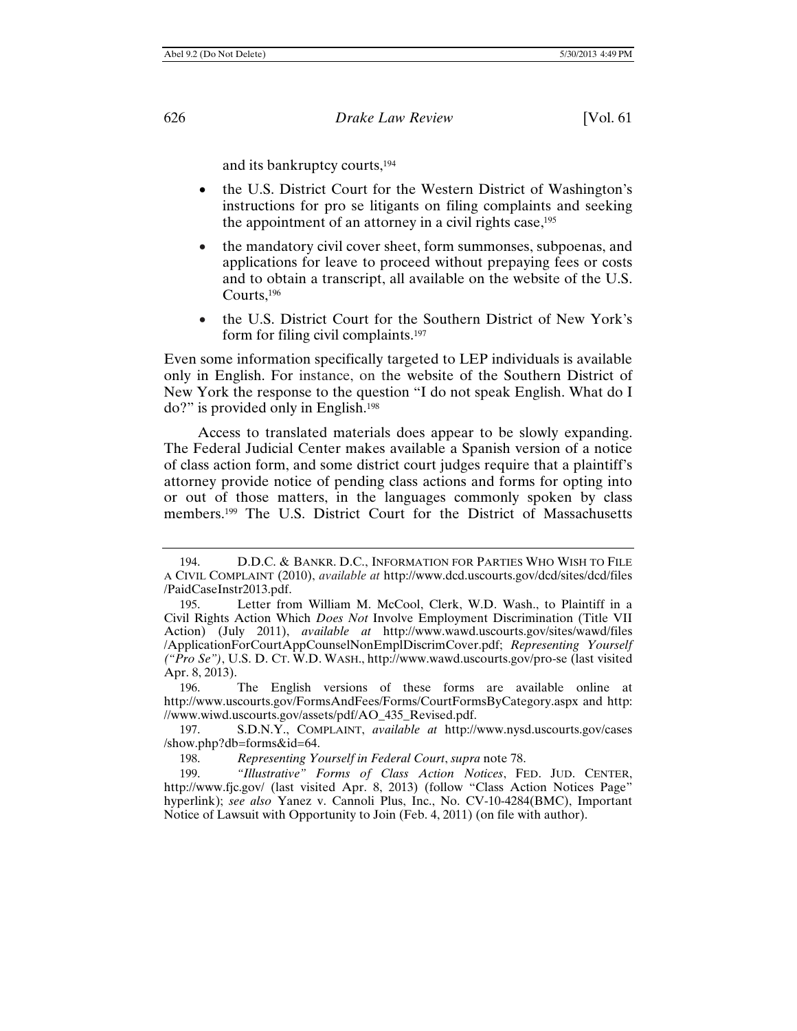and its bankruptcy courts,[194]

- the U.S. District Court for the Western District of Washington's instructions for pro se litigants on filing complaints and seeking the appointment of an attorney in a civil rights case,[195]
- the mandatory civil cover sheet, form summonses, subpoenas, and applications for leave to proceed without prepaying fees or costs and to obtain a transcript, all available on the website of the U.S. Courts,[196]
- the U.S. District Court for the Southern District of New York's form for filing civil complaints.[197]

Even some information specifically targeted to LEP individuals is available only in English. For instance, on the website of the Southern District of New York the response to the question "I do not speak English. What do I do?" is provided only in English.[198]

Access to translated materials does appear to be slowly expanding. The Federal Judicial Center makes available a Spanish version of a notice of class action form, and some district court judges require that a plaintiff's attorney provide notice of pending class actions and forms for opting into or out of those matters, in the languages commonly spoken by class members.[199] The U.S. District Court for the District of Massachusetts

---

194. D.D.C. & BANKR. D.C., INFORMATION FOR PARTIES WHO WISH TO FILE A CIVIL COMPLAINT (2010), *available at* http://www.dcd.uscourts.gov/dcd/sites/dcd/files/PaidCaseInstr2013.pdf.

195. Letter from William M. McCool, Clerk, W.D. Wash., to Plaintiff in a Civil Rights Action Which *Does Not* Involve Employment Discrimination (Title VII Action) (July 2011), *available at* http://www.wawd.uscourts.gov/sites/wawd/files/ApplicationForCourtAppCounselNonEmplDiscrimCover.pdf; *Representing Yourself ("Pro Se")*, U.S. D. CT. W.D. WASH., http://www.wawd.uscourts.gov/pro-se (last visited Apr. 8, 2013).

196. The English versions of these forms are available online at http://www.uscourts.gov/FormsAndFees/Forms/CourtFormsByCategory.aspx and http://www.wiwd.uscourts.gov/assets/pdf/AO_435_Revised.pdf.

197. S.D.N.Y., COMPLAINT, *available at* http://www.nysd.uscourts.gov/cases/show.php?db=forms&id=64.

198. *Representing Yourself in Federal Court*, *supra* note 78.

199. *"Illustrative" Forms of Class Action Notices*, FED. JUD. CENTER, http://www.fjc.gov/ (last visited Apr. 8, 2013) (follow "Class Action Notices Page" hyperlink); *see also* Yanez v. Cannoli Plus, Inc., No. CV-10-4284(BMC), Important Notice of Lawsuit with Opportunity to Join (Feb. 4, 2011) (on file with author).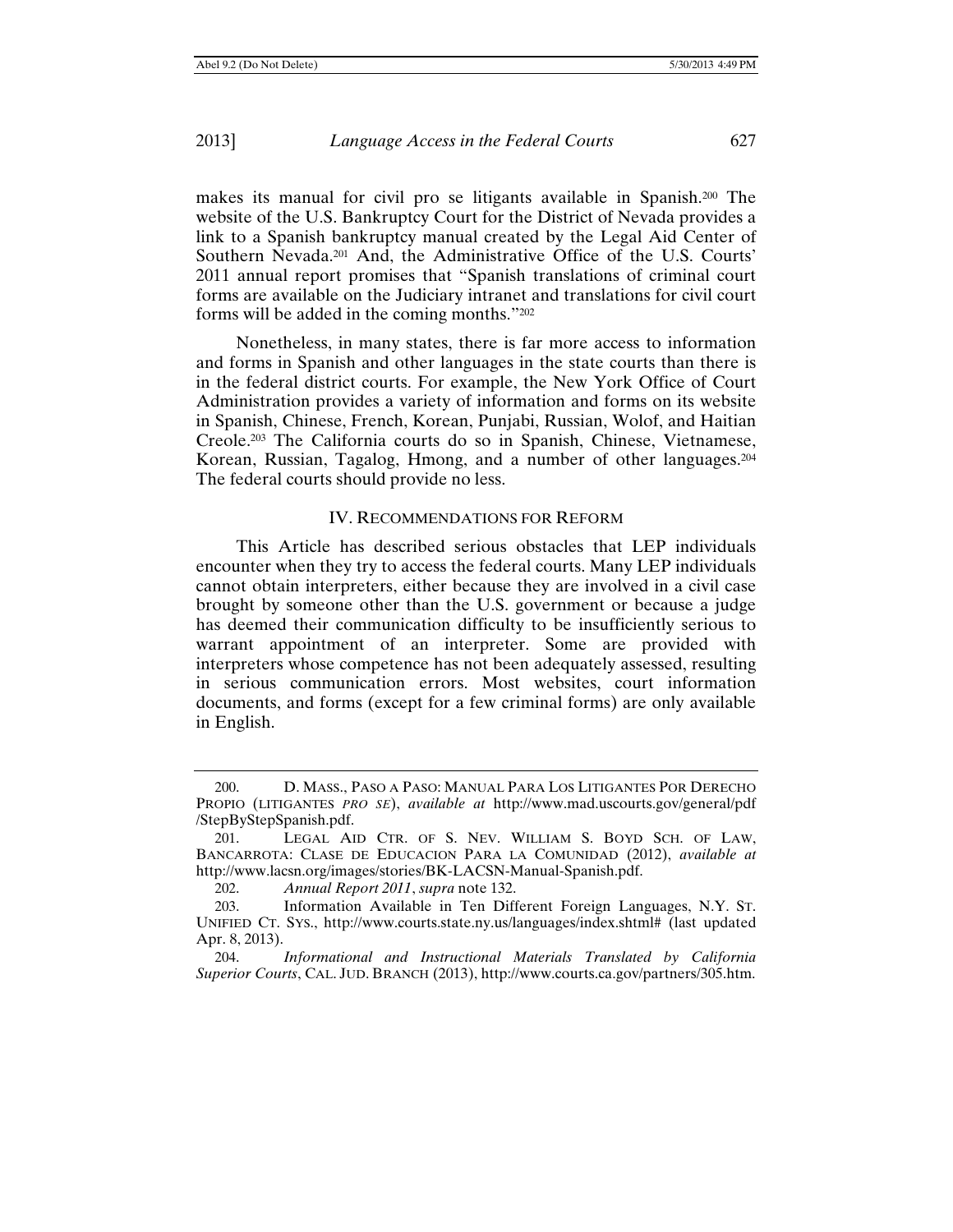makes its manual for civil pro se litigants available in Spanish.[200] The website of the U.S. Bankruptcy Court for the District of Nevada provides a link to a Spanish bankruptcy manual created by the Legal Aid Center of Southern Nevada.[201] And, the Administrative Office of the U.S. Courts' 2011 annual report promises that "Spanish translations of criminal court forms are available on the Judiciary intranet and translations for civil court forms will be added in the coming months."[202]

Nonetheless, in many states, there is far more access to information and forms in Spanish and other languages in the state courts than there is in the federal district courts. For example, the New York Office of Court Administration provides a variety of information and forms on its website in Spanish, Chinese, French, Korean, Punjabi, Russian, Wolof, and Haitian Creole.[203] The California courts do so in Spanish, Chinese, Vietnamese, Korean, Russian, Tagalog, Hmong, and a number of other languages.[204] The federal courts should provide no less.

## IV. RECOMMENDATIONS FOR REFORM

This Article has described serious obstacles that LEP individuals encounter when they try to access the federal courts. Many LEP individuals cannot obtain interpreters, either because they are involved in a civil case brought by someone other than the U.S. government or because a judge has deemed their communication difficulty to be insufficiently serious to warrant appointment of an interpreter. Some are provided with interpreters whose competence has not been adequately assessed, resulting in serious communication errors. Most websites, court information documents, and forms (except for a few criminal forms) are only available in English.

---

200. D. MASS., PASO A PASO: MANUAL PARA LOS LITIGANTES POR DERECHO PROPIO (LITIGANTES *PRO SE*), *available at* http://www.mad.uscourts.gov/general/pdf/StepByStepSpanish.pdf.

201. LEGAL AID CTR. OF S. NEV. WILLIAM S. BOYD SCH. OF LAW, BANCARROTA: CLASE DE EDUCACION PARA LA COMUNIDAD (2012), *available at* http://www.lacsn.org/images/stories/BK-LACSN-Manual-Spanish.pdf.

202. *Annual Report 2011*, *supra* note 132.

203. Information Available in Ten Different Foreign Languages, N.Y. ST. UNIFIED CT. SYS., http://www.courts.state.ny.us/languages/index.shtml# (last updated Apr. 8, 2013).

204. *Informational and Instructional Materials Translated by California Superior Courts*, CAL. JUD. BRANCH (2013), http://www.courts.ca.gov/partners/305.htm.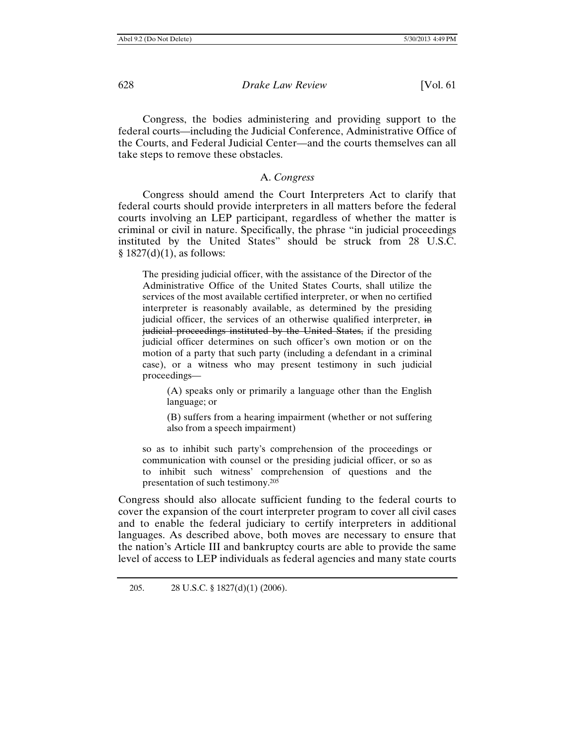Congress, the bodies administering and providing support to the federal courts—including the Judicial Conference, Administrative Office of the Courts, and Federal Judicial Center—and the courts themselves can all take steps to remove these obstacles.

### A. *Congress*

Congress should amend the Court Interpreters Act to clarify that federal courts should provide interpreters in all matters before the federal courts involving an LEP participant, regardless of whether the matter is criminal or civil in nature. Specifically, the phrase "in judicial proceedings instituted by the United States" should be struck from 28 U.S.C. § 1827(d)(1), as follows:

> The presiding judicial officer, with the assistance of the Director of the Administrative Office of the United States Courts, shall utilize the services of the most available certified interpreter, or when no certified interpreter is reasonably available, as determined by the presiding judicial officer, the services of an otherwise qualified interpreter, ~~in judicial proceedings instituted by the United States,~~ if the presiding judicial officer determines on such officer's own motion or on the motion of a party that such party (including a defendant in a criminal case), or a witness who may present testimony in such judicial proceedings—
>
> > (A) speaks only or primarily a language other than the English language; or
> >
> > (B) suffers from a hearing impairment (whether or not suffering also from a speech impairment)
>
> so as to inhibit such party's comprehension of the proceedings or communication with counsel or the presiding judicial officer, or so as to inhibit such witness' comprehension of questions and the presentation of such testimony.[205]

Congress should also allocate sufficient funding to the federal courts to cover the expansion of the court interpreter program to cover all civil cases and to enable the federal judiciary to certify interpreters in additional languages. As described above, both moves are necessary to ensure that the nation's Article III and bankruptcy courts are able to provide the same level of access to LEP individuals as federal agencies and many state courts

---

205. 28 U.S.C. § 1827(d)(1) (2006).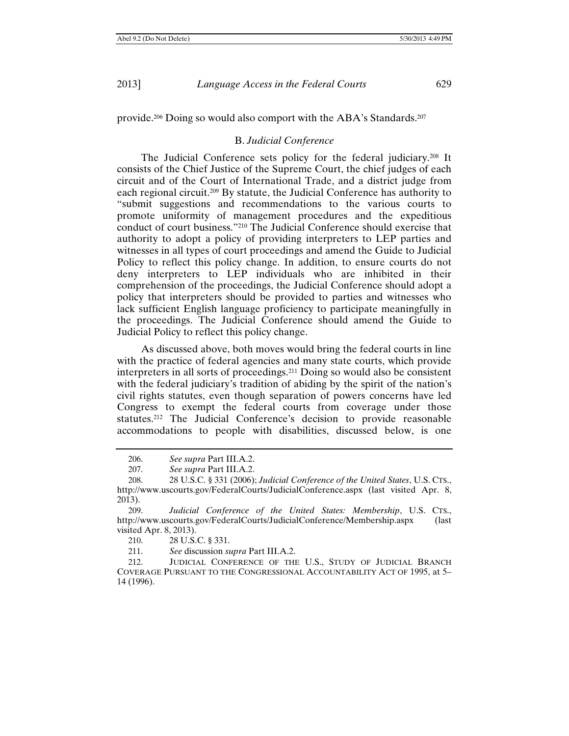provide.[206] Doing so would also comport with the ABA's Standards.[207]

### B. *Judicial Conference*

The Judicial Conference sets policy for the federal judiciary.[208] It consists of the Chief Justice of the Supreme Court, the chief judges of each circuit and of the Court of International Trade, and a district judge from each regional circuit.[209] By statute, the Judicial Conference has authority to "submit suggestions and recommendations to the various courts to promote uniformity of management procedures and the expeditious conduct of court business."[210] The Judicial Conference should exercise that authority to adopt a policy of providing interpreters to LEP parties and witnesses in all types of court proceedings and amend the Guide to Judicial Policy to reflect this policy change. In addition, to ensure courts do not deny interpreters to LEP individuals who are inhibited in their comprehension of the proceedings, the Judicial Conference should adopt a policy that interpreters should be provided to parties and witnesses who lack sufficient English language proficiency to participate meaningfully in the proceedings. The Judicial Conference should amend the Guide to Judicial Policy to reflect this policy change.

As discussed above, both moves would bring the federal courts in line with the practice of federal agencies and many state courts, which provide interpreters in all sorts of proceedings.[211] Doing so would also be consistent with the federal judiciary's tradition of abiding by the spirit of the nation's civil rights statutes, even though separation of powers concerns have led Congress to exempt the federal courts from coverage under those statutes.[212] The Judicial Conference's decision to provide reasonable accommodations to people with disabilities, discussed below, is one

---

206. *See supra* Part III.A.2.

207. *See supra* Part III.A.2.

208. 28 U.S.C. § 331 (2006); *Judicial Conference of the United States*, U.S. CTS., http://www.uscourts.gov/FederalCourts/JudicialConference.aspx (last visited Apr. 8, 2013).

209. *Judicial Conference of the United States: Membership*, U.S. CTS., http://www.uscourts.gov/FederalCourts/JudicialConference/Membership.aspx (last visited Apr. 8, 2013).

210. 28 U.S.C. § 331.

211. *See* discussion *supra* Part III.A.2.

212. JUDICIAL CONFERENCE OF THE U.S., STUDY OF JUDICIAL BRANCH COVERAGE PURSUANT TO THE CONGRESSIONAL ACCOUNTABILITY ACT OF 1995, at 5–14 (1996).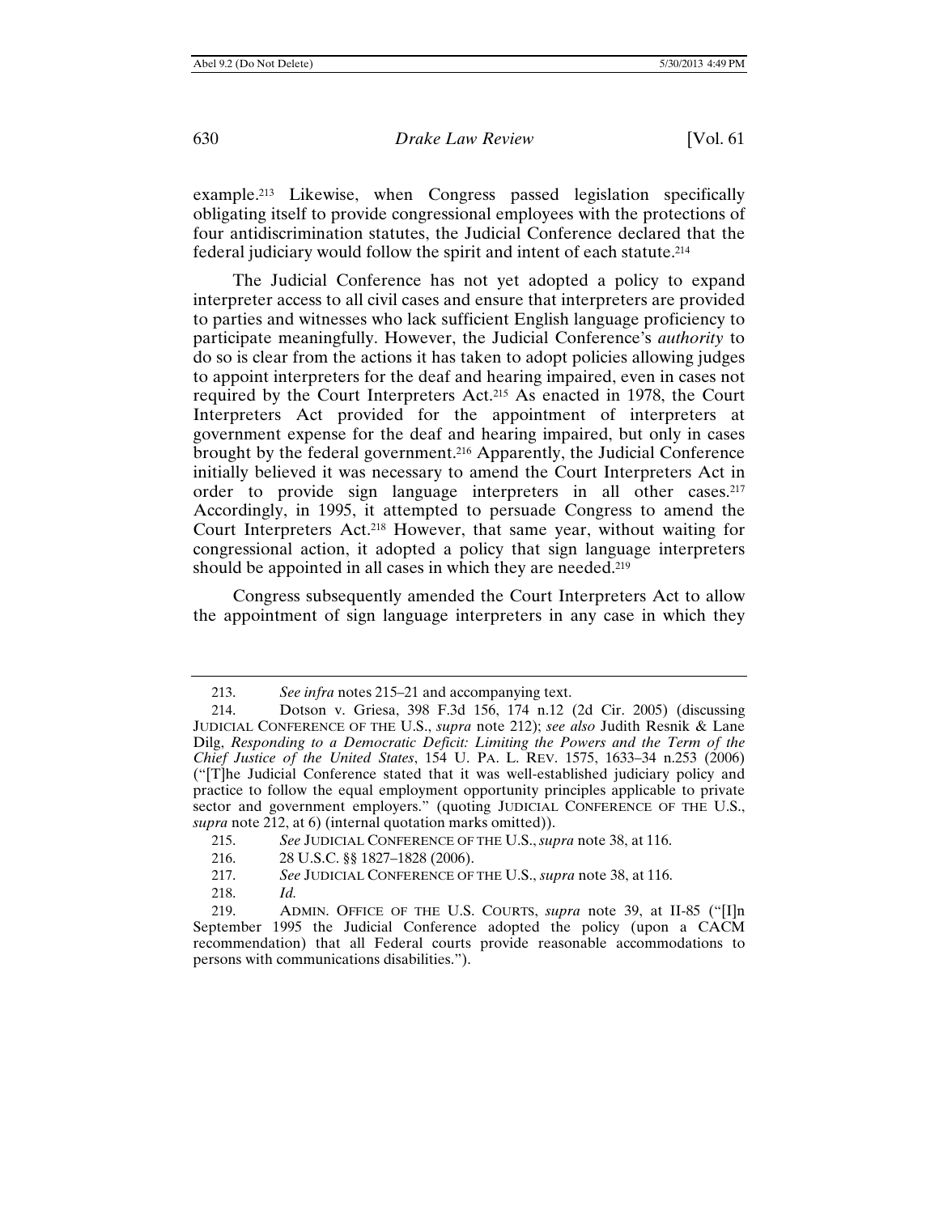example.[213] Likewise, when Congress passed legislation specifically obligating itself to provide congressional employees with the protections of four antidiscrimination statutes, the Judicial Conference declared that the federal judiciary would follow the spirit and intent of each statute.[214]

The Judicial Conference has not yet adopted a policy to expand interpreter access to all civil cases and ensure that interpreters are provided to parties and witnesses who lack sufficient English language proficiency to participate meaningfully. However, the Judicial Conference's *authority* to do so is clear from the actions it has taken to adopt policies allowing judges to appoint interpreters for the deaf and hearing impaired, even in cases not required by the Court Interpreters Act.[215] As enacted in 1978, the Court Interpreters Act provided for the appointment of interpreters at government expense for the deaf and hearing impaired, but only in cases brought by the federal government.[216] Apparently, the Judicial Conference initially believed it was necessary to amend the Court Interpreters Act in order to provide sign language interpreters in all other cases.[217] Accordingly, in 1995, it attempted to persuade Congress to amend the Court Interpreters Act.[218] However, that same year, without waiting for congressional action, it adopted a policy that sign language interpreters should be appointed in all cases in which they are needed.[219]

Congress subsequently amended the Court Interpreters Act to allow the appointment of sign language interpreters in any case in which they

---

213. *See infra* notes 215–21 and accompanying text.

214. Dotson v. Griesa, 398 F.3d 156, 174 n.12 (2d Cir. 2005) (discussing JUDICIAL CONFERENCE OF THE U.S., *supra* note 212); *see also* Judith Resnik & Lane Dilg, *Responding to a Democratic Deficit: Limiting the Powers and the Term of the Chief Justice of the United States*, 154 U. PA. L. REV. 1575, 1633–34 n.253 (2006) ("[T]he Judicial Conference stated that it was well-established judiciary policy and practice to follow the equal employment opportunity principles applicable to private sector and government employers." (quoting JUDICIAL CONFERENCE OF THE U.S., *supra* note 212, at 6) (internal quotation marks omitted)).

215. *See* JUDICIAL CONFERENCE OF THE U.S., *supra* note 38, at 116.

216. 28 U.S.C. §§ 1827–1828 (2006).

217. *See* JUDICIAL CONFERENCE OF THE U.S., *supra* note 38, at 116.

218. *Id.*

219. ADMIN. OFFICE OF THE U.S. COURTS, *supra* note 39, at II-85 ("[I]n September 1995 the Judicial Conference adopted the policy (upon a CACM recommendation) that all Federal courts provide reasonable accommodations to persons with communications disabilities.").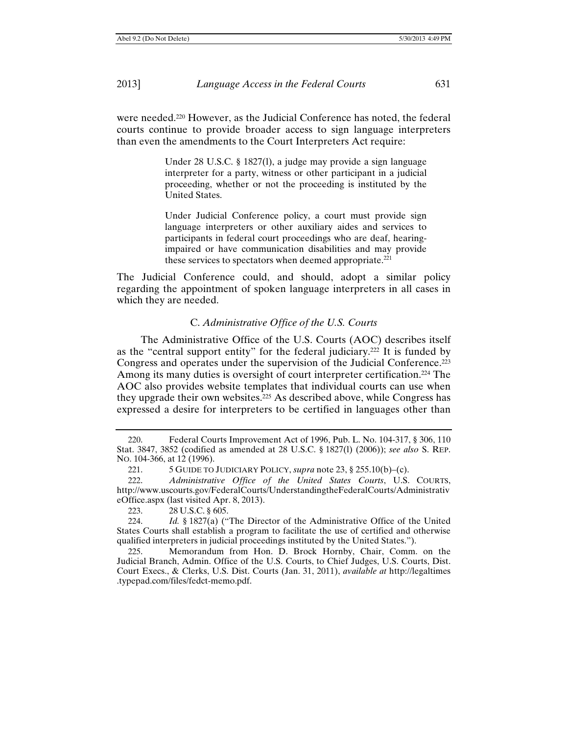were needed.[220] However, as the Judicial Conference has noted, the federal courts continue to provide broader access to sign language interpreters than even the amendments to the Court Interpreters Act require:

> Under 28 U.S.C. § 1827(l), a judge may provide a sign language interpreter for a party, witness or other participant in a judicial proceeding, whether or not the proceeding is instituted by the United States.
>
> Under Judicial Conference policy, a court must provide sign language interpreters or other auxiliary aides and services to participants in federal court proceedings who are deaf, hearing-impaired or have communication disabilities and may provide these services to spectators when deemed appropriate.[221]

The Judicial Conference could, and should, adopt a similar policy regarding the appointment of spoken language interpreters in all cases in which they are needed.

### C. *Administrative Office of the U.S. Courts*

The Administrative Office of the U.S. Courts (AOC) describes itself as the "central support entity" for the federal judiciary.[222] It is funded by Congress and operates under the supervision of the Judicial Conference.[223] Among its many duties is oversight of court interpreter certification.[224] The AOC also provides website templates that individual courts can use when they upgrade their own websites.[225] As described above, while Congress has expressed a desire for interpreters to be certified in languages other than

---

220. Federal Courts Improvement Act of 1996, Pub. L. No. 104-317, § 306, 110 Stat. 3847, 3852 (codified as amended at 28 U.S.C. § 1827(l) (2006)); *see also* S. REP. NO. 104-366, at 12 (1996).

221. 5 GUIDE TO JUDICIARY POLICY, *supra* note 23, § 255.10(b)–(c).

222. *Administrative Office of the United States Courts*, U.S. COURTS, http://www.uscourts.gov/FederalCourts/UnderstandingtheFederalCourts/AdministrativeOffice.aspx (last visited Apr. 8, 2013).

223. 28 U.S.C. § 605.

224. *Id.* § 1827(a) ("The Director of the Administrative Office of the United States Courts shall establish a program to facilitate the use of certified and otherwise qualified interpreters in judicial proceedings instituted by the United States.").

225. Memorandum from Hon. D. Brock Hornby, Chair, Comm. on the Judicial Branch, Admin. Office of the U.S. Courts, to Chief Judges, U.S. Courts, Dist. Court Execs., & Clerks, U.S. Dist. Courts (Jan. 31, 2011), *available at* http://legaltimes.typepad.com/files/fedct-memo.pdf.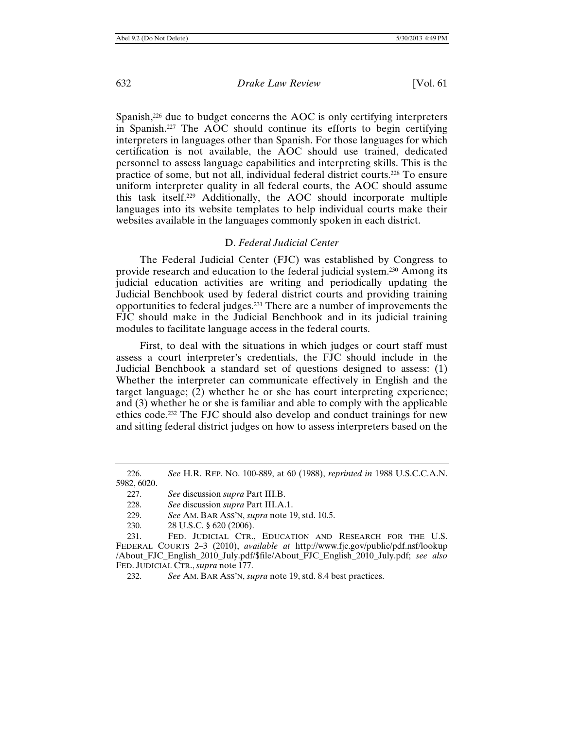Spanish,[226] due to budget concerns the AOC is only certifying interpreters in Spanish.[227] The AOC should continue its efforts to begin certifying interpreters in languages other than Spanish. For those languages for which certification is not available, the AOC should use trained, dedicated personnel to assess language capabilities and interpreting skills. This is the practice of some, but not all, individual federal district courts.[228] To ensure uniform interpreter quality in all federal courts, the AOC should assume this task itself.[229] Additionally, the AOC should incorporate multiple languages into its website templates to help individual courts make their websites available in the languages commonly spoken in each district.

### D. *Federal Judicial Center*

The Federal Judicial Center (FJC) was established by Congress to provide research and education to the federal judicial system.[230] Among its judicial education activities are writing and periodically updating the Judicial Benchbook used by federal district courts and providing training opportunities to federal judges.[231] There are a number of improvements the FJC should make in the Judicial Benchbook and in its judicial training modules to facilitate language access in the federal courts.

First, to deal with the situations in which judges or court staff must assess a court interpreter's credentials, the FJC should include in the Judicial Benchbook a standard set of questions designed to assess: (1) Whether the interpreter can communicate effectively in English and the target language; (2) whether he or she has court interpreting experience; and (3) whether he or she is familiar and able to comply with the applicable ethics code.[232] The FJC should also develop and conduct trainings for new and sitting federal district judges on how to assess interpreters based on the

---

226. *See* H.R. REP. NO. 100-889, at 60 (1988), *reprinted in* 1988 U.S.C.C.A.N. 5982, 6020.

227. *See* discussion *supra* Part III.B.

228. *See* discussion *supra* Part III.A.1.

229. *See* AM. BAR ASS'N, *supra* note 19, std. 10.5.

230. 28 U.S.C. § 620 (2006).

231. FED. JUDICIAL CTR., EDUCATION AND RESEARCH FOR THE U.S. FEDERAL COURTS 2–3 (2010), *available at* http://www.fjc.gov/public/pdf.nsf/lookup/About_FJC_English_2010_July.pdf/$file/About_FJC_English_2010_July.pdf; *see also* FED. JUDICIAL CTR., *supra* note 177.

232. *See* AM. BAR ASS'N, *supra* note 19, std. 8.4 best practices.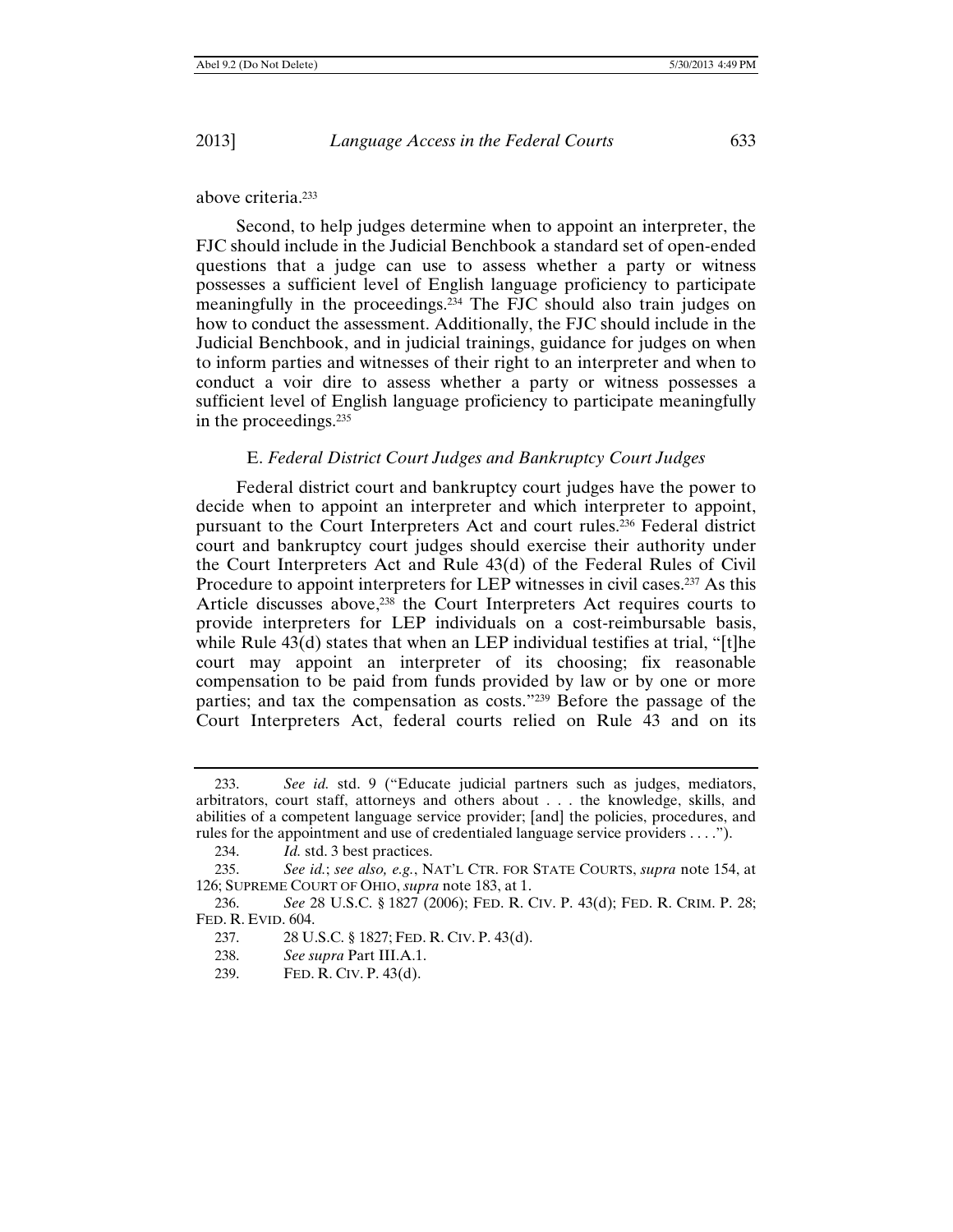above criteria.[233]

Second, to help judges determine when to appoint an interpreter, the FJC should include in the Judicial Benchbook a standard set of open-ended questions that a judge can use to assess whether a party or witness possesses a sufficient level of English language proficiency to participate meaningfully in the proceedings.[234] The FJC should also train judges on how to conduct the assessment. Additionally, the FJC should include in the Judicial Benchbook, and in judicial trainings, guidance for judges on when to inform parties and witnesses of their right to an interpreter and when to conduct a voir dire to assess whether a party or witness possesses a sufficient level of English language proficiency to participate meaningfully in the proceedings.[235]

### E. *Federal District Court Judges and Bankruptcy Court Judges*

Federal district court and bankruptcy court judges have the power to decide when to appoint an interpreter and which interpreter to appoint, pursuant to the Court Interpreters Act and court rules.[236] Federal district court and bankruptcy court judges should exercise their authority under the Court Interpreters Act and Rule 43(d) of the Federal Rules of Civil Procedure to appoint interpreters for LEP witnesses in civil cases.[237] As this Article discusses above,[238] the Court Interpreters Act requires courts to provide interpreters for LEP individuals on a cost-reimbursable basis, while Rule 43(d) states that when an LEP individual testifies at trial, "[t]he court may appoint an interpreter of its choosing; fix reasonable compensation to be paid from funds provided by law or by one or more parties; and tax the compensation as costs."[239] Before the passage of the Court Interpreters Act, federal courts relied on Rule 43 and on its

---

233. *See id.* std. 9 ("Educate judicial partners such as judges, mediators, arbitrators, court staff, attorneys and others about . . . the knowledge, skills, and abilities of a competent language service provider; [and] the policies, procedures, and rules for the appointment and use of credentialed language service providers . . . .").

234. *Id.* std. 3 best practices.

235. *See id.*; *see also, e.g.*, NAT'L CTR. FOR STATE COURTS, *supra* note 154, at 126; SUPREME COURT OF OHIO, *supra* note 183, at 1.

236. *See* 28 U.S.C. § 1827 (2006); FED. R. CIV. P. 43(d); FED. R. CRIM. P. 28; FED. R. EVID. 604.

237. 28 U.S.C. § 1827; FED. R. CIV. P. 43(d).

238. *See supra* Part III.A.1.

239. FED. R. CIV. P. 43(d).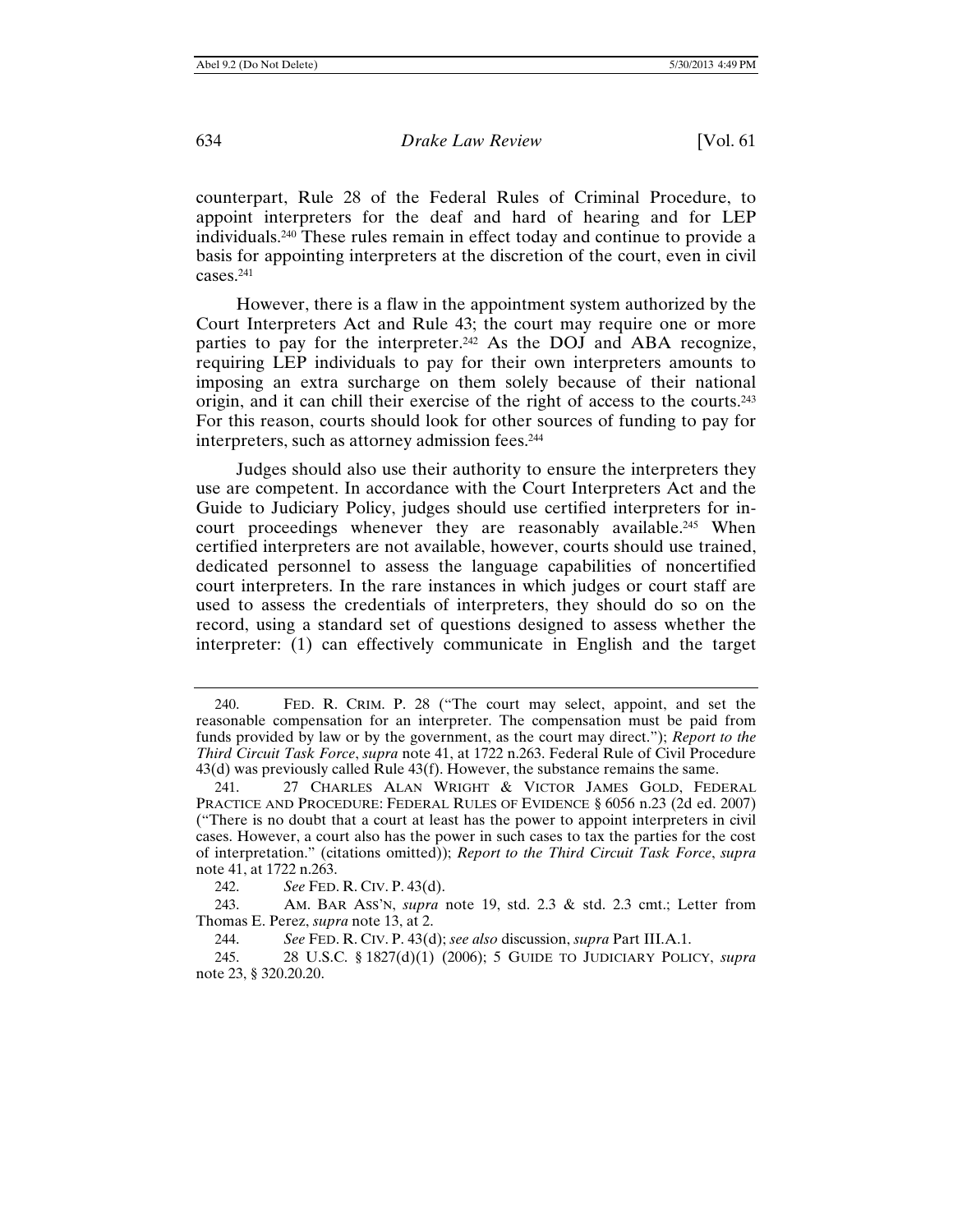counterpart, Rule 28 of the Federal Rules of Criminal Procedure, to appoint interpreters for the deaf and hard of hearing and for LEP individuals.[240] These rules remain in effect today and continue to provide a basis for appointing interpreters at the discretion of the court, even in civil cases.[241]

However, there is a flaw in the appointment system authorized by the Court Interpreters Act and Rule 43; the court may require one or more parties to pay for the interpreter.[242] As the DOJ and ABA recognize, requiring LEP individuals to pay for their own interpreters amounts to imposing an extra surcharge on them solely because of their national origin, and it can chill their exercise of the right of access to the courts.[243] For this reason, courts should look for other sources of funding to pay for interpreters, such as attorney admission fees.[244]

Judges should also use their authority to ensure the interpreters they use are competent. In accordance with the Court Interpreters Act and the Guide to Judiciary Policy, judges should use certified interpreters for in-court proceedings whenever they are reasonably available.[245] When certified interpreters are not available, however, courts should use trained, dedicated personnel to assess the language capabilities of noncertified court interpreters. In the rare instances in which judges or court staff are used to assess the credentials of interpreters, they should do so on the record, using a standard set of questions designed to assess whether the interpreter: (1) can effectively communicate in English and the target

---

240. FED. R. CRIM. P. 28 ("The court may select, appoint, and set the reasonable compensation for an interpreter. The compensation must be paid from funds provided by law or by the government, as the court may direct."); *Report to the Third Circuit Task Force*, *supra* note 41, at 1722 n.263. Federal Rule of Civil Procedure 43(d) was previously called Rule 43(f). However, the substance remains the same.

241. 27 CHARLES ALAN WRIGHT & VICTOR JAMES GOLD, FEDERAL PRACTICE AND PROCEDURE: FEDERAL RULES OF EVIDENCE § 6056 n.23 (2d ed. 2007) ("There is no doubt that a court at least has the power to appoint interpreters in civil cases. However, a court also has the power in such cases to tax the parties for the cost of interpretation." (citations omitted)); *Report to the Third Circuit Task Force*, *supra* note 41, at 1722 n.263.

242. *See* FED. R. CIV. P. 43(d).

243. AM. BAR ASS'N, *supra* note 19, std. 2.3 & std. 2.3 cmt.; Letter from Thomas E. Perez, *supra* note 13, at 2.

244. *See* FED. R. CIV. P. 43(d); *see also* discussion, *supra* Part III.A.1.

245. 28 U.S.C. § 1827(d)(1) (2006); 5 GUIDE TO JUDICIARY POLICY, *supra* note 23, § 320.20.20.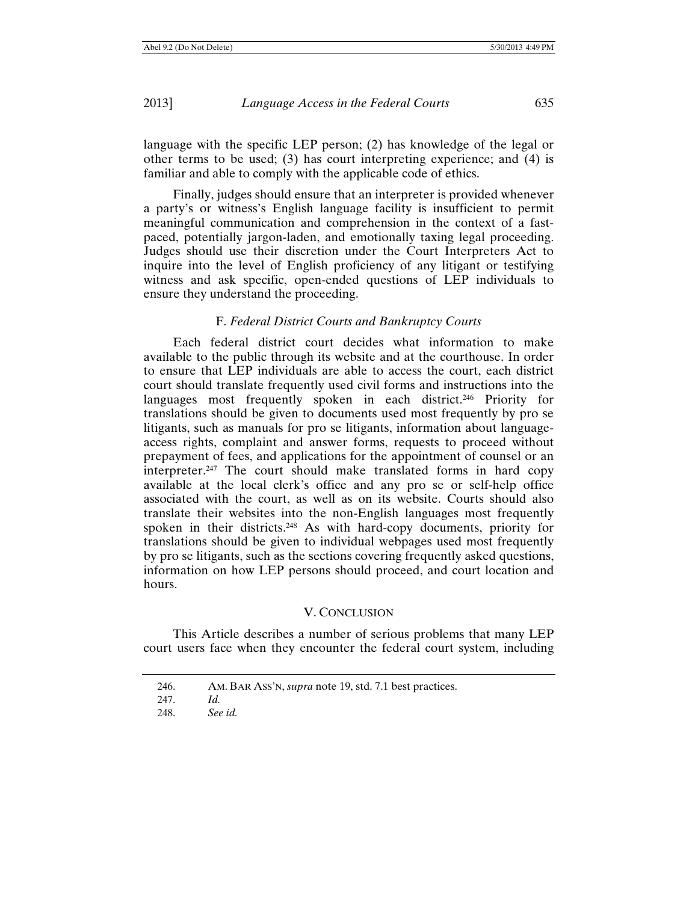language with the specific LEP person; (2) has knowledge of the legal or other terms to be used; (3) has court interpreting experience; and (4) is familiar and able to comply with the applicable code of ethics.

Finally, judges should ensure that an interpreter is provided whenever a party's or witness's English language facility is insufficient to permit meaningful communication and comprehension in the context of a fast-paced, potentially jargon-laden, and emotionally taxing legal proceeding. Judges should use their discretion under the Court Interpreters Act to inquire into the level of English proficiency of any litigant or testifying witness and ask specific, open-ended questions of LEP individuals to ensure they understand the proceeding.

### F. *Federal District Courts and Bankruptcy Courts*

Each federal district court decides what information to make available to the public through its website and at the courthouse. In order to ensure that LEP individuals are able to access the court, each district court should translate frequently used civil forms and instructions into the languages most frequently spoken in each district.[246] Priority for translations should be given to documents used most frequently by pro se litigants, such as manuals for pro se litigants, information about language-access rights, complaint and answer forms, requests to proceed without prepayment of fees, and applications for the appointment of counsel or an interpreter.[247] The court should make translated forms in hard copy available at the local clerk's office and any pro se or self-help office associated with the court, as well as on its website. Courts should also translate their websites into the non-English languages most frequently spoken in their districts.[248] As with hard-copy documents, priority for translations should be given to individual webpages used most frequently by pro se litigants, such as the sections covering frequently asked questions, information on how LEP persons should proceed, and court location and hours.

## V. CONCLUSION

This Article describes a number of serious problems that many LEP court users face when they encounter the federal court system, including

---

246. AM. BAR ASS'N, *supra* note 19, std. 7.1 best practices.

247. *Id.*

248. *See id.*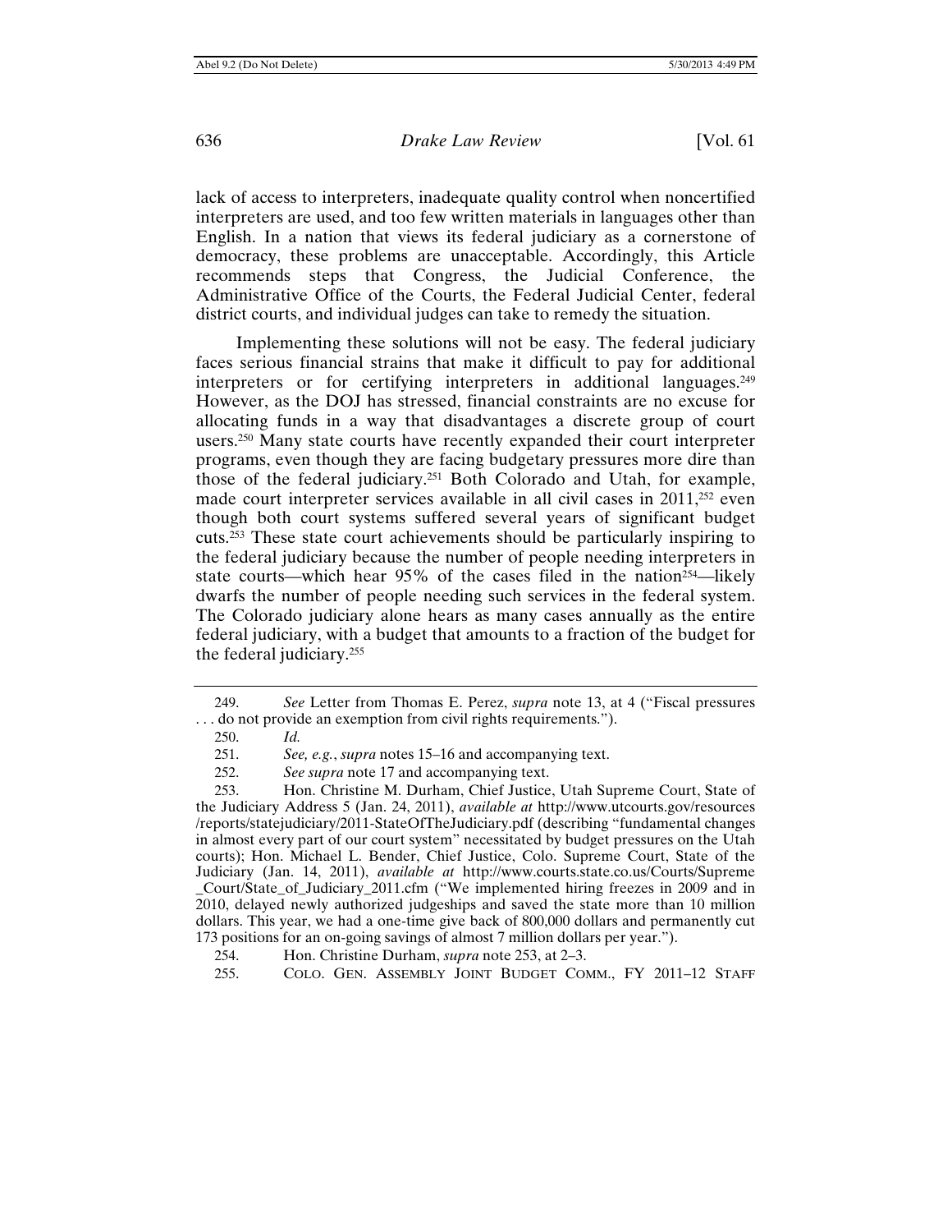lack of access to interpreters, inadequate quality control when noncertified interpreters are used, and too few written materials in languages other than English. In a nation that views its federal judiciary as a cornerstone of democracy, these problems are unacceptable. Accordingly, this Article recommends steps that Congress, the Judicial Conference, the Administrative Office of the Courts, the Federal Judicial Center, federal district courts, and individual judges can take to remedy the situation.

Implementing these solutions will not be easy. The federal judiciary faces serious financial strains that make it difficult to pay for additional interpreters or for certifying interpreters in additional languages.[249] However, as the DOJ has stressed, financial constraints are no excuse for allocating funds in a way that disadvantages a discrete group of court users.[250] Many state courts have recently expanded their court interpreter programs, even though they are facing budgetary pressures more dire than those of the federal judiciary.[251] Both Colorado and Utah, for example, made court interpreter services available in all civil cases in 2011,[252] even though both court systems suffered several years of significant budget cuts.[253] These state court achievements should be particularly inspiring to the federal judiciary because the number of people needing interpreters in state courts—which hear 95% of the cases filed in the nation[254]—likely dwarfs the number of people needing such services in the federal system. The Colorado judiciary alone hears as many cases annually as the entire federal judiciary, with a budget that amounts to a fraction of the budget for the federal judiciary.[255]

---

249. *See* Letter from Thomas E. Perez, *supra* note 13, at 4 ("Fiscal pressures . . . do not provide an exemption from civil rights requirements.").

250. *Id.*

251. *See, e.g.*, *supra* notes 15–16 and accompanying text.

252. *See supra* note 17 and accompanying text.

253. Hon. Christine M. Durham, Chief Justice, Utah Supreme Court, State of the Judiciary Address 5 (Jan. 24, 2011), *available at* http://www.utcourts.gov/resources/reports/statejudiciary/2011-StateOfTheJudiciary.pdf (describing "fundamental changes in almost every part of our court system" necessitated by budget pressures on the Utah courts); Hon. Michael L. Bender, Chief Justice, Colo. Supreme Court, State of the Judiciary (Jan. 14, 2011), *available at* http://www.courts.state.co.us/Courts/Supreme_Court/State_of_Judiciary_2011.cfm ("We implemented hiring freezes in 2009 and in 2010, delayed newly authorized judgeships and saved the state more than 10 million dollars. This year, we had a one-time give back of 800,000 dollars and permanently cut 173 positions for an on-going savings of almost 7 million dollars per year.").

254. Hon. Christine Durham, *supra* note 253, at 2–3.

255. COLO. GEN. ASSEMBLY JOINT BUDGET COMM., FY 2011–12 STAFF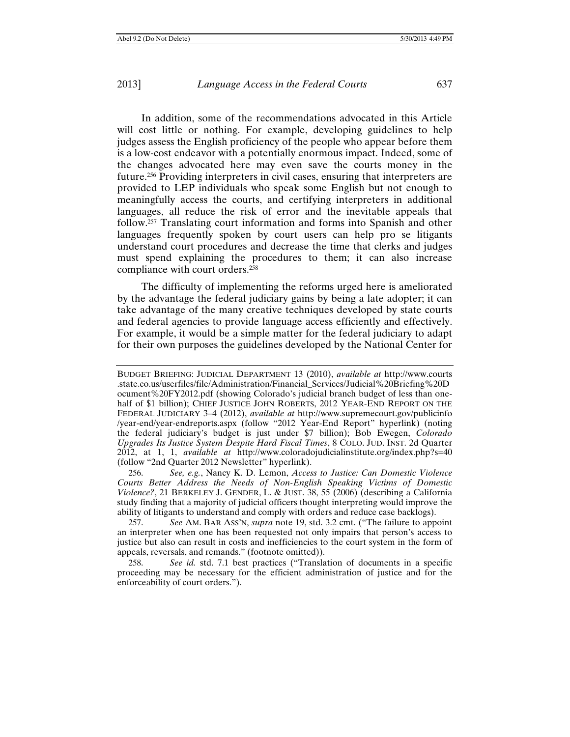In addition, some of the recommendations advocated in this Article will cost little or nothing. For example, developing guidelines to help judges assess the English proficiency of the people who appear before them is a low-cost endeavor with a potentially enormous impact. Indeed, some of the changes advocated here may even save the courts money in the future.[256] Providing interpreters in civil cases, ensuring that interpreters are provided to LEP individuals who speak some English but not enough to meaningfully access the courts, and certifying interpreters in additional languages, all reduce the risk of error and the inevitable appeals that follow.[257] Translating court information and forms into Spanish and other languages frequently spoken by court users can help pro se litigants understand court procedures and decrease the time that clerks and judges must spend explaining the procedures to them; it can also increase compliance with court orders.[258]

The difficulty of implementing the reforms urged here is ameliorated by the advantage the federal judiciary gains by being a late adopter; it can take advantage of the many creative techniques developed by state courts and federal agencies to provide language access efficiently and effectively. For example, it would be a simple matter for the federal judiciary to adapt for their own purposes the guidelines developed by the National Center for

---

BUDGET BRIEFING: JUDICIAL DEPARTMENT 13 (2010), *available at* http://www.courts.state.co.us/userfiles/file/Administration/Financial_Services/Judicial%20Briefing%20Document%20FY2012.pdf (showing Colorado's judicial branch budget of less than one-half of $1 billion); CHIEF JUSTICE JOHN ROBERTS, 2012 YEAR-END REPORT ON THE FEDERAL JUDICIARY 3–4 (2012), *available at* http://www.supremecourt.gov/publicinfo/year-end/year-endreports.aspx (follow "2012 Year-End Report" hyperlink) (noting the federal judiciary's budget is just under $7 billion); Bob Ewegen, *Colorado Upgrades Its Justice System Despite Hard Fiscal Times*, 8 COLO. JUD. INST. 2d Quarter 2012, at 1, 1, *available at* http://www.coloradojudicialinstitute.org/index.php?s=40 (follow "2nd Quarter 2012 Newsletter" hyperlink).

256. *See, e.g.*, Nancy K. D. Lemon, *Access to Justice: Can Domestic Violence Courts Better Address the Needs of Non-English Speaking Victims of Domestic Violence?*, 21 BERKELEY J. GENDER, L. & JUST. 38, 55 (2006) (describing a California study finding that a majority of judicial officers thought interpreting would improve the ability of litigants to understand and comply with orders and reduce case backlogs).

257. *See* AM. BAR ASS'N, *supra* note 19, std. 3.2 cmt. ("The failure to appoint an interpreter when one has been requested not only impairs that person's access to justice but also can result in costs and inefficiencies to the court system in the form of appeals, reversals, and remands." (footnote omitted)).

258. *See id.* std. 7.1 best practices ("Translation of documents in a specific proceeding may be necessary for the efficient administration of justice and for the enforceability of court orders.").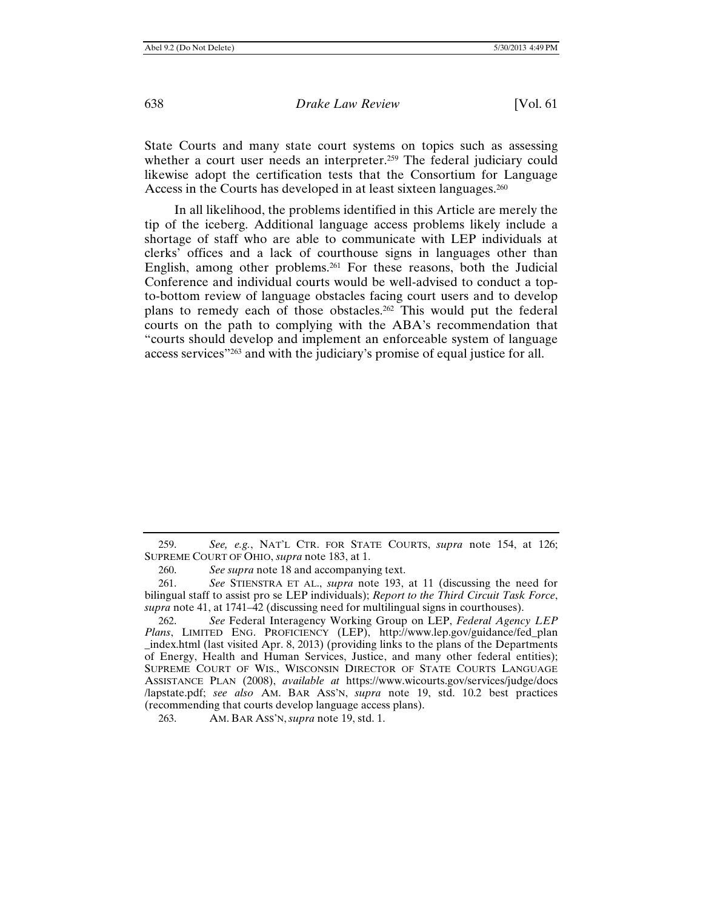State Courts and many state court systems on topics such as assessing whether a court user needs an interpreter.[259] The federal judiciary could likewise adopt the certification tests that the Consortium for Language Access in the Courts has developed in at least sixteen languages.[260]

In all likelihood, the problems identified in this Article are merely the tip of the iceberg. Additional language access problems likely include a shortage of staff who are able to communicate with LEP individuals at clerks' offices and a lack of courthouse signs in languages other than English, among other problems.[261] For these reasons, both the Judicial Conference and individual courts would be well-advised to conduct a top-to-bottom review of language obstacles facing court users and to develop plans to remedy each of those obstacles.[262] This would put the federal courts on the path to complying with the ABA's recommendation that "courts should develop and implement an enforceable system of language access services"[263] and with the judiciary's promise of equal justice for all.

---

259. *See, e.g.*, NAT'L CTR. FOR STATE COURTS, *supra* note 154, at 126; SUPREME COURT OF OHIO, *supra* note 183, at 1.

260. *See supra* note 18 and accompanying text.

261. *See* STIENSTRA ET AL., *supra* note 193, at 11 (discussing the need for bilingual staff to assist pro se LEP individuals); *Report to the Third Circuit Task Force*, *supra* note 41, at 1741–42 (discussing need for multilingual signs in courthouses).

262. *See* Federal Interagency Working Group on LEP, *Federal Agency LEP Plans*, LIMITED ENG. PROFICIENCY (LEP), http://www.lep.gov/guidance/fed_plan_index.html (last visited Apr. 8, 2013) (providing links to the plans of the Departments of Energy, Health and Human Services, Justice, and many other federal entities); SUPREME COURT OF WIS., WISCONSIN DIRECTOR OF STATE COURTS LANGUAGE ASSISTANCE PLAN (2008), *available at* https://www.wicourts.gov/services/judge/docs/lapstate.pdf; *see also* AM. BAR ASS'N, *supra* note 19, std. 10.2 best practices (recommending that courts develop language access plans).

263. AM. BAR ASS'N, *supra* note 19, std. 1.